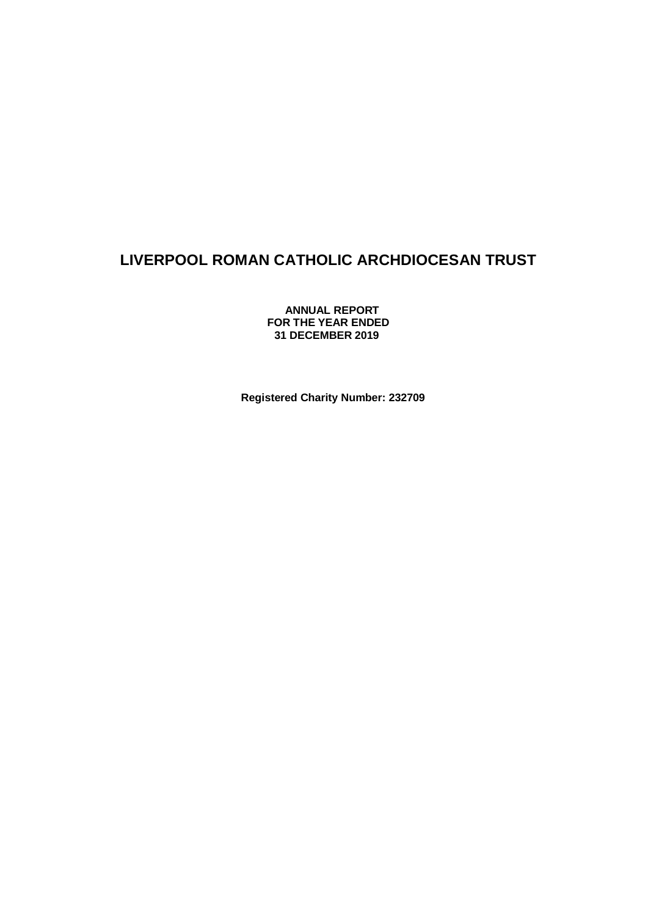# LIVERPOOL ROMAN CATHOLIC ARCHDIOCESAN TRUST

**ANNUAL REPORT**
**FOR THE YEAR ENDED**
**31 DECEMBER 2019**

**Registered Charity Number: 232709**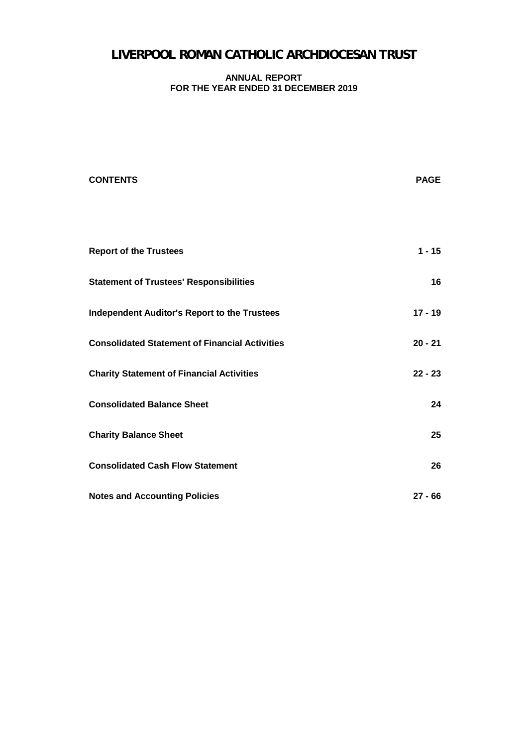# LIVERPOOL ROMAN CATHOLIC ARCHDIOCESAN TRUST

**ANNUAL REPORT**
**FOR THE YEAR ENDED 31 DECEMBER 2019**

| CONTENTS | PAGE |
|---|---|
| **Report of the Trustees** | **1 - 15** |
| **Statement of Trustees' Responsibilities** | **16** |
| **Independent Auditor's Report to the Trustees** | **17 - 19** |
| **Consolidated Statement of Financial Activities** | **20 - 21** |
| **Charity Statement of Financial Activities** | **22 - 23** |
| **Consolidated Balance Sheet** | **24** |
| **Charity Balance Sheet** | **25** |
| **Consolidated Cash Flow Statement** | **26** |
| **Notes and Accounting Policies** | **27 - 66** |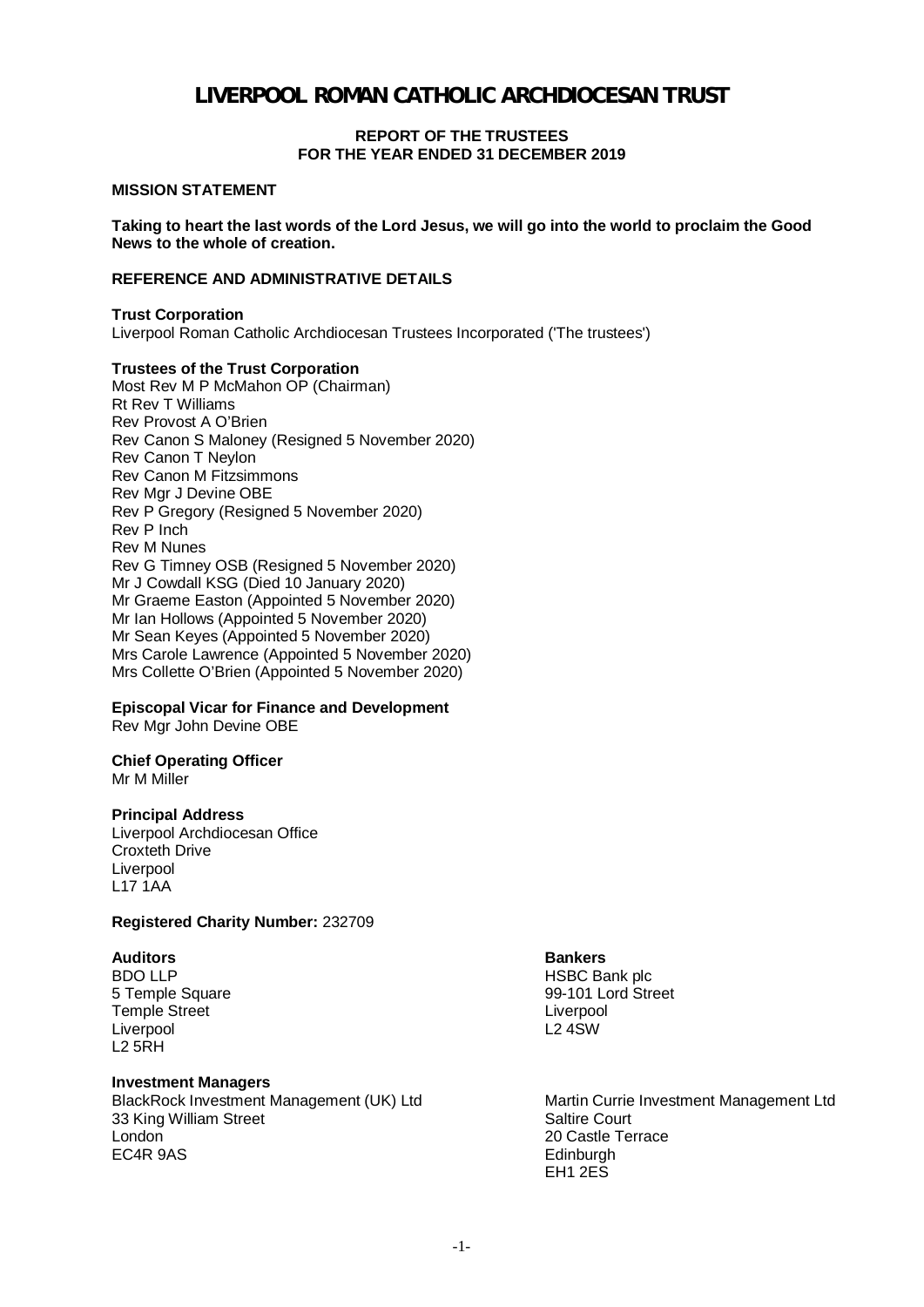# LIVERPOOL ROMAN CATHOLIC ARCHDIOCESAN TRUST

**REPORT OF THE TRUSTEES**
**FOR THE YEAR ENDED 31 DECEMBER 2019**

## MISSION STATEMENT

**Taking to heart the last words of the Lord Jesus, we will go into the world to proclaim the Good News to the whole of creation.**

## REFERENCE AND ADMINISTRATIVE DETAILS

**Trust Corporation**
Liverpool Roman Catholic Archdiocesan Trustees Incorporated ('The trustees')

**Trustees of the Trust Corporation**
Most Rev M P McMahon OP (Chairman)
Rt Rev T Williams
Rev Provost A O'Brien
Rev Canon S Maloney (Resigned 5 November 2020)
Rev Canon T Neylon
Rev Canon M Fitzsimmons
Rev Mgr J Devine OBE
Rev P Gregory (Resigned 5 November 2020)
Rev P Inch
Rev M Nunes
Rev G Timney OSB (Resigned 5 November 2020)
Mr J Cowdall KSG (Died 10 January 2020)
Mr Graeme Easton (Appointed 5 November 2020)
Mr Ian Hollows (Appointed 5 November 2020)
Mr Sean Keyes (Appointed 5 November 2020)
Mrs Carole Lawrence (Appointed 5 November 2020)
Mrs Collette O'Brien (Appointed 5 November 2020)

**Episcopal Vicar for Finance and Development**
Rev Mgr John Devine OBE

**Chief Operating Officer**
Mr M Miller

**Principal Address**
Liverpool Archdiocesan Office
Croxteth Drive
Liverpool
L17 1AA

**Registered Charity Number:** 232709

**Auditors**
BDO LLP
5 Temple Square
Temple Street
Liverpool
L2 5RH

**Bankers**
HSBC Bank plc
99-101 Lord Street
Liverpool
L2 4SW

**Investment Managers**
BlackRock Investment Management (UK) Ltd
33 King William Street
London
EC4R 9AS

Martin Currie Investment Management Ltd
Saltire Court
20 Castle Terrace
Edinburgh
EH1 2ES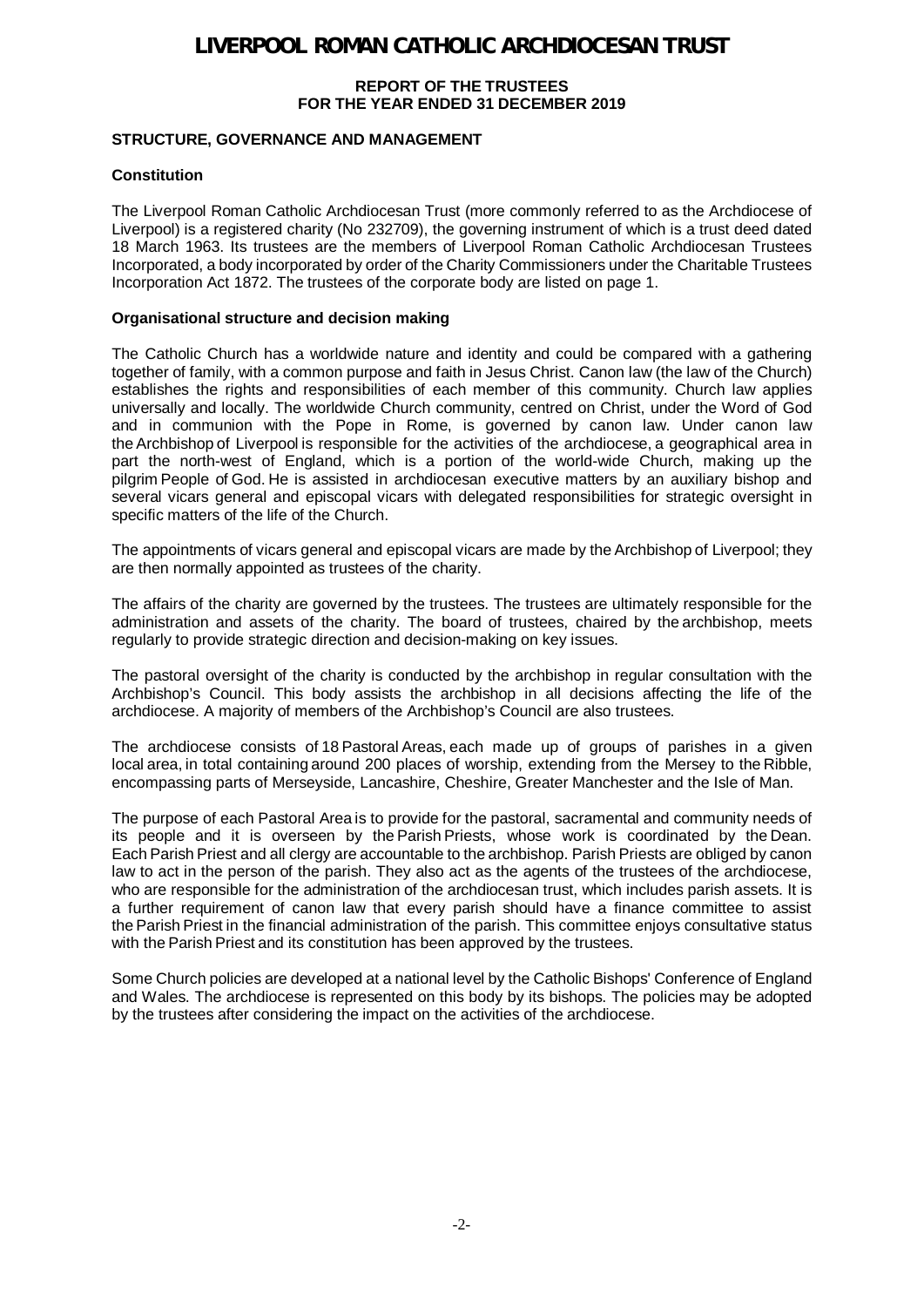# LIVERPOOL ROMAN CATHOLIC ARCHDIOCESAN TRUST

**REPORT OF THE TRUSTEES**
**FOR THE YEAR ENDED 31 DECEMBER 2019**

## STRUCTURE, GOVERNANCE AND MANAGEMENT

### Constitution

The Liverpool Roman Catholic Archdiocesan Trust (more commonly referred to as the Archdiocese of Liverpool) is a registered charity (No 232709), the governing instrument of which is a trust deed dated 18 March 1963. Its trustees are the members of Liverpool Roman Catholic Archdiocesan Trustees Incorporated, a body incorporated by order of the Charity Commissioners under the Charitable Trustees Incorporation Act 1872. The trustees of the corporate body are listed on page 1.

### Organisational structure and decision making

The Catholic Church has a worldwide nature and identity and could be compared with a gathering together of family, with a common purpose and faith in Jesus Christ. Canon law (the law of the Church) establishes the rights and responsibilities of each member of this community. Church law applies universally and locally. The worldwide Church community, centred on Christ, under the Word of God and in communion with the Pope in Rome, is governed by canon law. Under canon law the Archbishop of Liverpool is responsible for the activities of the archdiocese, a geographical area in part the north-west of England, which is a portion of the world-wide Church, making up the pilgrim People of God. He is assisted in archdiocesan executive matters by an auxiliary bishop and several vicars general and episcopal vicars with delegated responsibilities for strategic oversight in specific matters of the life of the Church.

The appointments of vicars general and episcopal vicars are made by the Archbishop of Liverpool; they are then normally appointed as trustees of the charity.

The affairs of the charity are governed by the trustees. The trustees are ultimately responsible for the administration and assets of the charity. The board of trustees, chaired by the archbishop, meets regularly to provide strategic direction and decision-making on key issues.

The pastoral oversight of the charity is conducted by the archbishop in regular consultation with the Archbishop's Council. This body assists the archbishop in all decisions affecting the life of the archdiocese. A majority of members of the Archbishop's Council are also trustees.

The archdiocese consists of 18 Pastoral Areas, each made up of groups of parishes in a given local area, in total containing around 200 places of worship, extending from the Mersey to the Ribble, encompassing parts of Merseyside, Lancashire, Cheshire, Greater Manchester and the Isle of Man.

The purpose of each Pastoral Area is to provide for the pastoral, sacramental and community needs of its people and it is overseen by the Parish Priests, whose work is coordinated by the Dean. Each Parish Priest and all clergy are accountable to the archbishop. Parish Priests are obliged by canon law to act in the person of the parish. They also act as the agents of the trustees of the archdiocese, who are responsible for the administration of the archdiocesan trust, which includes parish assets. It is a further requirement of canon law that every parish should have a finance committee to assist the Parish Priest in the financial administration of the parish. This committee enjoys consultative status with the Parish Priest and its constitution has been approved by the trustees.

Some Church policies are developed at a national level by the Catholic Bishops' Conference of England and Wales. The archdiocese is represented on this body by its bishops. The policies may be adopted by the trustees after considering the impact on the activities of the archdiocese.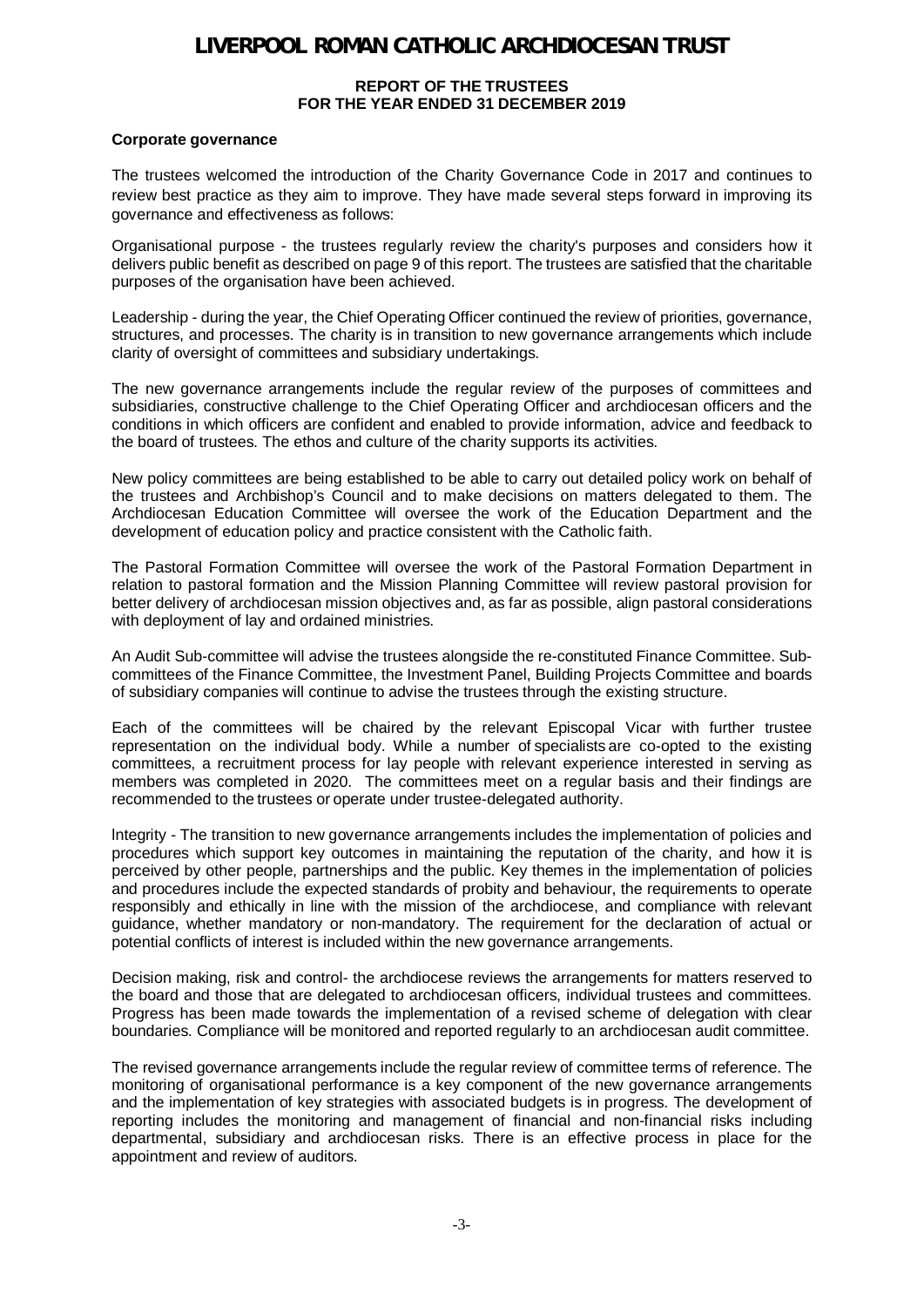**Corporate governance**

The trustees welcomed the introduction of the Charity Governance Code in 2017 and continues to review best practice as they aim to improve. They have made several steps forward in improving its governance and effectiveness as follows:

Organisational purpose - the trustees regularly review the charity's purposes and considers how it delivers public benefit as described on page 9 of this report. The trustees are satisfied that the charitable purposes of the organisation have been achieved.

Leadership - during the year, the Chief Operating Officer continued the review of priorities, governance, structures, and processes. The charity is in transition to new governance arrangements which include clarity of oversight of committees and subsidiary undertakings.

The new governance arrangements include the regular review of the purposes of committees and subsidiaries, constructive challenge to the Chief Operating Officer and archdiocesan officers and the conditions in which officers are confident and enabled to provide information, advice and feedback to the board of trustees. The ethos and culture of the charity supports its activities.

New policy committees are being established to be able to carry out detailed policy work on behalf of the trustees and Archbishop's Council and to make decisions on matters delegated to them. The Archdiocesan Education Committee will oversee the work of the Education Department and the development of education policy and practice consistent with the Catholic faith.

The Pastoral Formation Committee will oversee the work of the Pastoral Formation Department in relation to pastoral formation and the Mission Planning Committee will review pastoral provision for better delivery of archdiocesan mission objectives and, as far as possible, align pastoral considerations with deployment of lay and ordained ministries.

An Audit Sub-committee will advise the trustees alongside the re-constituted Finance Committee. Sub-committees of the Finance Committee, the Investment Panel, Building Projects Committee and boards of subsidiary companies will continue to advise the trustees through the existing structure.

Each of the committees will be chaired by the relevant Episcopal Vicar with further trustee representation on the individual body. While a number of specialists are co-opted to the existing committees, a recruitment process for lay people with relevant experience interested in serving as members was completed in 2020. The committees meet on a regular basis and their findings are recommended to the trustees or operate under trustee-delegated authority.

Integrity - The transition to new governance arrangements includes the implementation of policies and procedures which support key outcomes in maintaining the reputation of the charity, and how it is perceived by other people, partnerships and the public. Key themes in the implementation of policies and procedures include the expected standards of probity and behaviour, the requirements to operate responsibly and ethically in line with the mission of the archdiocese, and compliance with relevant guidance, whether mandatory or non-mandatory. The requirement for the declaration of actual or potential conflicts of interest is included within the new governance arrangements.

Decision making, risk and control- the archdiocese reviews the arrangements for matters reserved to the board and those that are delegated to archdiocesan officers, individual trustees and committees. Progress has been made towards the implementation of a revised scheme of delegation with clear boundaries. Compliance will be monitored and reported regularly to an archdiocesan audit committee.

The revised governance arrangements include the regular review of committee terms of reference. The monitoring of organisational performance is a key component of the new governance arrangements and the implementation of key strategies with associated budgets is in progress. The development of reporting includes the monitoring and management of financial and non-financial risks including departmental, subsidiary and archdiocesan risks. There is an effective process in place for the appointment and review of auditors.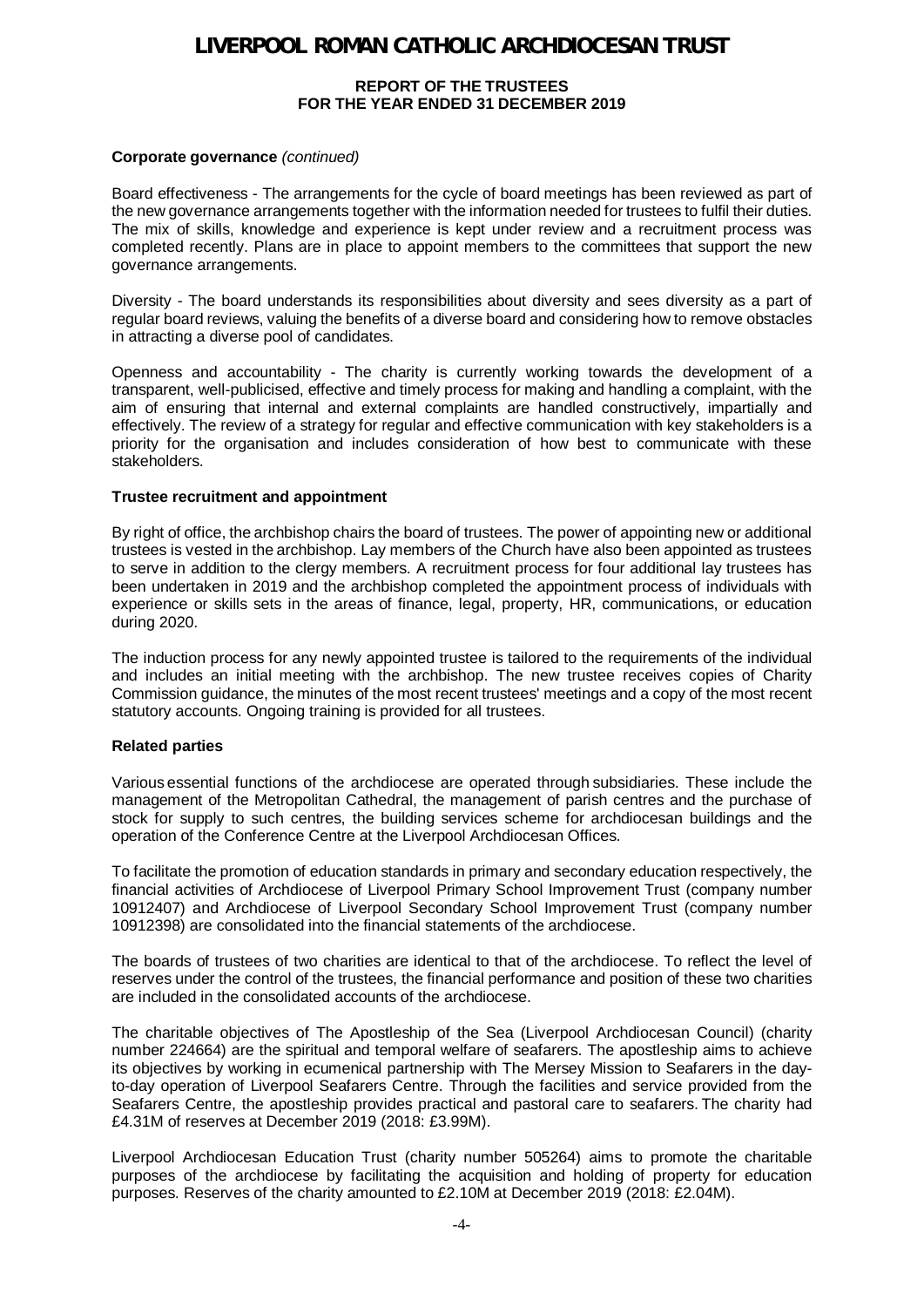**Corporate governance** *(continued)*

Board effectiveness - The arrangements for the cycle of board meetings has been reviewed as part of the new governance arrangements together with the information needed for trustees to fulfil their duties. The mix of skills, knowledge and experience is kept under review and a recruitment process was completed recently. Plans are in place to appoint members to the committees that support the new governance arrangements.

Diversity - The board understands its responsibilities about diversity and sees diversity as a part of regular board reviews, valuing the benefits of a diverse board and considering how to remove obstacles in attracting a diverse pool of candidates.

Openness and accountability - The charity is currently working towards the development of a transparent, well-publicised, effective and timely process for making and handling a complaint, with the aim of ensuring that internal and external complaints are handled constructively, impartially and effectively. The review of a strategy for regular and effective communication with key stakeholders is a priority for the organisation and includes consideration of how best to communicate with these stakeholders.

**Trustee recruitment and appointment**

By right of office, the archbishop chairs the board of trustees. The power of appointing new or additional trustees is vested in the archbishop. Lay members of the Church have also been appointed as trustees to serve in addition to the clergy members. A recruitment process for four additional lay trustees has been undertaken in 2019 and the archbishop completed the appointment process of individuals with experience or skills sets in the areas of finance, legal, property, HR, communications, or education during 2020.

The induction process for any newly appointed trustee is tailored to the requirements of the individual and includes an initial meeting with the archbishop. The new trustee receives copies of Charity Commission guidance, the minutes of the most recent trustees' meetings and a copy of the most recent statutory accounts. Ongoing training is provided for all trustees.

**Related parties**

Various essential functions of the archdiocese are operated through subsidiaries. These include the management of the Metropolitan Cathedral, the management of parish centres and the purchase of stock for supply to such centres, the building services scheme for archdiocesan buildings and the operation of the Conference Centre at the Liverpool Archdiocesan Offices.

To facilitate the promotion of education standards in primary and secondary education respectively, the financial activities of Archdiocese of Liverpool Primary School Improvement Trust (company number 10912407) and Archdiocese of Liverpool Secondary School Improvement Trust (company number 10912398) are consolidated into the financial statements of the archdiocese.

The boards of trustees of two charities are identical to that of the archdiocese. To reflect the level of reserves under the control of the trustees, the financial performance and position of these two charities are included in the consolidated accounts of the archdiocese.

The charitable objectives of The Apostleship of the Sea (Liverpool Archdiocesan Council) (charity number 224664) are the spiritual and temporal welfare of seafarers. The apostleship aims to achieve its objectives by working in ecumenical partnership with The Mersey Mission to Seafarers in the day-to-day operation of Liverpool Seafarers Centre. Through the facilities and service provided from the Seafarers Centre, the apostleship provides practical and pastoral care to seafarers. The charity had £4.31M of reserves at December 2019 (2018: £3.99M).

Liverpool Archdiocesan Education Trust (charity number 505264) aims to promote the charitable purposes of the archdiocese by facilitating the acquisition and holding of property for education purposes. Reserves of the charity amounted to £2.10M at December 2019 (2018: £2.04M).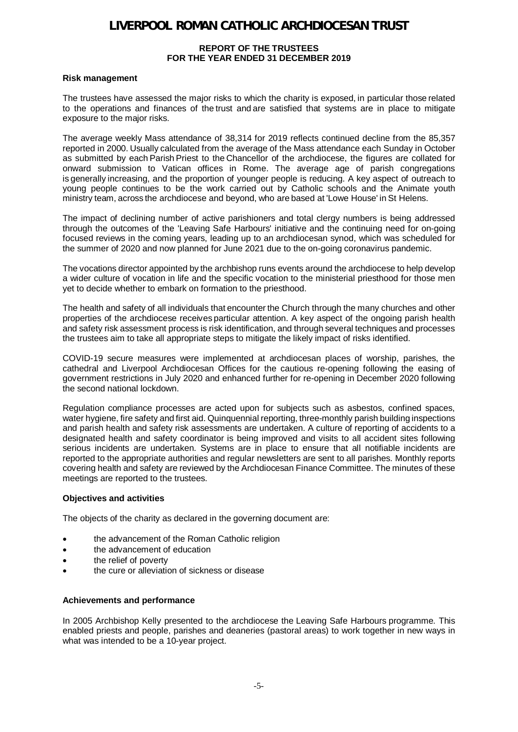# LIVERPOOL ROMAN CATHOLIC ARCHDIOCESAN TRUST

**REPORT OF THE TRUSTEES**
**FOR THE YEAR ENDED 31 DECEMBER 2019**

**Risk management**

The trustees have assessed the major risks to which the charity is exposed, in particular those related to the operations and finances of the trust and are satisfied that systems are in place to mitigate exposure to the major risks.

The average weekly Mass attendance of 38,314 for 2019 reflects continued decline from the 85,357 reported in 2000. Usually calculated from the average of the Mass attendance each Sunday in October as submitted by each Parish Priest to the Chancellor of the archdiocese, the figures are collated for onward submission to Vatican offices in Rome. The average age of parish congregations is generally increasing, and the proportion of younger people is reducing. A key aspect of outreach to young people continues to be the work carried out by Catholic schools and the Animate youth ministry team, across the archdiocese and beyond, who are based at 'Lowe House' in St Helens.

The impact of declining number of active parishioners and total clergy numbers is being addressed through the outcomes of the 'Leaving Safe Harbours' initiative and the continuing need for on-going focused reviews in the coming years, leading up to an archdiocesan synod, which was scheduled for the summer of 2020 and now planned for June 2021 due to the on-going coronavirus pandemic.

The vocations director appointed by the archbishop runs events around the archdiocese to help develop a wider culture of vocation in life and the specific vocation to the ministerial priesthood for those men yet to decide whether to embark on formation to the priesthood.

The health and safety of all individuals that encounter the Church through the many churches and other properties of the archdiocese receives particular attention. A key aspect of the ongoing parish health and safety risk assessment process is risk identification, and through several techniques and processes the trustees aim to take all appropriate steps to mitigate the likely impact of risks identified.

COVID-19 secure measures were implemented at archdiocesan places of worship, parishes, the cathedral and Liverpool Archdiocesan Offices for the cautious re-opening following the easing of government restrictions in July 2020 and enhanced further for re-opening in December 2020 following the second national lockdown.

Regulation compliance processes are acted upon for subjects such as asbestos, confined spaces, water hygiene, fire safety and first aid. Quinquennial reporting, three-monthly parish building inspections and parish health and safety risk assessments are undertaken. A culture of reporting of accidents to a designated health and safety coordinator is being improved and visits to all accident sites following serious incidents are undertaken. Systems are in place to ensure that all notifiable incidents are reported to the appropriate authorities and regular newsletters are sent to all parishes. Monthly reports covering health and safety are reviewed by the Archdiocesan Finance Committee. The minutes of these meetings are reported to the trustees.

**Objectives and activities**

The objects of the charity as declared in the governing document are:

- the advancement of the Roman Catholic religion
- the advancement of education
- the relief of poverty
- the cure or alleviation of sickness or disease

**Achievements and performance**

In 2005 Archbishop Kelly presented to the archdiocese the Leaving Safe Harbours programme. This enabled priests and people, parishes and deaneries (pastoral areas) to work together in new ways in what was intended to be a 10-year project.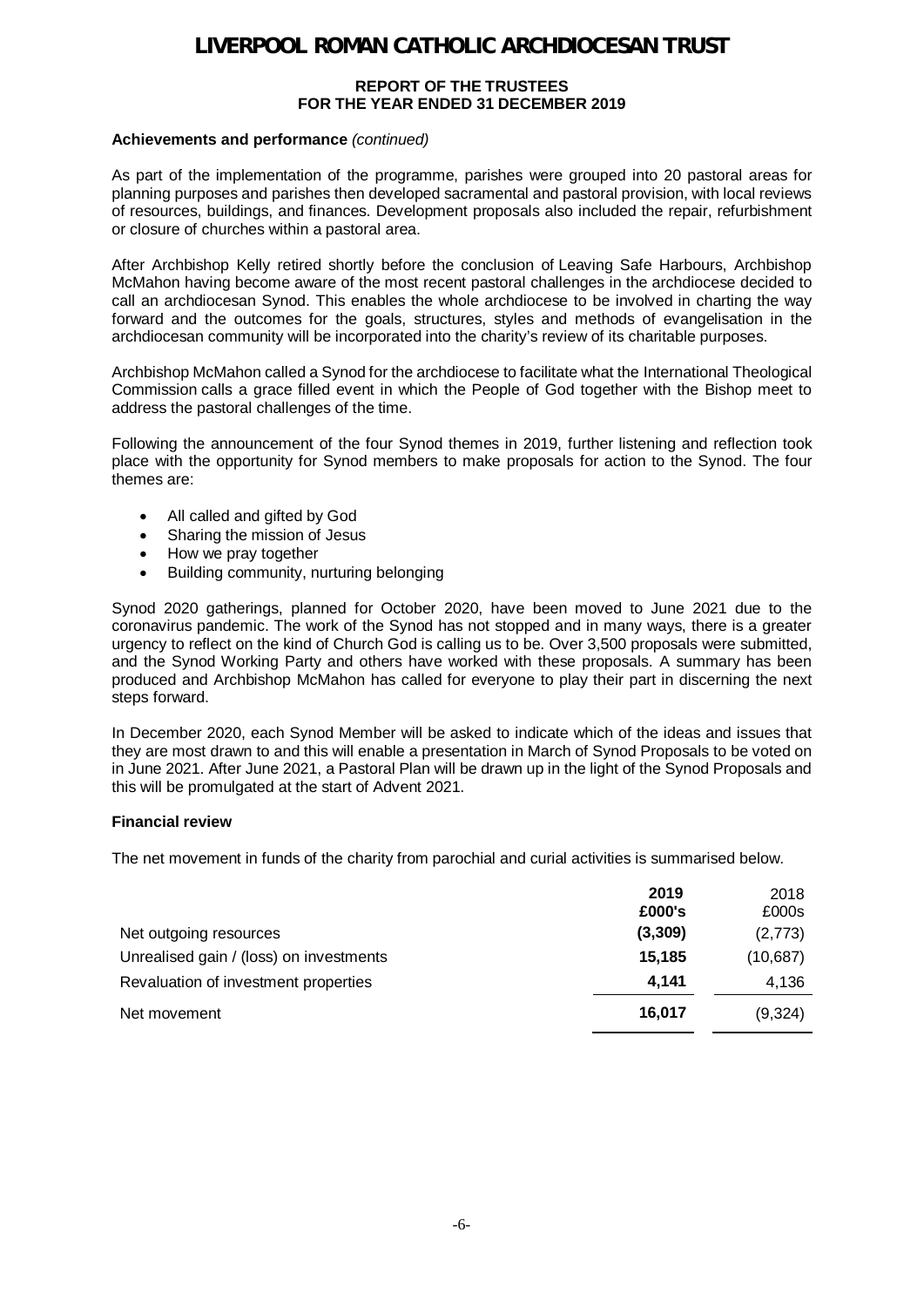### Achievements and performance *(continued)*

As part of the implementation of the programme, parishes were grouped into 20 pastoral areas for planning purposes and parishes then developed sacramental and pastoral provision, with local reviews of resources, buildings, and finances. Development proposals also included the repair, refurbishment or closure of churches within a pastoral area.

After Archbishop Kelly retired shortly before the conclusion of Leaving Safe Harbours, Archbishop McMahon having become aware of the most recent pastoral challenges in the archdiocese decided to call an archdiocesan Synod. This enables the whole archdiocese to be involved in charting the way forward and the outcomes for the goals, structures, styles and methods of evangelisation in the archdiocesan community will be incorporated into the charity's review of its charitable purposes.

Archbishop McMahon called a Synod for the archdiocese to facilitate what the International Theological Commission calls a grace filled event in which the People of God together with the Bishop meet to address the pastoral challenges of the time.

Following the announcement of the four Synod themes in 2019, further listening and reflection took place with the opportunity for Synod members to make proposals for action to the Synod. The four themes are:

- All called and gifted by God
- Sharing the mission of Jesus
- How we pray together
- Building community, nurturing belonging

Synod 2020 gatherings, planned for October 2020, have been moved to June 2021 due to the coronavirus pandemic. The work of the Synod has not stopped and in many ways, there is a greater urgency to reflect on the kind of Church God is calling us to be. Over 3,500 proposals were submitted, and the Synod Working Party and others have worked with these proposals. A summary has been produced and Archbishop McMahon has called for everyone to play their part in discerning the next steps forward.

In December 2020, each Synod Member will be asked to indicate which of the ideas and issues that they are most drawn to and this will enable a presentation in March of Synod Proposals to be voted on in June 2021. After June 2021, a Pastoral Plan will be drawn up in the light of the Synod Proposals and this will be promulgated at the start of Advent 2021.

### Financial review

The net movement in funds of the charity from parochial and curial activities is summarised below.

| | **2019** **£000's** | 2018 £000s |
|---|---|---|
| Net outgoing resources | **(3,309)** | (2,773) |
| Unrealised gain / (loss) on investments | **15,185** | (10,687) |
| Revaluation of investment properties | **4,141** | 4,136 |
| Net movement | **16,017** | (9,324) |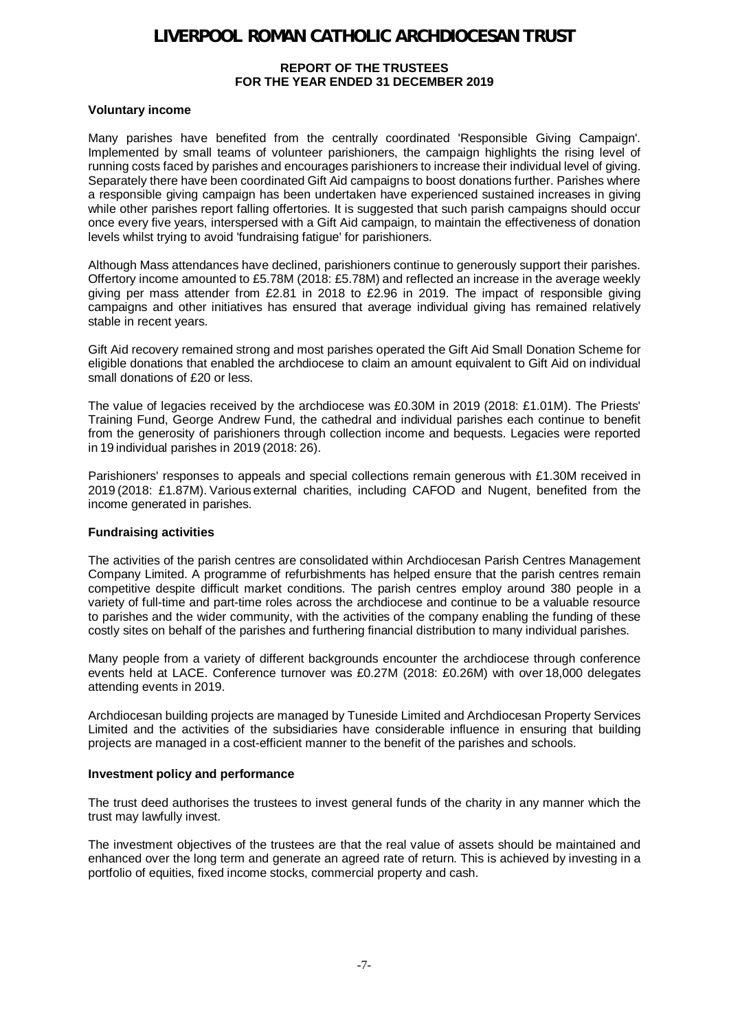## Voluntary income

Many parishes have benefited from the centrally coordinated 'Responsible Giving Campaign'. Implemented by small teams of volunteer parishioners, the campaign highlights the rising level of running costs faced by parishes and encourages parishioners to increase their individual level of giving. Separately there have been coordinated Gift Aid campaigns to boost donations further. Parishes where a responsible giving campaign has been undertaken have experienced sustained increases in giving while other parishes report falling offertories. It is suggested that such parish campaigns should occur once every five years, interspersed with a Gift Aid campaign, to maintain the effectiveness of donation levels whilst trying to avoid 'fundraising fatigue' for parishioners.

Although Mass attendances have declined, parishioners continue to generously support their parishes. Offertory income amounted to £5.78M (2018: £5.78M) and reflected an increase in the average weekly giving per mass attender from £2.81 in 2018 to £2.96 in 2019. The impact of responsible giving campaigns and other initiatives has ensured that average individual giving has remained relatively stable in recent years.

Gift Aid recovery remained strong and most parishes operated the Gift Aid Small Donation Scheme for eligible donations that enabled the archdiocese to claim an amount equivalent to Gift Aid on individual small donations of £20 or less.

The value of legacies received by the archdiocese was £0.30M in 2019 (2018: £1.01M). The Priests' Training Fund, George Andrew Fund, the cathedral and individual parishes each continue to benefit from the generosity of parishioners through collection income and bequests. Legacies were reported in 19 individual parishes in 2019 (2018: 26).

Parishioners' responses to appeals and special collections remain generous with £1.30M received in 2019 (2018: £1.87M). Various external charities, including CAFOD and Nugent, benefited from the income generated in parishes.

## Fundraising activities

The activities of the parish centres are consolidated within Archdiocesan Parish Centres Management Company Limited. A programme of refurbishments has helped ensure that the parish centres remain competitive despite difficult market conditions. The parish centres employ around 380 people in a variety of full-time and part-time roles across the archdiocese and continue to be a valuable resource to parishes and the wider community, with the activities of the company enabling the funding of these costly sites on behalf of the parishes and furthering financial distribution to many individual parishes.

Many people from a variety of different backgrounds encounter the archdiocese through conference events held at LACE. Conference turnover was £0.27M (2018: £0.26M) with over 18,000 delegates attending events in 2019.

Archdiocesan building projects are managed by Tuneside Limited and Archdiocesan Property Services Limited and the activities of the subsidiaries have considerable influence in ensuring that building projects are managed in a cost-efficient manner to the benefit of the parishes and schools.

## Investment policy and performance

The trust deed authorises the trustees to invest general funds of the charity in any manner which the trust may lawfully invest.

The investment objectives of the trustees are that the real value of assets should be maintained and enhanced over the long term and generate an agreed rate of return. This is achieved by investing in a portfolio of equities, fixed income stocks, commercial property and cash.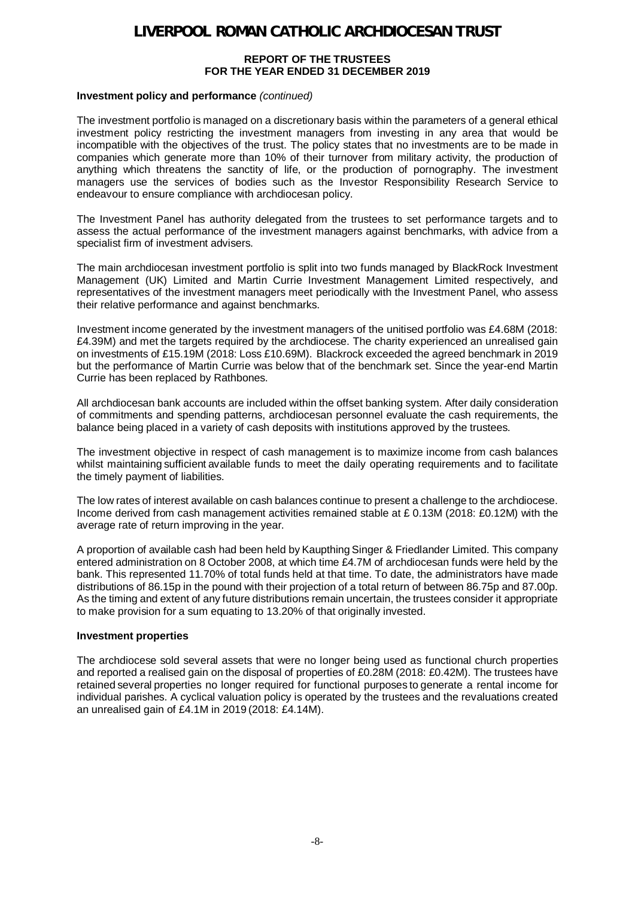**Investment policy and performance** *(continued)*

The investment portfolio is managed on a discretionary basis within the parameters of a general ethical investment policy restricting the investment managers from investing in any area that would be incompatible with the objectives of the trust. The policy states that no investments are to be made in companies which generate more than 10% of their turnover from military activity, the production of anything which threatens the sanctity of life, or the production of pornography. The investment managers use the services of bodies such as the Investor Responsibility Research Service to endeavour to ensure compliance with archdiocesan policy.

The Investment Panel has authority delegated from the trustees to set performance targets and to assess the actual performance of the investment managers against benchmarks, with advice from a specialist firm of investment advisers.

The main archdiocesan investment portfolio is split into two funds managed by BlackRock Investment Management (UK) Limited and Martin Currie Investment Management Limited respectively, and representatives of the investment managers meet periodically with the Investment Panel, who assess their relative performance and against benchmarks.

Investment income generated by the investment managers of the unitised portfolio was £4.68M (2018: £4.39M) and met the targets required by the archdiocese. The charity experienced an unrealised gain on investments of £15.19M (2018: Loss £10.69M). Blackrock exceeded the agreed benchmark in 2019 but the performance of Martin Currie was below that of the benchmark set. Since the year-end Martin Currie has been replaced by Rathbones.

All archdiocesan bank accounts are included within the offset banking system. After daily consideration of commitments and spending patterns, archdiocesan personnel evaluate the cash requirements, the balance being placed in a variety of cash deposits with institutions approved by the trustees.

The investment objective in respect of cash management is to maximize income from cash balances whilst maintaining sufficient available funds to meet the daily operating requirements and to facilitate the timely payment of liabilities.

The low rates of interest available on cash balances continue to present a challenge to the archdiocese. Income derived from cash management activities remained stable at £ 0.13M (2018: £0.12M) with the average rate of return improving in the year.

A proportion of available cash had been held by Kaupthing Singer & Friedlander Limited. This company entered administration on 8 October 2008, at which time £4.7M of archdiocesan funds were held by the bank. This represented 11.70% of total funds held at that time. To date, the administrators have made distributions of 86.15p in the pound with their projection of a total return of between 86.75p and 87.00p. As the timing and extent of any future distributions remain uncertain, the trustees consider it appropriate to make provision for a sum equating to 13.20% of that originally invested.

**Investment properties**

The archdiocese sold several assets that were no longer being used as functional church properties and reported a realised gain on the disposal of properties of £0.28M (2018: £0.42M). The trustees have retained several properties no longer required for functional purposes to generate a rental income for individual parishes. A cyclical valuation policy is operated by the trustees and the revaluations created an unrealised gain of £4.1M in 2019 (2018: £4.14M).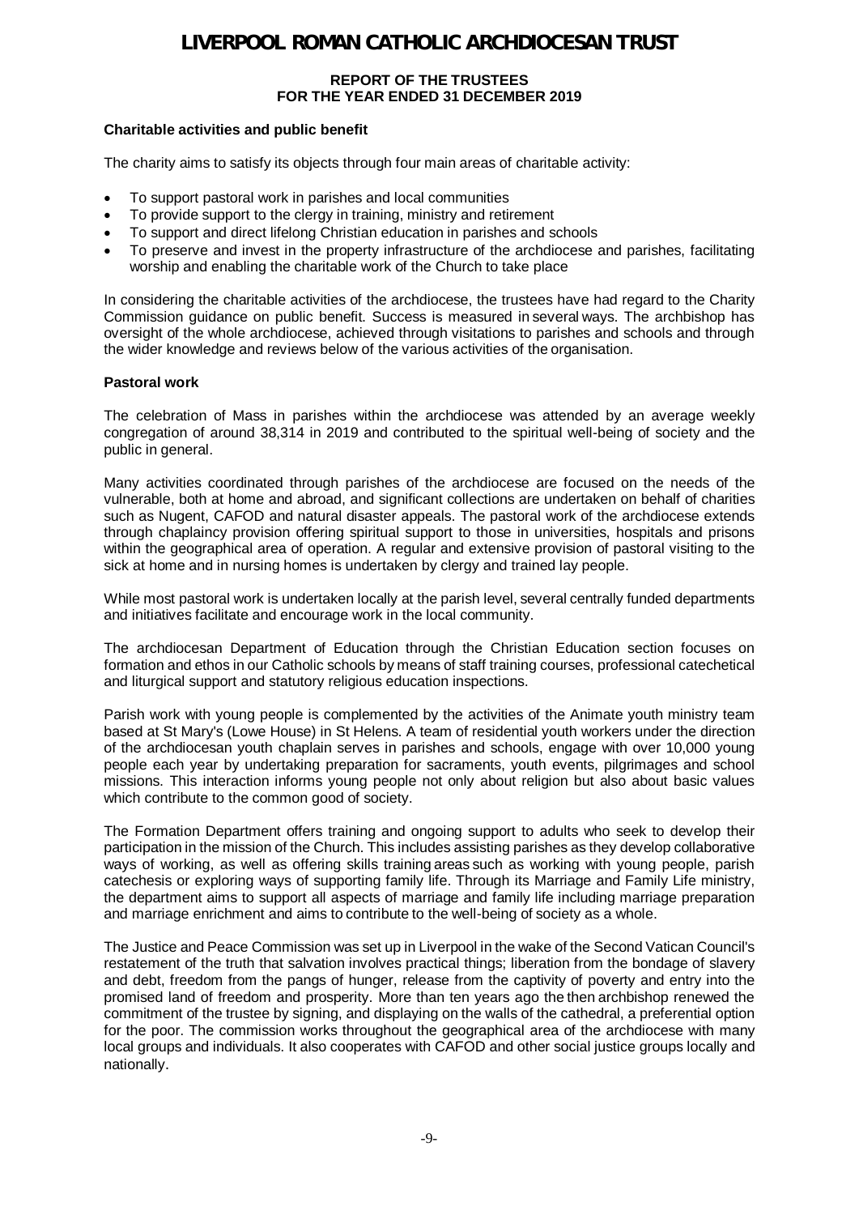# LIVERPOOL ROMAN CATHOLIC ARCHDIOCESAN TRUST

**REPORT OF THE TRUSTEES**
**FOR THE YEAR ENDED 31 DECEMBER 2019**

**Charitable activities and public benefit**

The charity aims to satisfy its objects through four main areas of charitable activity:

- To support pastoral work in parishes and local communities
- To provide support to the clergy in training, ministry and retirement
- To support and direct lifelong Christian education in parishes and schools
- To preserve and invest in the property infrastructure of the archdiocese and parishes, facilitating worship and enabling the charitable work of the Church to take place

In considering the charitable activities of the archdiocese, the trustees have had regard to the Charity Commission guidance on public benefit. Success is measured in several ways. The archbishop has oversight of the whole archdiocese, achieved through visitations to parishes and schools and through the wider knowledge and reviews below of the various activities of the organisation.

**Pastoral work**

The celebration of Mass in parishes within the archdiocese was attended by an average weekly congregation of around 38,314 in 2019 and contributed to the spiritual well-being of society and the public in general.

Many activities coordinated through parishes of the archdiocese are focused on the needs of the vulnerable, both at home and abroad, and significant collections are undertaken on behalf of charities such as Nugent, CAFOD and natural disaster appeals. The pastoral work of the archdiocese extends through chaplaincy provision offering spiritual support to those in universities, hospitals and prisons within the geographical area of operation. A regular and extensive provision of pastoral visiting to the sick at home and in nursing homes is undertaken by clergy and trained lay people.

While most pastoral work is undertaken locally at the parish level, several centrally funded departments and initiatives facilitate and encourage work in the local community.

The archdiocesan Department of Education through the Christian Education section focuses on formation and ethos in our Catholic schools by means of staff training courses, professional catechetical and liturgical support and statutory religious education inspections.

Parish work with young people is complemented by the activities of the Animate youth ministry team based at St Mary's (Lowe House) in St Helens. A team of residential youth workers under the direction of the archdiocesan youth chaplain serves in parishes and schools, engage with over 10,000 young people each year by undertaking preparation for sacraments, youth events, pilgrimages and school missions. This interaction informs young people not only about religion but also about basic values which contribute to the common good of society.

The Formation Department offers training and ongoing support to adults who seek to develop their participation in the mission of the Church. This includes assisting parishes as they develop collaborative ways of working, as well as offering skills training areas such as working with young people, parish catechesis or exploring ways of supporting family life. Through its Marriage and Family Life ministry, the department aims to support all aspects of marriage and family life including marriage preparation and marriage enrichment and aims to contribute to the well-being of society as a whole.

The Justice and Peace Commission was set up in Liverpool in the wake of the Second Vatican Council's restatement of the truth that salvation involves practical things; liberation from the bondage of slavery and debt, freedom from the pangs of hunger, release from the captivity of poverty and entry into the promised land of freedom and prosperity. More than ten years ago the then archbishop renewed the commitment of the trustee by signing, and displaying on the walls of the cathedral, a preferential option for the poor. The commission works throughout the geographical area of the archdiocese with many local groups and individuals. It also cooperates with CAFOD and other social justice groups locally and nationally.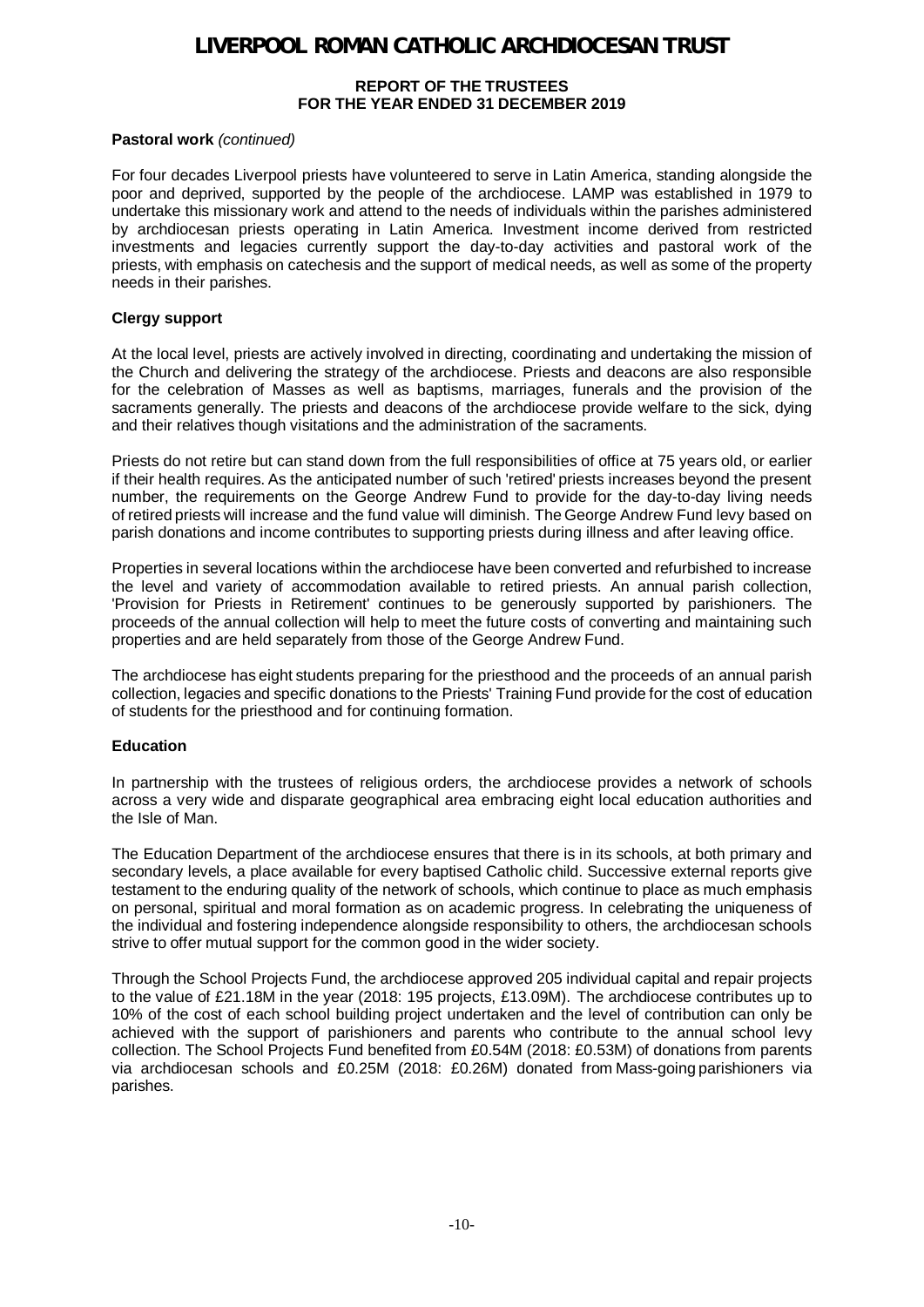**Pastoral work** *(continued)*

For four decades Liverpool priests have volunteered to serve in Latin America, standing alongside the poor and deprived, supported by the people of the archdiocese. LAMP was established in 1979 to undertake this missionary work and attend to the needs of individuals within the parishes administered by archdiocesan priests operating in Latin America. Investment income derived from restricted investments and legacies currently support the day-to-day activities and pastoral work of the priests, with emphasis on catechesis and the support of medical needs, as well as some of the property needs in their parishes.

**Clergy support**

At the local level, priests are actively involved in directing, coordinating and undertaking the mission of the Church and delivering the strategy of the archdiocese. Priests and deacons are also responsible for the celebration of Masses as well as baptisms, marriages, funerals and the provision of the sacraments generally. The priests and deacons of the archdiocese provide welfare to the sick, dying and their relatives though visitations and the administration of the sacraments.

Priests do not retire but can stand down from the full responsibilities of office at 75 years old, or earlier if their health requires. As the anticipated number of such 'retired' priests increases beyond the present number, the requirements on the George Andrew Fund to provide for the day-to-day living needs of retired priests will increase and the fund value will diminish. The George Andrew Fund levy based on parish donations and income contributes to supporting priests during illness and after leaving office.

Properties in several locations within the archdiocese have been converted and refurbished to increase the level and variety of accommodation available to retired priests. An annual parish collection, 'Provision for Priests in Retirement' continues to be generously supported by parishioners. The proceeds of the annual collection will help to meet the future costs of converting and maintaining such properties and are held separately from those of the George Andrew Fund.

The archdiocese has eight students preparing for the priesthood and the proceeds of an annual parish collection, legacies and specific donations to the Priests' Training Fund provide for the cost of education of students for the priesthood and for continuing formation.

**Education**

In partnership with the trustees of religious orders, the archdiocese provides a network of schools across a very wide and disparate geographical area embracing eight local education authorities and the Isle of Man.

The Education Department of the archdiocese ensures that there is in its schools, at both primary and secondary levels, a place available for every baptised Catholic child. Successive external reports give testament to the enduring quality of the network of schools, which continue to place as much emphasis on personal, spiritual and moral formation as on academic progress. In celebrating the uniqueness of the individual and fostering independence alongside responsibility to others, the archdiocesan schools strive to offer mutual support for the common good in the wider society.

Through the School Projects Fund, the archdiocese approved 205 individual capital and repair projects to the value of £21.18M in the year (2018: 195 projects, £13.09M). The archdiocese contributes up to 10% of the cost of each school building project undertaken and the level of contribution can only be achieved with the support of parishioners and parents who contribute to the annual school levy collection. The School Projects Fund benefited from £0.54M (2018: £0.53M) of donations from parents via archdiocesan schools and £0.25M (2018: £0.26M) donated from Mass-going parishioners via parishes.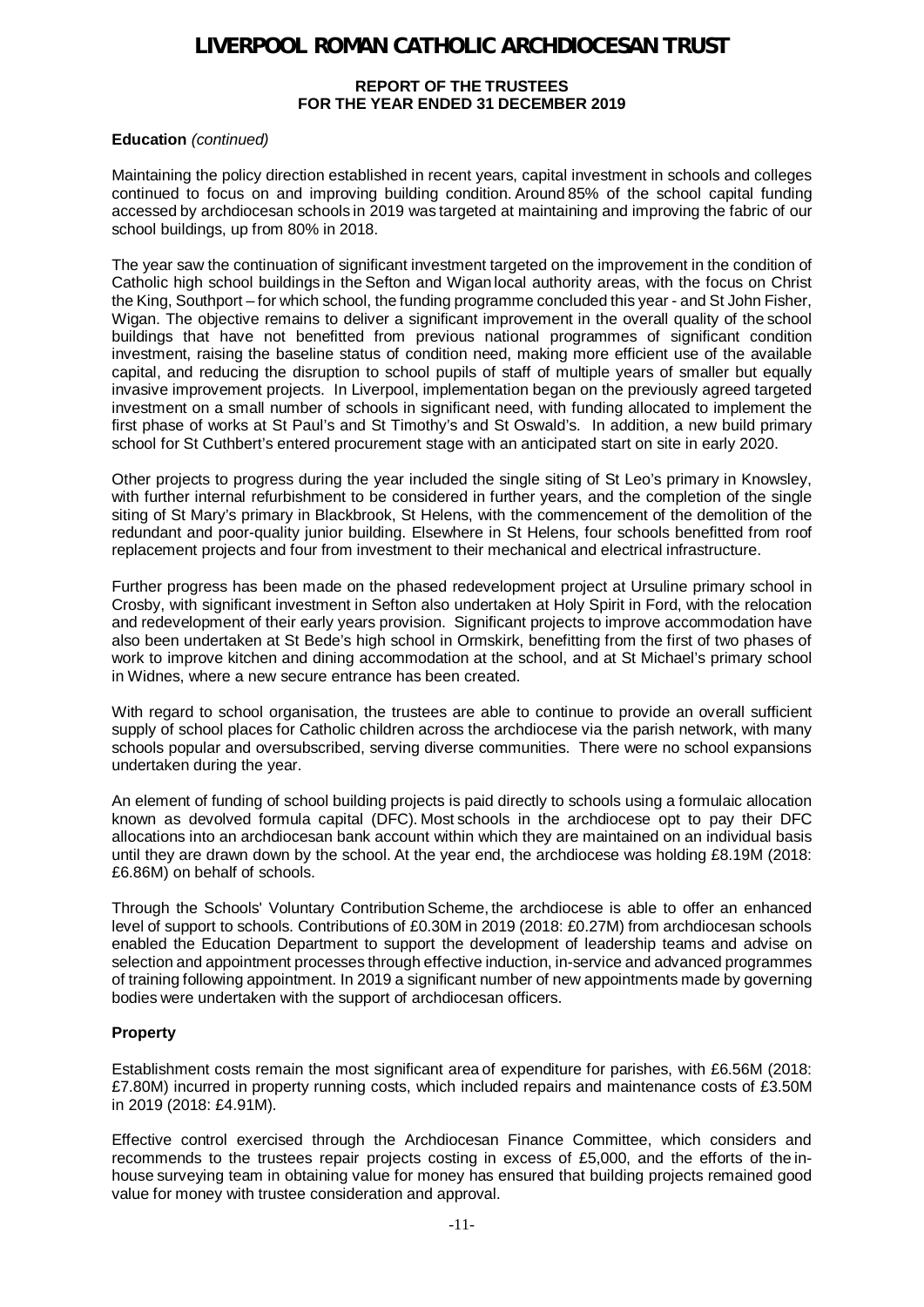**Education** *(continued)*

Maintaining the policy direction established in recent years, capital investment in schools and colleges continued to focus on and improving building condition. Around 85% of the school capital funding accessed by archdiocesan schools in 2019 was targeted at maintaining and improving the fabric of our school buildings, up from 80% in 2018.

The year saw the continuation of significant investment targeted on the improvement in the condition of Catholic high school buildings in the Sefton and Wigan local authority areas, with the focus on Christ the King, Southport – for which school, the funding programme concluded this year - and St John Fisher, Wigan. The objective remains to deliver a significant improvement in the overall quality of the school buildings that have not benefitted from previous national programmes of significant condition investment, raising the baseline status of condition need, making more efficient use of the available capital, and reducing the disruption to school pupils of staff of multiple years of smaller but equally invasive improvement projects. In Liverpool, implementation began on the previously agreed targeted investment on a small number of schools in significant need, with funding allocated to implement the first phase of works at St Paul's and St Timothy's and St Oswald's. In addition, a new build primary school for St Cuthbert's entered procurement stage with an anticipated start on site in early 2020.

Other projects to progress during the year included the single siting of St Leo's primary in Knowsley, with further internal refurbishment to be considered in further years, and the completion of the single siting of St Mary's primary in Blackbrook, St Helens, with the commencement of the demolition of the redundant and poor-quality junior building. Elsewhere in St Helens, four schools benefitted from roof replacement projects and four from investment to their mechanical and electrical infrastructure.

Further progress has been made on the phased redevelopment project at Ursuline primary school in Crosby, with significant investment in Sefton also undertaken at Holy Spirit in Ford, with the relocation and redevelopment of their early years provision. Significant projects to improve accommodation have also been undertaken at St Bede's high school in Ormskirk, benefitting from the first of two phases of work to improve kitchen and dining accommodation at the school, and at St Michael's primary school in Widnes, where a new secure entrance has been created.

With regard to school organisation, the trustees are able to continue to provide an overall sufficient supply of school places for Catholic children across the archdiocese via the parish network, with many schools popular and oversubscribed, serving diverse communities. There were no school expansions undertaken during the year.

An element of funding of school building projects is paid directly to schools using a formulaic allocation known as devolved formula capital (DFC). Most schools in the archdiocese opt to pay their DFC allocations into an archdiocesan bank account within which they are maintained on an individual basis until they are drawn down by the school. At the year end, the archdiocese was holding £8.19M (2018: £6.86M) on behalf of schools.

Through the Schools' Voluntary Contribution Scheme, the archdiocese is able to offer an enhanced level of support to schools. Contributions of £0.30M in 2019 (2018: £0.27M) from archdiocesan schools enabled the Education Department to support the development of leadership teams and advise on selection and appointment processes through effective induction, in-service and advanced programmes of training following appointment. In 2019 a significant number of new appointments made by governing bodies were undertaken with the support of archdiocesan officers.

**Property**

Establishment costs remain the most significant area of expenditure for parishes, with £6.56M (2018: £7.80M) incurred in property running costs, which included repairs and maintenance costs of £3.50M in 2019 (2018: £4.91M).

Effective control exercised through the Archdiocesan Finance Committee, which considers and recommends to the trustees repair projects costing in excess of £5,000, and the efforts of the in-house surveying team in obtaining value for money has ensured that building projects remained good value for money with trustee consideration and approval.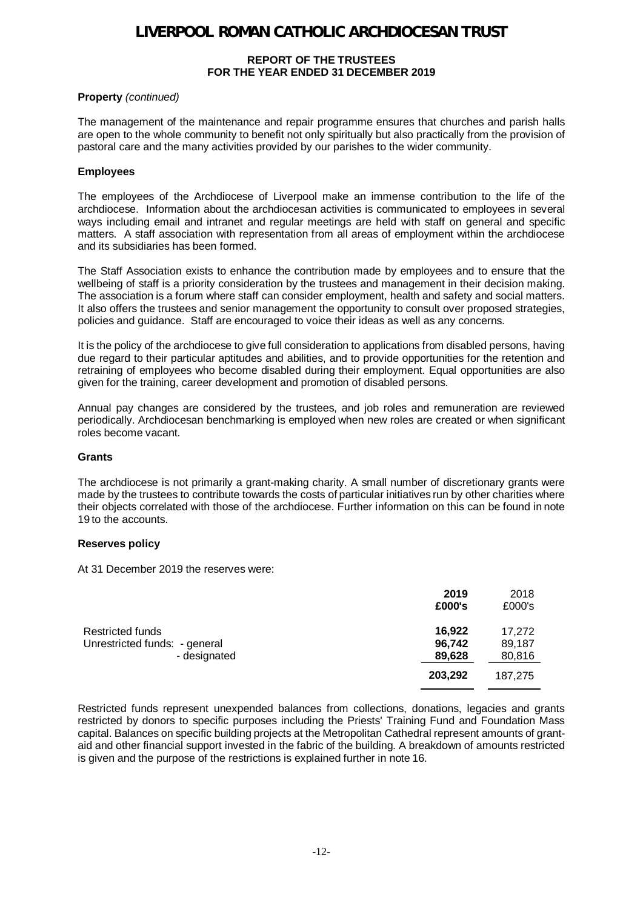**Property** *(continued)*

The management of the maintenance and repair programme ensures that churches and parish halls are open to the whole community to benefit not only spiritually but also practically from the provision of pastoral care and the many activities provided by our parishes to the wider community.

**Employees**

The employees of the Archdiocese of Liverpool make an immense contribution to the life of the archdiocese. Information about the archdiocesan activities is communicated to employees in several ways including email and intranet and regular meetings are held with staff on general and specific matters. A staff association with representation from all areas of employment within the archdiocese and its subsidiaries has been formed.

The Staff Association exists to enhance the contribution made by employees and to ensure that the wellbeing of staff is a priority consideration by the trustees and management in their decision making. The association is a forum where staff can consider employment, health and safety and social matters. It also offers the trustees and senior management the opportunity to consult over proposed strategies, policies and guidance. Staff are encouraged to voice their ideas as well as any concerns.

It is the policy of the archdiocese to give full consideration to applications from disabled persons, having due regard to their particular aptitudes and abilities, and to provide opportunities for the retention and retraining of employees who become disabled during their employment. Equal opportunities are also given for the training, career development and promotion of disabled persons.

Annual pay changes are considered by the trustees, and job roles and remuneration are reviewed periodically. Archdiocesan benchmarking is employed when new roles are created or when significant roles become vacant.

**Grants**

The archdiocese is not primarily a grant-making charity. A small number of discretionary grants were made by the trustees to contribute towards the costs of particular initiatives run by other charities where their objects correlated with those of the archdiocese. Further information on this can be found in note 19 to the accounts.

**Reserves policy**

At 31 December 2019 the reserves were:

| | **2019** | 2018 |
|---|---|---|
| | **£000's** | £000's |
| Restricted funds | **16,922** | 17,272 |
| Unrestricted funds: - general | **96,742** | 89,187 |
| - designated | **89,628** | 80,816 |
| | **203,292** | 187,275 |

Restricted funds represent unexpended balances from collections, donations, legacies and grants restricted by donors to specific purposes including the Priests' Training Fund and Foundation Mass capital. Balances on specific building projects at the Metropolitan Cathedral represent amounts of grant-aid and other financial support invested in the fabric of the building. A breakdown of amounts restricted is given and the purpose of the restrictions is explained further in note 16.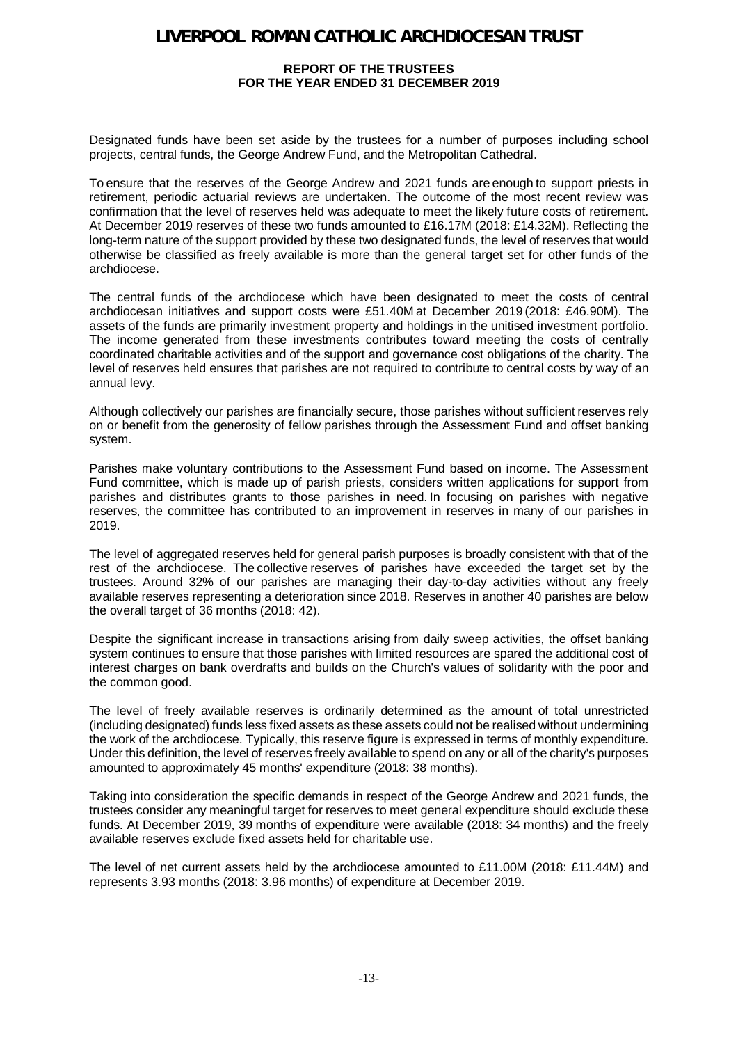Designated funds have been set aside by the trustees for a number of purposes including school projects, central funds, the George Andrew Fund, and the Metropolitan Cathedral.

To ensure that the reserves of the George Andrew and 2021 funds are enough to support priests in retirement, periodic actuarial reviews are undertaken. The outcome of the most recent review was confirmation that the level of reserves held was adequate to meet the likely future costs of retirement. At December 2019 reserves of these two funds amounted to £16.17M (2018: £14.32M). Reflecting the long-term nature of the support provided by these two designated funds, the level of reserves that would otherwise be classified as freely available is more than the general target set for other funds of the archdiocese.

The central funds of the archdiocese which have been designated to meet the costs of central archdiocesan initiatives and support costs were £51.40M at December 2019 (2018: £46.90M). The assets of the funds are primarily investment property and holdings in the unitised investment portfolio. The income generated from these investments contributes toward meeting the costs of centrally coordinated charitable activities and of the support and governance cost obligations of the charity. The level of reserves held ensures that parishes are not required to contribute to central costs by way of an annual levy.

Although collectively our parishes are financially secure, those parishes without sufficient reserves rely on or benefit from the generosity of fellow parishes through the Assessment Fund and offset banking system.

Parishes make voluntary contributions to the Assessment Fund based on income. The Assessment Fund committee, which is made up of parish priests, considers written applications for support from parishes and distributes grants to those parishes in need. In focusing on parishes with negative reserves, the committee has contributed to an improvement in reserves in many of our parishes in 2019.

The level of aggregated reserves held for general parish purposes is broadly consistent with that of the rest of the archdiocese. The collective reserves of parishes have exceeded the target set by the trustees. Around 32% of our parishes are managing their day-to-day activities without any freely available reserves representing a deterioration since 2018. Reserves in another 40 parishes are below the overall target of 36 months (2018: 42).

Despite the significant increase in transactions arising from daily sweep activities, the offset banking system continues to ensure that those parishes with limited resources are spared the additional cost of interest charges on bank overdrafts and builds on the Church's values of solidarity with the poor and the common good.

The level of freely available reserves is ordinarily determined as the amount of total unrestricted (including designated) funds less fixed assets as these assets could not be realised without undermining the work of the archdiocese. Typically, this reserve figure is expressed in terms of monthly expenditure. Under this definition, the level of reserves freely available to spend on any or all of the charity's purposes amounted to approximately 45 months' expenditure (2018: 38 months).

Taking into consideration the specific demands in respect of the George Andrew and 2021 funds, the trustees consider any meaningful target for reserves to meet general expenditure should exclude these funds. At December 2019, 39 months of expenditure were available (2018: 34 months) and the freely available reserves exclude fixed assets held for charitable use.

The level of net current assets held by the archdiocese amounted to £11.00M (2018: £11.44M) and represents 3.93 months (2018: 3.96 months) of expenditure at December 2019.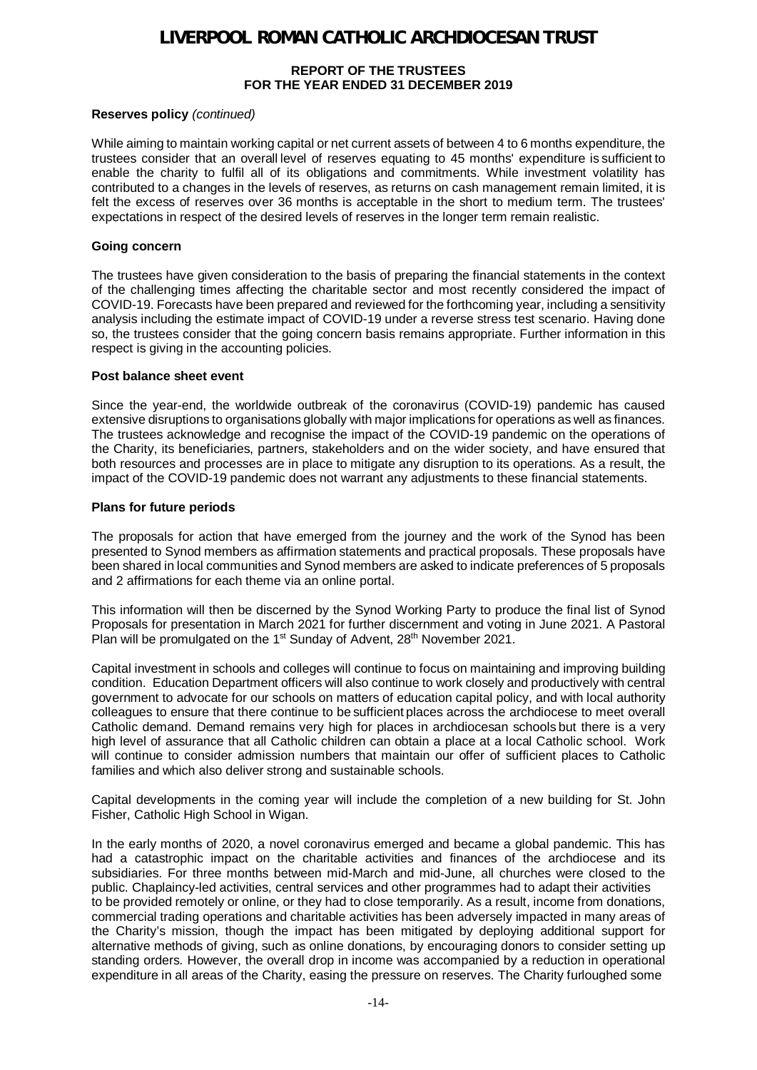**Reserves policy** *(continued)*

While aiming to maintain working capital or net current assets of between 4 to 6 months expenditure, the trustees consider that an overall level of reserves equating to 45 months' expenditure is sufficient to enable the charity to fulfil all of its obligations and commitments. While investment volatility has contributed to a changes in the levels of reserves, as returns on cash management remain limited, it is felt the excess of reserves over 36 months is acceptable in the short to medium term. The trustees' expectations in respect of the desired levels of reserves in the longer term remain realistic.

**Going concern**

The trustees have given consideration to the basis of preparing the financial statements in the context of the challenging times affecting the charitable sector and most recently considered the impact of COVID-19. Forecasts have been prepared and reviewed for the forthcoming year, including a sensitivity analysis including the estimate impact of COVID-19 under a reverse stress test scenario. Having done so, the trustees consider that the going concern basis remains appropriate. Further information in this respect is giving in the accounting policies.

**Post balance sheet event**

Since the year-end, the worldwide outbreak of the coronavirus (COVID-19) pandemic has caused extensive disruptions to organisations globally with major implications for operations as well as finances. The trustees acknowledge and recognise the impact of the COVID-19 pandemic on the operations of the Charity, its beneficiaries, partners, stakeholders and on the wider society, and have ensured that both resources and processes are in place to mitigate any disruption to its operations. As a result, the impact of the COVID-19 pandemic does not warrant any adjustments to these financial statements.

**Plans for future periods**

The proposals for action that have emerged from the journey and the work of the Synod has been presented to Synod members as affirmation statements and practical proposals. These proposals have been shared in local communities and Synod members are asked to indicate preferences of 5 proposals and 2 affirmations for each theme via an online portal.

This information will then be discerned by the Synod Working Party to produce the final list of Synod Proposals for presentation in March 2021 for further discernment and voting in June 2021. A Pastoral Plan will be promulgated on the 1st Sunday of Advent, 28th November 2021.

Capital investment in schools and colleges will continue to focus on maintaining and improving building condition. Education Department officers will also continue to work closely and productively with central government to advocate for our schools on matters of education capital policy, and with local authority colleagues to ensure that there continue to be sufficient places across the archdiocese to meet overall Catholic demand. Demand remains very high for places in archdiocesan schools but there is a very high level of assurance that all Catholic children can obtain a place at a local Catholic school. Work will continue to consider admission numbers that maintain our offer of sufficient places to Catholic families and which also deliver strong and sustainable schools.

Capital developments in the coming year will include the completion of a new building for St. John Fisher, Catholic High School in Wigan.

In the early months of 2020, a novel coronavirus emerged and became a global pandemic. This has had a catastrophic impact on the charitable activities and finances of the archdiocese and its subsidiaries. For three months between mid-March and mid-June, all churches were closed to the public. Chaplaincy-led activities, central services and other programmes had to adapt their activities to be provided remotely or online, or they had to close temporarily. As a result, income from donations, commercial trading operations and charitable activities has been adversely impacted in many areas of the Charity's mission, though the impact has been mitigated by deploying additional support for alternative methods of giving, such as online donations, by encouraging donors to consider setting up standing orders. However, the overall drop in income was accompanied by a reduction in operational expenditure in all areas of the Charity, easing the pressure on reserves. The Charity furloughed some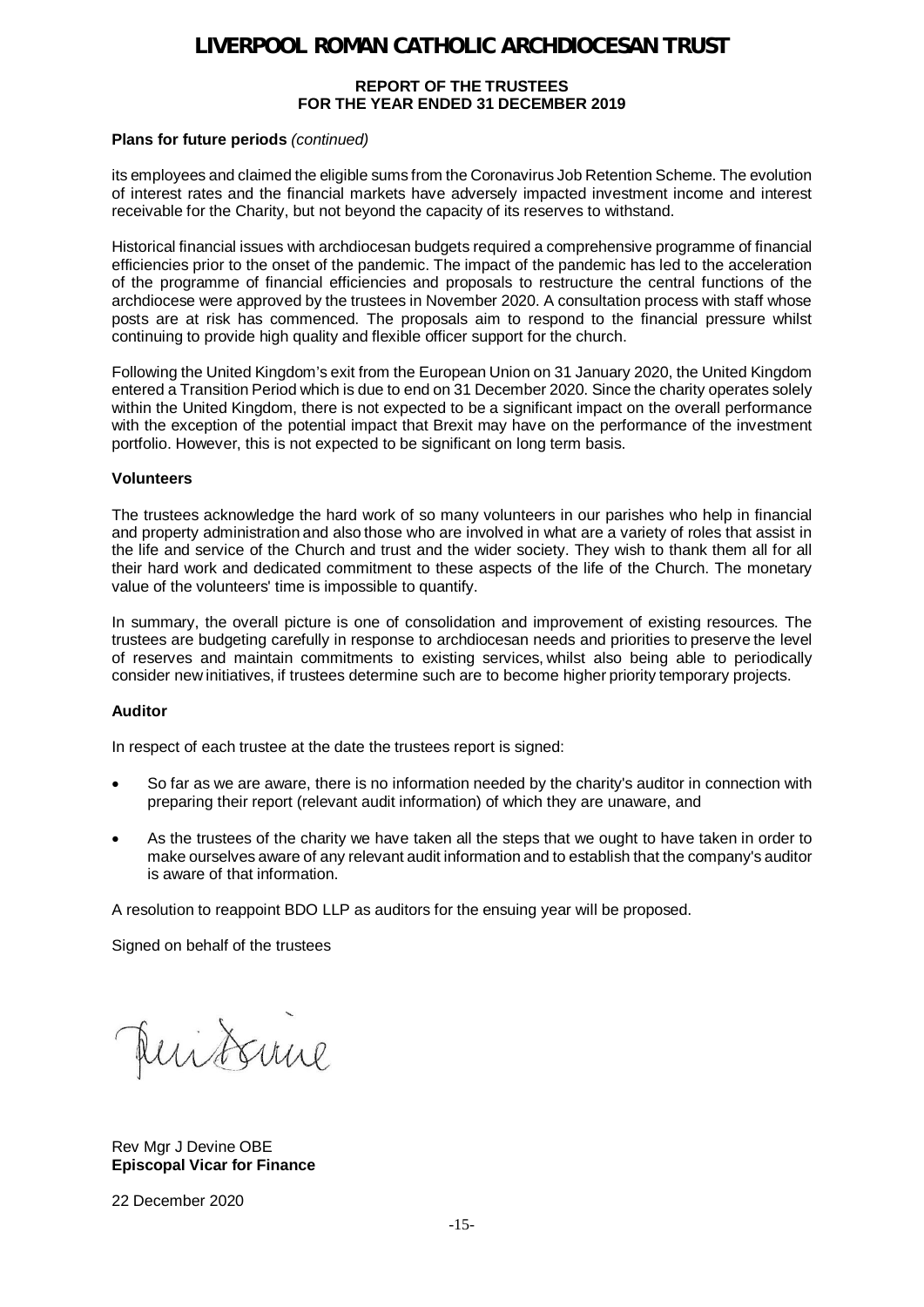**Plans for future periods** *(continued)*

its employees and claimed the eligible sums from the Coronavirus Job Retention Scheme. The evolution of interest rates and the financial markets have adversely impacted investment income and interest receivable for the Charity, but not beyond the capacity of its reserves to withstand.

Historical financial issues with archdiocesan budgets required a comprehensive programme of financial efficiencies prior to the onset of the pandemic. The impact of the pandemic has led to the acceleration of the programme of financial efficiencies and proposals to restructure the central functions of the archdiocese were approved by the trustees in November 2020. A consultation process with staff whose posts are at risk has commenced. The proposals aim to respond to the financial pressure whilst continuing to provide high quality and flexible officer support for the church.

Following the United Kingdom's exit from the European Union on 31 January 2020, the United Kingdom entered a Transition Period which is due to end on 31 December 2020. Since the charity operates solely within the United Kingdom, there is not expected to be a significant impact on the overall performance with the exception of the potential impact that Brexit may have on the performance of the investment portfolio. However, this is not expected to be significant on long term basis.

**Volunteers**

The trustees acknowledge the hard work of so many volunteers in our parishes who help in financial and property administration and also those who are involved in what are a variety of roles that assist in the life and service of the Church and trust and the wider society. They wish to thank them all for all their hard work and dedicated commitment to these aspects of the life of the Church. The monetary value of the volunteers' time is impossible to quantify.

In summary, the overall picture is one of consolidation and improvement of existing resources. The trustees are budgeting carefully in response to archdiocesan needs and priorities to preserve the level of reserves and maintain commitments to existing services, whilst also being able to periodically consider new initiatives, if trustees determine such are to become higher priority temporary projects.

**Auditor**

In respect of each trustee at the date the trustees report is signed:

- So far as we are aware, there is no information needed by the charity's auditor in connection with preparing their report (relevant audit information) of which they are unaware, and
- As the trustees of the charity we have taken all the steps that we ought to have taken in order to make ourselves aware of any relevant audit information and to establish that the company's auditor is aware of that information.

A resolution to reappoint BDO LLP as auditors for the ensuing year will be proposed.

Signed on behalf of the trustees

Rev Mgr J Devine OBE
**Episcopal Vicar for Finance**

22 December 2020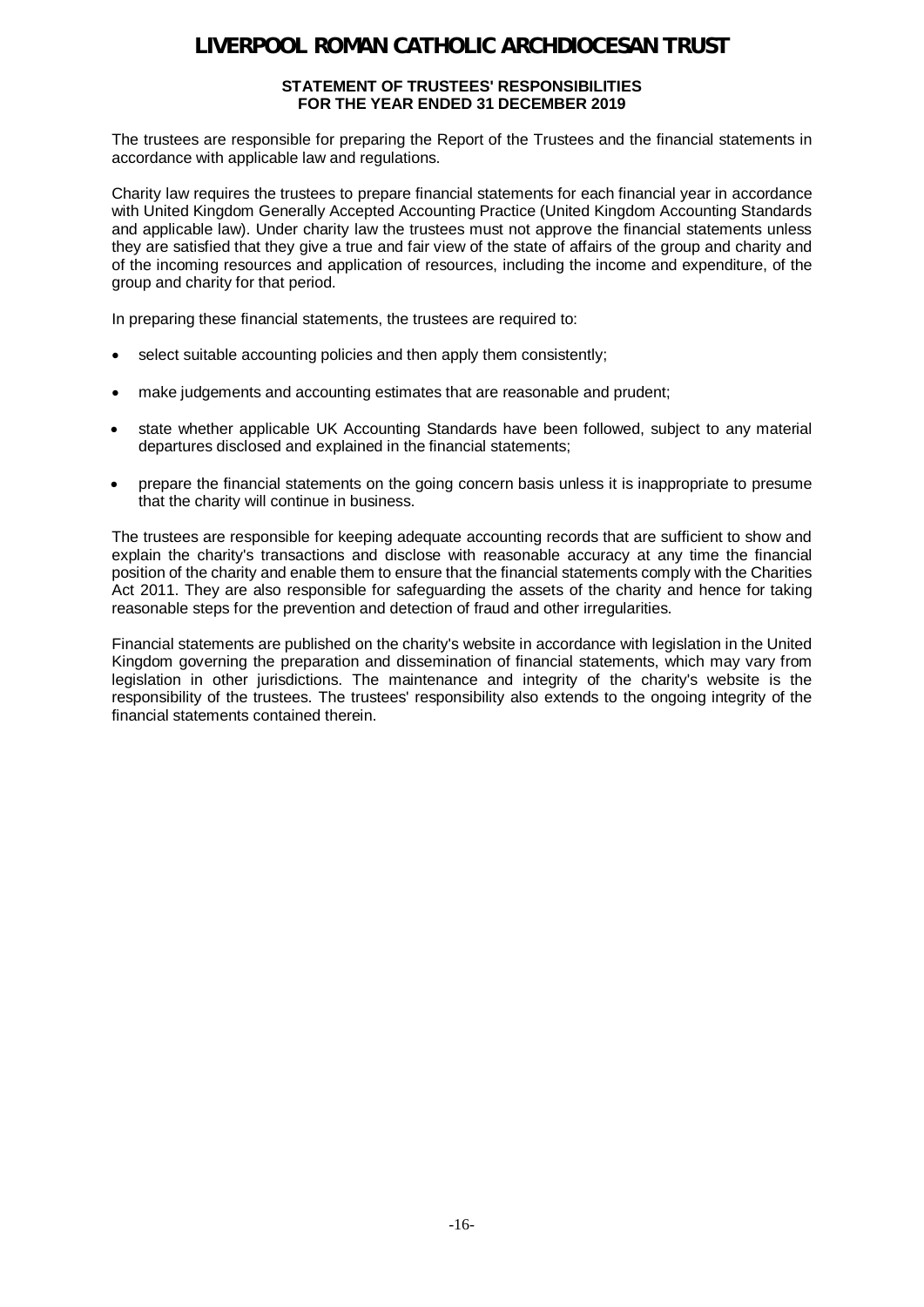## STATEMENT OF TRUSTEES' RESPONSIBILITIES
## FOR THE YEAR ENDED 31 DECEMBER 2019

The trustees are responsible for preparing the Report of the Trustees and the financial statements in accordance with applicable law and regulations.

Charity law requires the trustees to prepare financial statements for each financial year in accordance with United Kingdom Generally Accepted Accounting Practice (United Kingdom Accounting Standards and applicable law). Under charity law the trustees must not approve the financial statements unless they are satisfied that they give a true and fair view of the state of affairs of the group and charity and of the incoming resources and application of resources, including the income and expenditure, of the group and charity for that period.

In preparing these financial statements, the trustees are required to:

- select suitable accounting policies and then apply them consistently;
- make judgements and accounting estimates that are reasonable and prudent;
- state whether applicable UK Accounting Standards have been followed, subject to any material departures disclosed and explained in the financial statements;
- prepare the financial statements on the going concern basis unless it is inappropriate to presume that the charity will continue in business.

The trustees are responsible for keeping adequate accounting records that are sufficient to show and explain the charity's transactions and disclose with reasonable accuracy at any time the financial position of the charity and enable them to ensure that the financial statements comply with the Charities Act 2011. They are also responsible for safeguarding the assets of the charity and hence for taking reasonable steps for the prevention and detection of fraud and other irregularities.

Financial statements are published on the charity's website in accordance with legislation in the United Kingdom governing the preparation and dissemination of financial statements, which may vary from legislation in other jurisdictions. The maintenance and integrity of the charity's website is the responsibility of the trustees. The trustees' responsibility also extends to the ongoing integrity of the financial statements contained therein.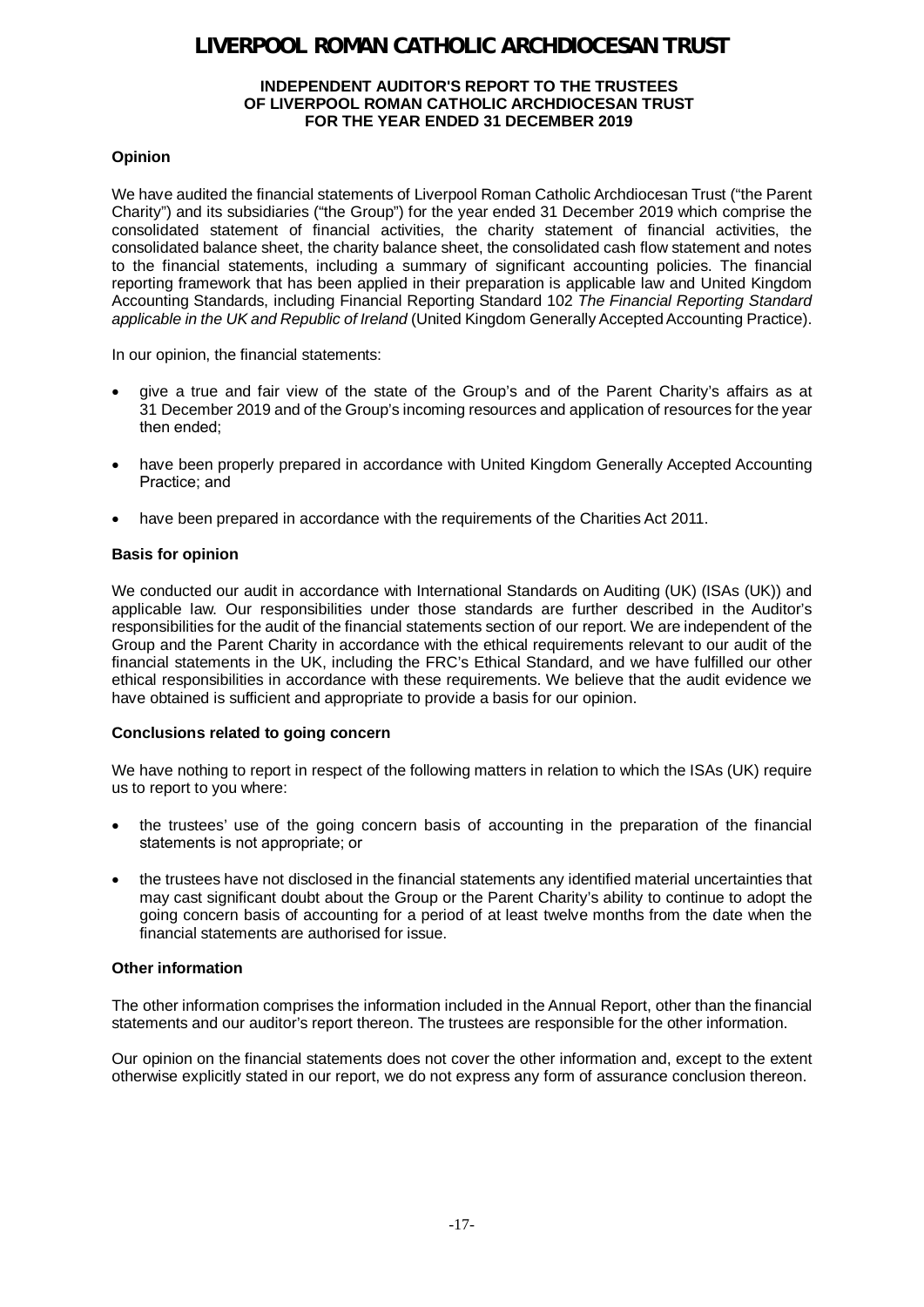# LIVERPOOL ROMAN CATHOLIC ARCHDIOCESAN TRUST

**INDEPENDENT AUDITOR'S REPORT TO THE TRUSTEES OF LIVERPOOL ROMAN CATHOLIC ARCHDIOCESAN TRUST FOR THE YEAR ENDED 31 DECEMBER 2019**

### Opinion

We have audited the financial statements of Liverpool Roman Catholic Archdiocesan Trust ("the Parent Charity") and its subsidiaries ("the Group") for the year ended 31 December 2019 which comprise the consolidated statement of financial activities, the charity statement of financial activities, the consolidated balance sheet, the charity balance sheet, the consolidated cash flow statement and notes to the financial statements, including a summary of significant accounting policies. The financial reporting framework that has been applied in their preparation is applicable law and United Kingdom Accounting Standards, including Financial Reporting Standard 102 *The Financial Reporting Standard applicable in the UK and Republic of Ireland* (United Kingdom Generally Accepted Accounting Practice).

In our opinion, the financial statements:

- give a true and fair view of the state of the Group's and of the Parent Charity's affairs as at 31 December 2019 and of the Group's incoming resources and application of resources for the year then ended;
- have been properly prepared in accordance with United Kingdom Generally Accepted Accounting Practice; and
- have been prepared in accordance with the requirements of the Charities Act 2011.

### Basis for opinion

We conducted our audit in accordance with International Standards on Auditing (UK) (ISAs (UK)) and applicable law. Our responsibilities under those standards are further described in the Auditor's responsibilities for the audit of the financial statements section of our report. We are independent of the Group and the Parent Charity in accordance with the ethical requirements relevant to our audit of the financial statements in the UK, including the FRC's Ethical Standard, and we have fulfilled our other ethical responsibilities in accordance with these requirements. We believe that the audit evidence we have obtained is sufficient and appropriate to provide a basis for our opinion.

### Conclusions related to going concern

We have nothing to report in respect of the following matters in relation to which the ISAs (UK) require us to report to you where:

- the trustees' use of the going concern basis of accounting in the preparation of the financial statements is not appropriate; or
- the trustees have not disclosed in the financial statements any identified material uncertainties that may cast significant doubt about the Group or the Parent Charity's ability to continue to adopt the going concern basis of accounting for a period of at least twelve months from the date when the financial statements are authorised for issue.

### Other information

The other information comprises the information included in the Annual Report, other than the financial statements and our auditor's report thereon. The trustees are responsible for the other information.

Our opinion on the financial statements does not cover the other information and, except to the extent otherwise explicitly stated in our report, we do not express any form of assurance conclusion thereon.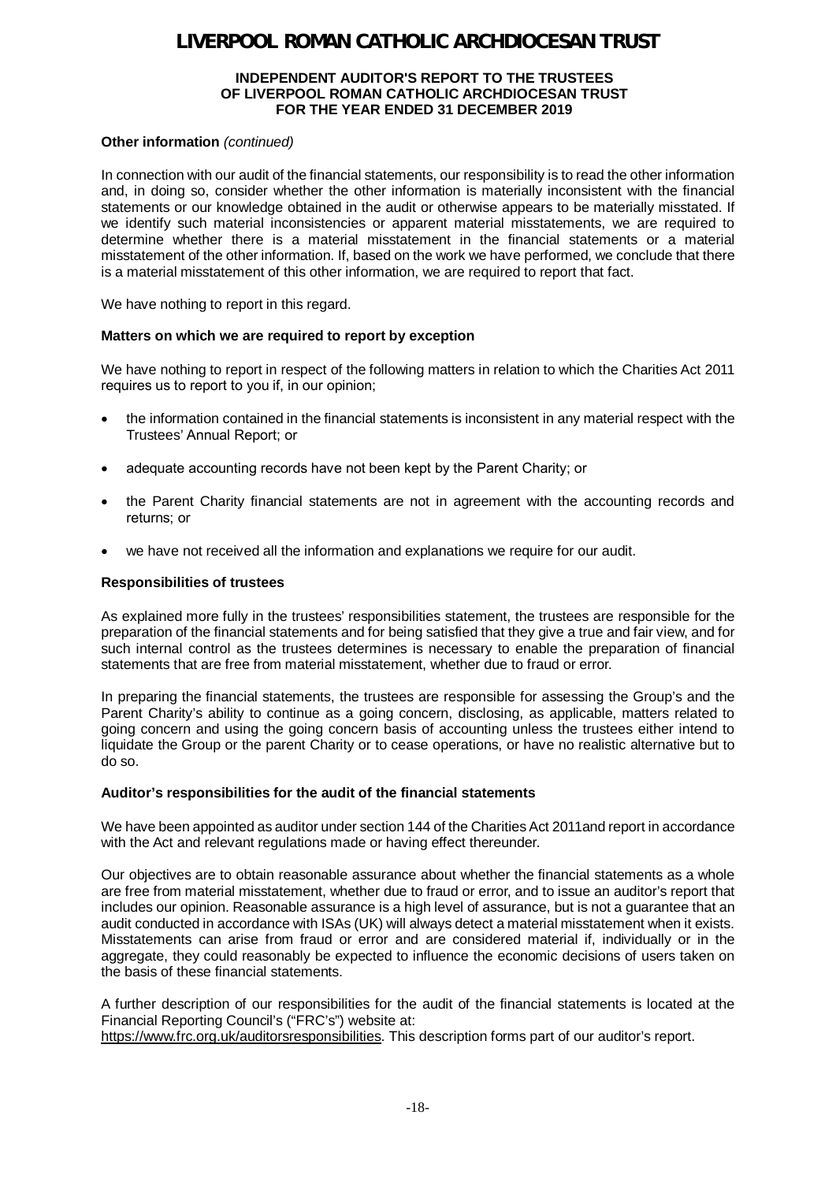**INDEPENDENT AUDITOR'S REPORT TO THE TRUSTEES OF LIVERPOOL ROMAN CATHOLIC ARCHDIOCESAN TRUST FOR THE YEAR ENDED 31 DECEMBER 2019**

**Other information** *(continued)*

In connection with our audit of the financial statements, our responsibility is to read the other information and, in doing so, consider whether the other information is materially inconsistent with the financial statements or our knowledge obtained in the audit or otherwise appears to be materially misstated. If we identify such material inconsistencies or apparent material misstatements, we are required to determine whether there is a material misstatement in the financial statements or a material misstatement of the other information. If, based on the work we have performed, we conclude that there is a material misstatement of this other information, we are required to report that fact.

We have nothing to report in this regard.

**Matters on which we are required to report by exception**

We have nothing to report in respect of the following matters in relation to which the Charities Act 2011 requires us to report to you if, in our opinion;

- the information contained in the financial statements is inconsistent in any material respect with the Trustees' Annual Report; or
- adequate accounting records have not been kept by the Parent Charity; or
- the Parent Charity financial statements are not in agreement with the accounting records and returns; or
- we have not received all the information and explanations we require for our audit.

**Responsibilities of trustees**

As explained more fully in the trustees' responsibilities statement, the trustees are responsible for the preparation of the financial statements and for being satisfied that they give a true and fair view, and for such internal control as the trustees determines is necessary to enable the preparation of financial statements that are free from material misstatement, whether due to fraud or error.

In preparing the financial statements, the trustees are responsible for assessing the Group's and the Parent Charity's ability to continue as a going concern, disclosing, as applicable, matters related to going concern and using the going concern basis of accounting unless the trustees either intend to liquidate the Group or the parent Charity or to cease operations, or have no realistic alternative but to do so.

**Auditor's responsibilities for the audit of the financial statements**

We have been appointed as auditor under section 144 of the Charities Act 2011and report in accordance with the Act and relevant regulations made or having effect thereunder.

Our objectives are to obtain reasonable assurance about whether the financial statements as a whole are free from material misstatement, whether due to fraud or error, and to issue an auditor's report that includes our opinion. Reasonable assurance is a high level of assurance, but is not a guarantee that an audit conducted in accordance with ISAs (UK) will always detect a material misstatement when it exists. Misstatements can arise from fraud or error and are considered material if, individually or in the aggregate, they could reasonably be expected to influence the economic decisions of users taken on the basis of these financial statements.

A further description of our responsibilities for the audit of the financial statements is located at the Financial Reporting Council's ("FRC's") website at:
https://www.frc.org.uk/auditorsresponsibilities. This description forms part of our auditor's report.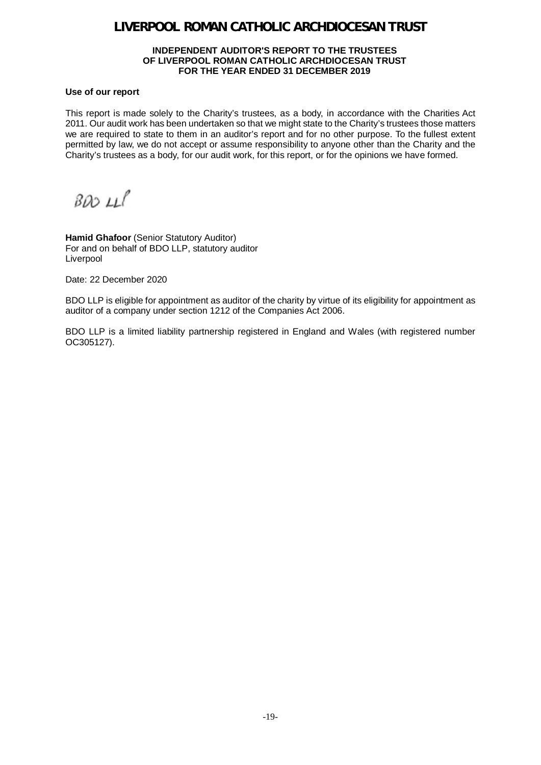**INDEPENDENT AUDITOR'S REPORT TO THE TRUSTEES OF LIVERPOOL ROMAN CATHOLIC ARCHDIOCESAN TRUST FOR THE YEAR ENDED 31 DECEMBER 2019**

**Use of our report**

This report is made solely to the Charity's trustees, as a body, in accordance with the Charities Act 2011. Our audit work has been undertaken so that we might state to the Charity's trustees those matters we are required to state to them in an auditor's report and for no other purpose. To the fullest extent permitted by law, we do not accept or assume responsibility to anyone other than the Charity and the Charity's trustees as a body, for our audit work, for this report, or for the opinions we have formed.

BDO LLP

**Hamid Ghafoor** (Senior Statutory Auditor)
For and on behalf of BDO LLP, statutory auditor
Liverpool

Date: 22 December 2020

BDO LLP is eligible for appointment as auditor of the charity by virtue of its eligibility for appointment as auditor of a company under section 1212 of the Companies Act 2006.

BDO LLP is a limited liability partnership registered in England and Wales (with registered number OC305127).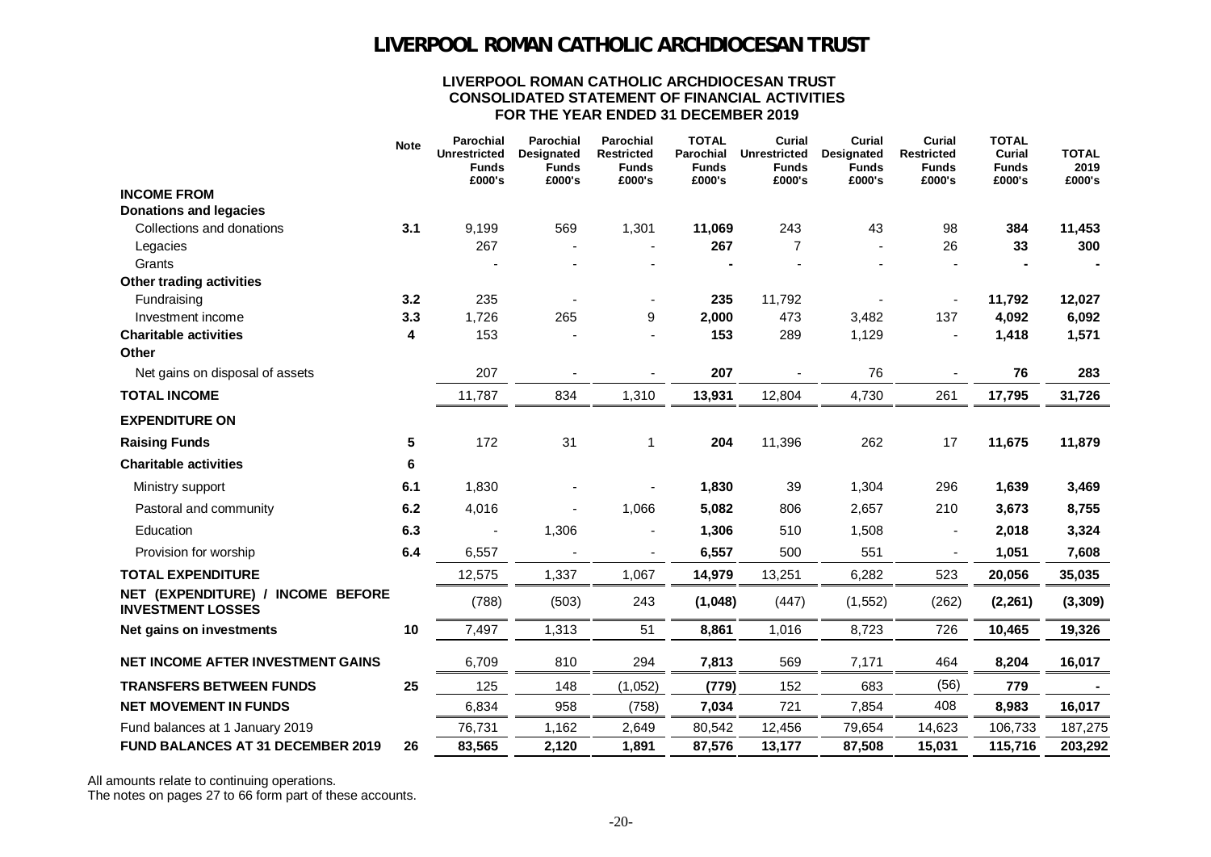# LIVERPOOL ROMAN CATHOLIC ARCHDIOCESAN TRUST

## LIVERPOOL ROMAN CATHOLIC ARCHDIOCESAN TRUST
## CONSOLIDATED STATEMENT OF FINANCIAL ACTIVITIES
## FOR THE YEAR ENDED 31 DECEMBER 2019

| | Note | Parochial Unrestricted Funds £000's | Parochial Designated Funds £000's | Parochial Restricted Funds £000's | TOTAL Parochial Funds £000's | Curial Unrestricted Funds £000's | Curial Designated Funds £000's | Curial Restricted Funds £000's | TOTAL Curial Funds £000's | TOTAL 2019 £000's |
|---|---|---|---|---|---|---|---|---|---|---|
| **INCOME FROM** | | | | | | | | | | |
| **Donations and legacies** | | | | | | | | | | |
| Collections and donations | **3.1** | 9,199 | 569 | 1,301 | **11,069** | 243 | 43 | 98 | **384** | **11,453** |
| Legacies | | 267 | - | - | **267** | 7 | - | 26 | **33** | **300** |
| Grants | | - | - | - | **-** | - | - | - | **-** | **-** |
| **Other trading activities** | | | | | | | | | | |
| Fundraising | **3.2** | 235 | - | - | **235** | 11,792 | - | - | **11,792** | **12,027** |
| Investment income | **3.3** | 1,726 | 265 | 9 | **2,000** | 473 | 3,482 | 137 | **4,092** | **6,092** |
| **Charitable activities** | **4** | 153 | - | - | **153** | 289 | 1,129 | - | **1,418** | **1,571** |
| **Other** | | | | | | | | | | |
| Net gains on disposal of assets | | 207 | - | - | **207** | - | 76 | - | **76** | **283** |
| **TOTAL INCOME** | | 11,787 | 834 | 1,310 | **13,931** | 12,804 | 4,730 | 261 | **17,795** | **31,726** |
| **EXPENDITURE ON** | | | | | | | | | | |
| **Raising Funds** | **5** | 172 | 31 | 1 | **204** | 11,396 | 262 | 17 | **11,675** | **11,879** |
| **Charitable activities** | **6** | | | | | | | | | |
| Ministry support | **6.1** | 1,830 | - | - | **1,830** | 39 | 1,304 | 296 | **1,639** | **3,469** |
| Pastoral and community | **6.2** | 4,016 | - | 1,066 | **5,082** | 806 | 2,657 | 210 | **3,673** | **8,755** |
| Education | **6.3** | - | 1,306 | - | **1,306** | 510 | 1,508 | - | **2,018** | **3,324** |
| Provision for worship | **6.4** | 6,557 | - | - | **6,557** | 500 | 551 | - | **1,051** | **7,608** |
| **TOTAL EXPENDITURE** | | 12,575 | 1,337 | 1,067 | **14,979** | 13,251 | 6,282 | 523 | **20,056** | **35,035** |
| **NET (EXPENDITURE) / INCOME BEFORE INVESTMENT LOSSES** | | (788) | (503) | 243 | **(1,048)** | (447) | (1,552) | (262) | **(2,261)** | **(3,309)** |
| **Net gains on investments** | **10** | 7,497 | 1,313 | 51 | **8,861** | 1,016 | 8,723 | 726 | **10,465** | **19,326** |
| **NET INCOME AFTER INVESTMENT GAINS** | | 6,709 | 810 | 294 | **7,813** | 569 | 7,171 | 464 | **8,204** | **16,017** |
| **TRANSFERS BETWEEN FUNDS** | **25** | 125 | 148 | (1,052) | **(779)** | 152 | 683 | (56) | **779** | **-** |
| **NET MOVEMENT IN FUNDS** | | 6,834 | 958 | (758) | **7,034** | 721 | 7,854 | 408 | **8,983** | **16,017** |
| Fund balances at 1 January 2019 | | 76,731 | 1,162 | 2,649 | 80,542 | 12,456 | 79,654 | 14,623 | 106,733 | 187,275 |
| **FUND BALANCES AT 31 DECEMBER 2019** | **26** | **83,565** | **2,120** | **1,891** | **87,576** | **13,177** | **87,508** | **15,031** | **115,716** | **203,292** |

All amounts relate to continuing operations.
The notes on pages 27 to 66 form part of these accounts.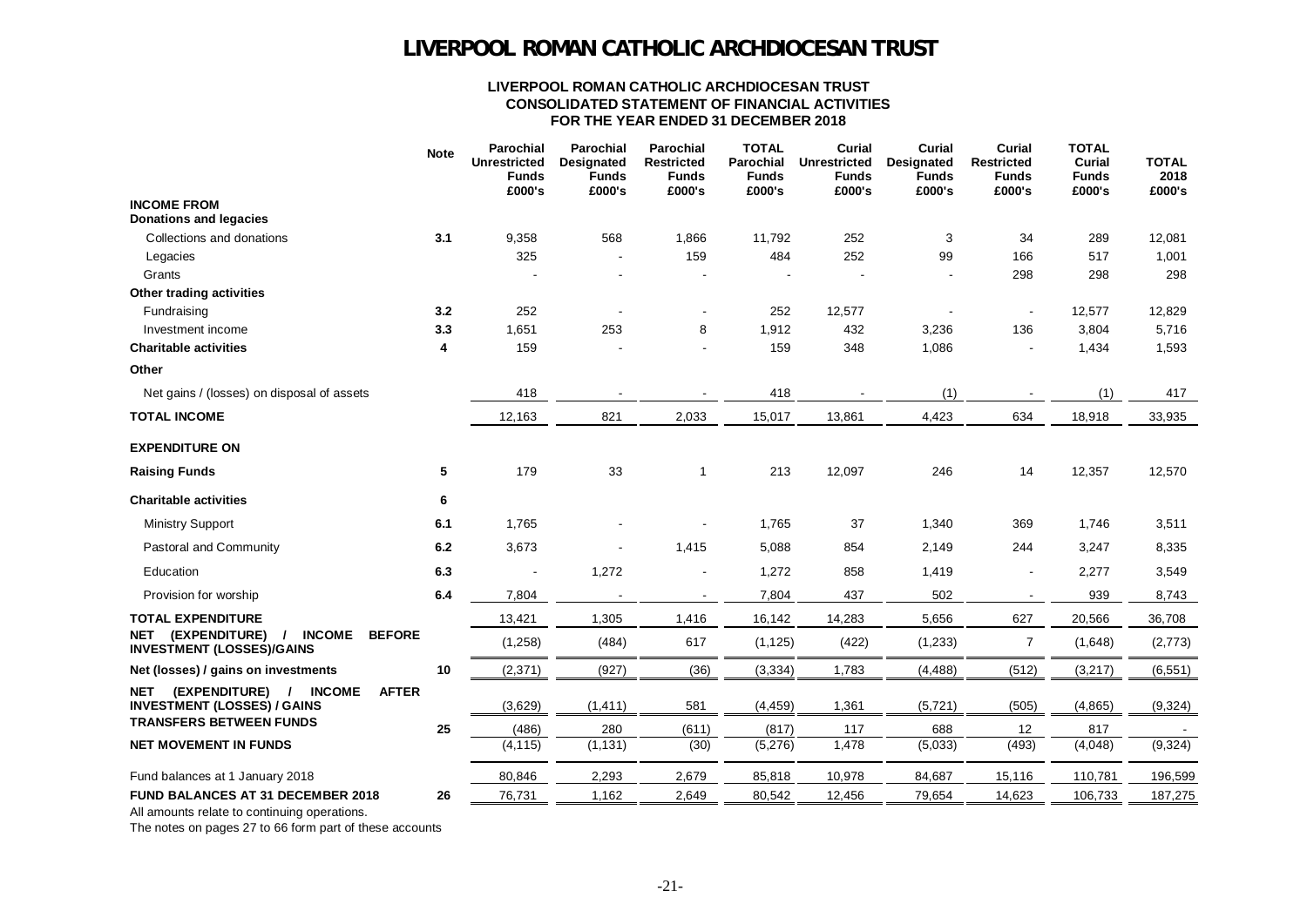# LIVERPOOL ROMAN CATHOLIC ARCHDIOCESAN TRUST

## LIVERPOOL ROMAN CATHOLIC ARCHDIOCESAN TRUST
## CONSOLIDATED STATEMENT OF FINANCIAL ACTIVITIES
## FOR THE YEAR ENDED 31 DECEMBER 2018

| | Note | Parochial Unrestricted Funds £000's | Parochial Designated Funds £000's | Parochial Restricted Funds £000's | TOTAL Parochial Funds £000's | Curial Unrestricted Funds £000's | Curial Designated Funds £000's | Curial Restricted Funds £000's | TOTAL Curial Funds £000's | TOTAL 2018 £000's |
|---|---|---|---|---|---|---|---|---|---|---|
| **INCOME FROM** | | | | | | | | | | |
| **Donations and legacies** | | | | | | | | | | |
| Collections and donations | 3.1 | 9,358 | 568 | 1,866 | 11,792 | 252 | 3 | 34 | 289 | 12,081 |
| Legacies | | 325 | - | 159 | 484 | 252 | 99 | 166 | 517 | 1,001 |
| Grants | | - | - | - | - | - | - | 298 | 298 | 298 |
| **Other trading activities** | | | | | | | | | | |
| Fundraising | 3.2 | 252 | - | - | 252 | 12,577 | - | - | 12,577 | 12,829 |
| Investment income | 3.3 | 1,651 | 253 | 8 | 1,912 | 432 | 3,236 | 136 | 3,804 | 5,716 |
| **Charitable activities** | 4 | 159 | - | - | 159 | 348 | 1,086 | - | 1,434 | 1,593 |
| **Other** | | | | | | | | | | |
| Net gains / (losses) on disposal of assets | | 418 | - | - | 418 | - | (1) | - | (1) | 417 |
| **TOTAL INCOME** | | 12,163 | 821 | 2,033 | 15,017 | 13,861 | 4,423 | 634 | 18,918 | 33,935 |
| **EXPENDITURE ON** | | | | | | | | | | |
| **Raising Funds** | 5 | 179 | 33 | 1 | 213 | 12,097 | 246 | 14 | 12,357 | 12,570 |
| **Charitable activities** | 6 | | | | | | | | | |
| Ministry Support | 6.1 | 1,765 | - | - | 1,765 | 37 | 1,340 | 369 | 1,746 | 3,511 |
| Pastoral and Community | 6.2 | 3,673 | - | 1,415 | 5,088 | 854 | 2,149 | 244 | 3,247 | 8,335 |
| Education | 6.3 | - | 1,272 | - | 1,272 | 858 | 1,419 | - | 2,277 | 3,549 |
| Provision for worship | 6.4 | 7,804 | - | - | 7,804 | 437 | 502 | - | 939 | 8,743 |
| **TOTAL EXPENDITURE** | | 13,421 | 1,305 | 1,416 | 16,142 | 14,283 | 5,656 | 627 | 20,566 | 36,708 |
| **NET (EXPENDITURE) / INCOME BEFORE INVESTMENT (LOSSES)/GAINS** | | (1,258) | (484) | 617 | (1,125) | (422) | (1,233) | 7 | (1,648) | (2,773) |
| **Net (losses) / gains on investments** | 10 | (2,371) | (927) | (36) | (3,334) | 1,783 | (4,488) | (512) | (3,217) | (6,551) |
| **NET (EXPENDITURE) / INCOME AFTER INVESTMENT (LOSSES) / GAINS** | | (3,629) | (1,411) | 581 | (4,459) | 1,361 | (5,721) | (505) | (4,865) | (9,324) |
| **TRANSFERS BETWEEN FUNDS** | 25 | (486) | 280 | (611) | (817) | 117 | 688 | 12 | 817 | - |
| **NET MOVEMENT IN FUNDS** | | (4,115) | (1,131) | (30) | (5,276) | 1,478 | (5,033) | (493) | (4,048) | (9,324) |
| Fund balances at 1 January 2018 | | 80,846 | 2,293 | 2,679 | 85,818 | 10,978 | 84,687 | 15,116 | 110,781 | 196,599 |
| **FUND BALANCES AT 31 DECEMBER 2018** | 26 | 76,731 | 1,162 | 2,649 | 80,542 | 12,456 | 79,654 | 14,623 | 106,733 | 187,275 |

All amounts relate to continuing operations.

The notes on pages 27 to 66 form part of these accounts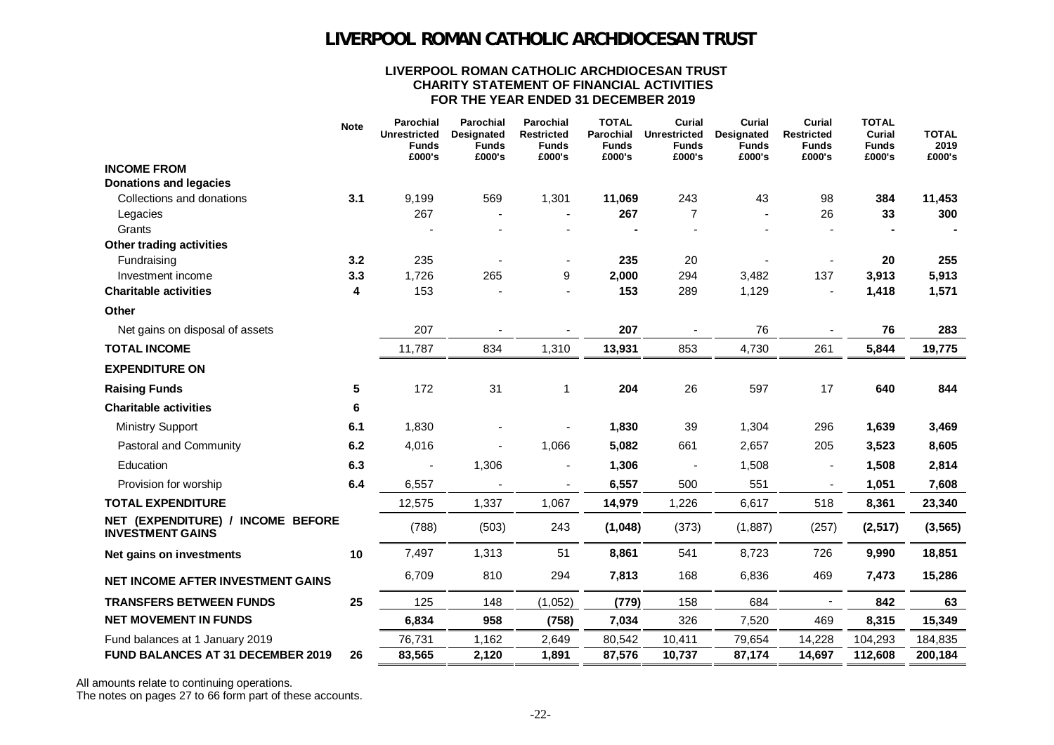# LIVERPOOL ROMAN CATHOLIC ARCHDIOCESAN TRUST

## LIVERPOOL ROMAN CATHOLIC ARCHDIOCESAN TRUST
## CHARITY STATEMENT OF FINANCIAL ACTIVITIES
## FOR THE YEAR ENDED 31 DECEMBER 2019

| | Note | Parochial Unrestricted Funds £000's | Parochial Designated Funds £000's | Parochial Restricted Funds £000's | TOTAL Parochial Funds £000's | Curial Unrestricted Funds £000's | Curial Designated Funds £000's | Curial Restricted Funds £000's | TOTAL Curial Funds £000's | TOTAL 2019 £000's |
|---|---|---|---|---|---|---|---|---|---|---|
| **INCOME FROM** | | | | | | | | | | |
| **Donations and legacies** | | | | | | | | | | |
| Collections and donations | **3.1** | 9,199 | 569 | 1,301 | **11,069** | 243 | 43 | 98 | **384** | **11,453** |
| Legacies | | 267 | - | - | **267** | 7 | - | 26 | **33** | **300** |
| Grants | | - | - | - | **-** | - | - | - | **-** | **-** |
| **Other trading activities** | | | | | | | | | | |
| Fundraising | **3.2** | 235 | - | - | **235** | 20 | - | - | **20** | **255** |
| Investment income | **3.3** | 1,726 | 265 | 9 | **2,000** | 294 | 3,482 | 137 | **3,913** | **5,913** |
| **Charitable activities** | **4** | 153 | - | - | **153** | 289 | 1,129 | - | **1,418** | **1,571** |
| **Other** | | | | | | | | | | |
| Net gains on disposal of assets | | 207 | - | - | **207** | - | 76 | - | **76** | **283** |
| **TOTAL INCOME** | | 11,787 | 834 | 1,310 | **13,931** | 853 | 4,730 | 261 | **5,844** | **19,775** |
| **EXPENDITURE ON** | | | | | | | | | | |
| **Raising Funds** | **5** | 172 | 31 | 1 | **204** | 26 | 597 | 17 | **640** | **844** |
| **Charitable activities** | **6** | | | | | | | | | |
| Ministry Support | **6.1** | 1,830 | - | - | **1,830** | 39 | 1,304 | 296 | **1,639** | **3,469** |
| Pastoral and Community | **6.2** | 4,016 | - | 1,066 | **5,082** | 661 | 2,657 | 205 | **3,523** | **8,605** |
| Education | **6.3** | - | 1,306 | - | **1,306** | - | 1,508 | - | **1,508** | **2,814** |
| Provision for worship | **6.4** | 6,557 | - | - | **6,557** | 500 | 551 | - | **1,051** | **7,608** |
| **TOTAL EXPENDITURE** | | 12,575 | 1,337 | 1,067 | **14,979** | 1,226 | 6,617 | 518 | **8,361** | **23,340** |
| **NET (EXPENDITURE) / INCOME BEFORE INVESTMENT GAINS** | | (788) | (503) | 243 | **(1,048)** | (373) | (1,887) | (257) | **(2,517)** | **(3,565)** |
| **Net gains on investments** | **10** | 7,497 | 1,313 | 51 | **8,861** | 541 | 8,723 | 726 | **9,990** | **18,851** |
| **NET INCOME AFTER INVESTMENT GAINS** | | 6,709 | 810 | 294 | **7,813** | 168 | 6,836 | 469 | **7,473** | **15,286** |
| **TRANSFERS BETWEEN FUNDS** | **25** | 125 | 148 | (1,052) | **(779)** | 158 | 684 | - | **842** | **63** |
| **NET MOVEMENT IN FUNDS** | | **6,834** | **958** | **(758)** | **7,034** | 326 | 7,520 | 469 | **8,315** | **15,349** |
| Fund balances at 1 January 2019 | | 76,731 | 1,162 | 2,649 | 80,542 | 10,411 | 79,654 | 14,228 | 104,293 | 184,835 |
| **FUND BALANCES AT 31 DECEMBER 2019** | **26** | **83,565** | **2,120** | **1,891** | **87,576** | **10,737** | **87,174** | **14,697** | **112,608** | **200,184** |

All amounts relate to continuing operations.
The notes on pages 27 to 66 form part of these accounts.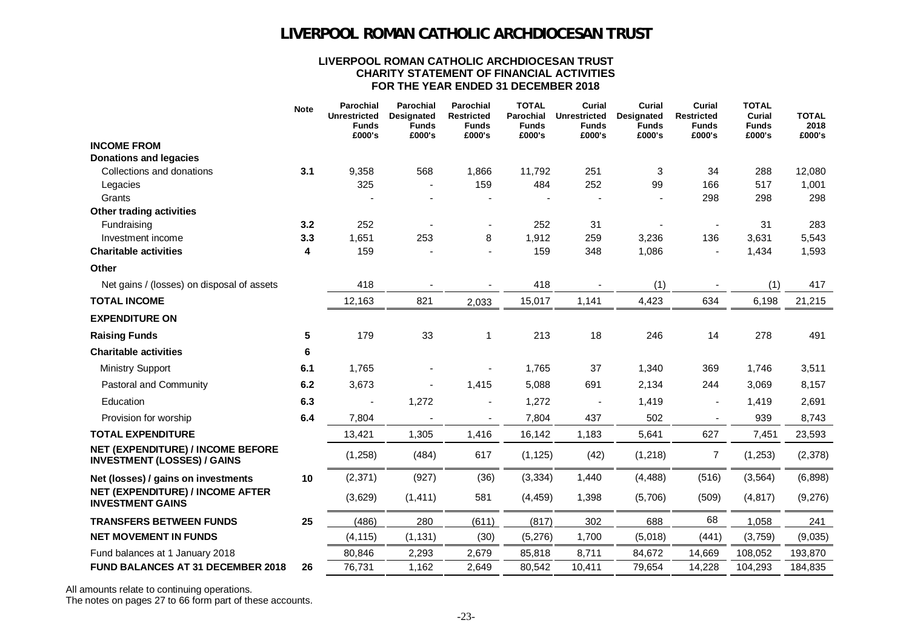# LIVERPOOL ROMAN CATHOLIC ARCHDIOCESAN TRUST

## LIVERPOOL ROMAN CATHOLIC ARCHDIOCESAN TRUST
## CHARITY STATEMENT OF FINANCIAL ACTIVITIES
## FOR THE YEAR ENDED 31 DECEMBER 2018

| | Note | Parochial Unrestricted Funds £000's | Parochial Designated Funds £000's | Parochial Restricted Funds £000's | TOTAL Parochial Funds £000's | Curial Unrestricted Funds £000's | Curial Designated Funds £000's | Curial Restricted Funds £000's | TOTAL Curial Funds £000's | TOTAL 2018 £000's |
|---|---|---|---|---|---|---|---|---|---|---|
| **INCOME FROM** | | | | | | | | | | |
| **Donations and legacies** | | | | | | | | | | |
| Collections and donations | **3.1** | 9,358 | 568 | 1,866 | 11,792 | 251 | 3 | 34 | 288 | 12,080 |
| Legacies | | 325 | - | 159 | 484 | 252 | 99 | 166 | 517 | 1,001 |
| Grants | | - | - | - | - | - | - | 298 | 298 | 298 |
| **Other trading activities** | | | | | | | | | | |
| Fundraising | **3.2** | 252 | - | - | 252 | 31 | - | - | 31 | 283 |
| Investment income | **3.3** | 1,651 | 253 | 8 | 1,912 | 259 | 3,236 | 136 | 3,631 | 5,543 |
| **Charitable activities** | **4** | 159 | - | - | 159 | 348 | 1,086 | - | 1,434 | 1,593 |
| **Other** | | | | | | | | | | |
| Net gains / (losses) on disposal of assets | | 418 | - | - | 418 | - | (1) | - | (1) | 417 |
| **TOTAL INCOME** | | 12,163 | 821 | 2,033 | 15,017 | 1,141 | 4,423 | 634 | 6,198 | 21,215 |
| **EXPENDITURE ON** | | | | | | | | | | |
| **Raising Funds** | **5** | 179 | 33 | 1 | 213 | 18 | 246 | 14 | 278 | 491 |
| **Charitable activities** | **6** | | | | | | | | | |
| Ministry Support | **6.1** | 1,765 | - | - | 1,765 | 37 | 1,340 | 369 | 1,746 | 3,511 |
| Pastoral and Community | **6.2** | 3,673 | - | 1,415 | 5,088 | 691 | 2,134 | 244 | 3,069 | 8,157 |
| Education | **6.3** | - | 1,272 | - | 1,272 | - | 1,419 | - | 1,419 | 2,691 |
| Provision for worship | **6.4** | 7,804 | - | - | 7,804 | 437 | 502 | - | 939 | 8,743 |
| **TOTAL EXPENDITURE** | | 13,421 | 1,305 | 1,416 | 16,142 | 1,183 | 5,641 | 627 | 7,451 | 23,593 |
| **NET (EXPENDITURE) / INCOME BEFORE INVESTMENT (LOSSES) / GAINS** | | (1,258) | (484) | 617 | (1,125) | (42) | (1,218) | 7 | (1,253) | (2,378) |
| **Net (losses) / gains on investments** | **10** | (2,371) | (927) | (36) | (3,334) | 1,440 | (4,488) | (516) | (3,564) | (6,898) |
| **NET (EXPENDITURE) / INCOME AFTER INVESTMENT GAINS** | | (3,629) | (1,411) | 581 | (4,459) | 1,398 | (5,706) | (509) | (4,817) | (9,276) |
| **TRANSFERS BETWEEN FUNDS** | **25** | (486) | 280 | (611) | (817) | 302 | 688 | 68 | 1,058 | 241 |
| **NET MOVEMENT IN FUNDS** | | (4,115) | (1,131) | (30) | (5,276) | 1,700 | (5,018) | (441) | (3,759) | (9,035) |
| Fund balances at 1 January 2018 | | 80,846 | 2,293 | 2,679 | 85,818 | 8,711 | 84,672 | 14,669 | 108,052 | 193,870 |
| **FUND BALANCES AT 31 DECEMBER 2018** | **26** | 76,731 | 1,162 | 2,649 | 80,542 | 10,411 | 79,654 | 14,228 | 104,293 | 184,835 |

All amounts relate to continuing operations.
The notes on pages 27 to 66 form part of these accounts.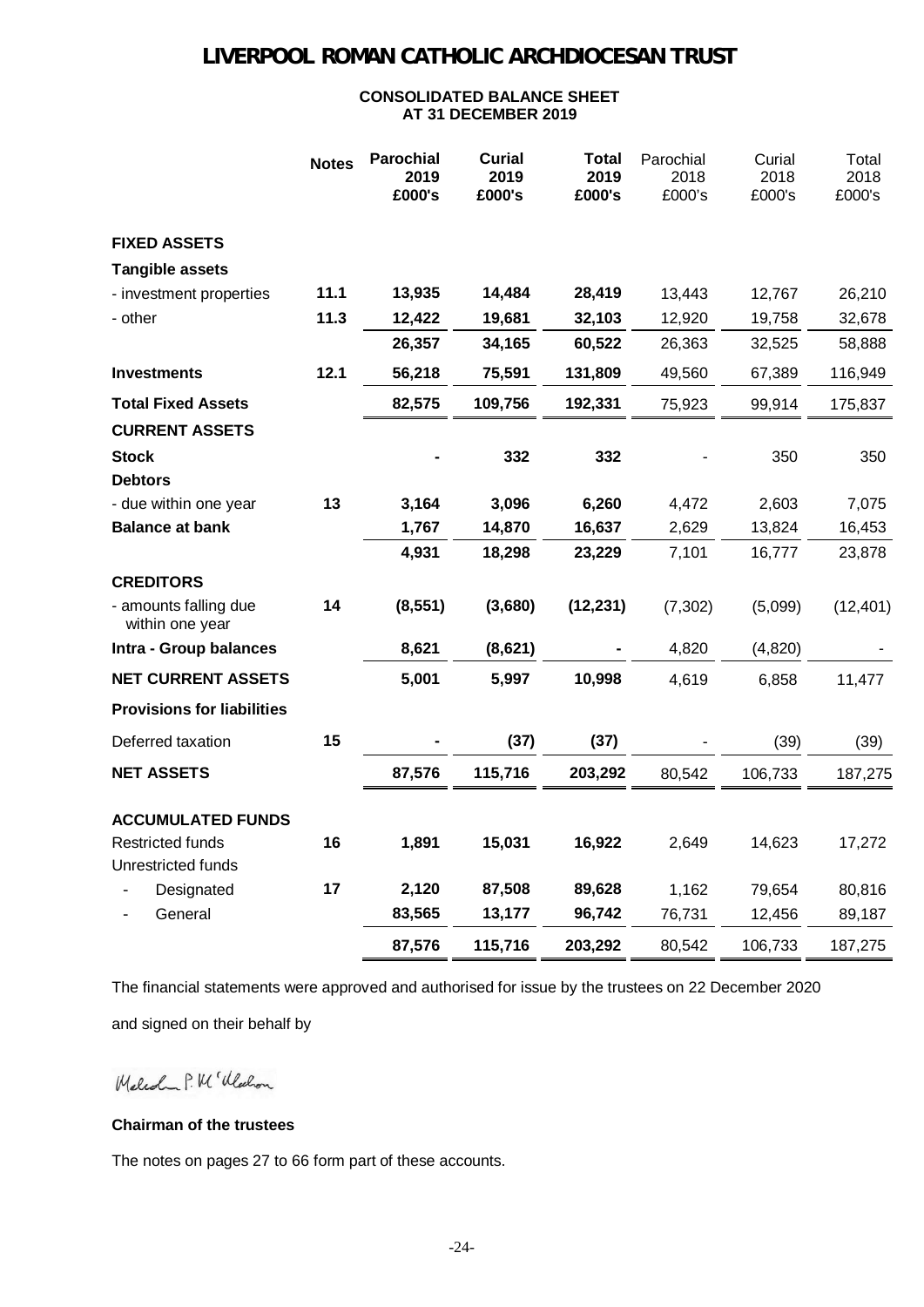# LIVERPOOL ROMAN CATHOLIC ARCHDIOCESAN TRUST

## CONSOLIDATED BALANCE SHEET
## AT 31 DECEMBER 2019

| | Notes | Parochial 2019 £000's | Curial 2019 £000's | Total 2019 £000's | Parochial 2018 £000's | Curial 2018 £000's | Total 2018 £000's |
|---|---|---|---|---|---|---|---|
| **FIXED ASSETS** | | | | | | | |
| **Tangible assets** | | | | | | | |
| - investment properties | **11.1** | **13,935** | **14,484** | **28,419** | 13,443 | 12,767 | 26,210 |
| - other | **11.3** | **12,422** | **19,681** | **32,103** | 12,920 | 19,758 | 32,678 |
| | | **26,357** | **34,165** | **60,522** | 26,363 | 32,525 | 58,888 |
| **Investments** | **12.1** | **56,218** | **75,591** | **131,809** | 49,560 | 67,389 | 116,949 |
| **Total Fixed Assets** | | **82,575** | **109,756** | **192,331** | 75,923 | 99,914 | 175,837 |
| **CURRENT ASSETS** | | | | | | | |
| **Stock** | | **-** | **332** | **332** | - | 350 | 350 |
| **Debtors** | | | | | | | |
| - due within one year | **13** | **3,164** | **3,096** | **6,260** | 4,472 | 2,603 | 7,075 |
| **Balance at bank** | | **1,767** | **14,870** | **16,637** | 2,629 | 13,824 | 16,453 |
| | | **4,931** | **18,298** | **23,229** | 7,101 | 16,777 | 23,878 |
| **CREDITORS** | | | | | | | |
| - amounts falling due within one year | **14** | **(8,551)** | **(3,680)** | **(12,231)** | (7,302) | (5,099) | (12,401) |
| **Intra - Group balances** | | **8,621** | **(8,621)** | **-** | 4,820 | (4,820) | - |
| **NET CURRENT ASSETS** | | **5,001** | **5,997** | **10,998** | 4,619 | 6,858 | 11,477 |
| **Provisions for liabilities** | | | | | | | |
| Deferred taxation | **15** | **-** | **(37)** | **(37)** | - | (39) | (39) |
| **NET ASSETS** | | **87,576** | **115,716** | **203,292** | 80,542 | 106,733 | 187,275 |
| **ACCUMULATED FUNDS** | | | | | | | |
| Restricted funds | **16** | **1,891** | **15,031** | **16,922** | 2,649 | 14,623 | 17,272 |
| Unrestricted funds | | | | | | | |
| - Designated | **17** | **2,120** | **87,508** | **89,628** | 1,162 | 79,654 | 80,816 |
| - General | | **83,565** | **13,177** | **96,742** | 76,731 | 12,456 | 89,187 |
| | | **87,576** | **115,716** | **203,292** | 80,542 | 106,733 | 187,275 |

The financial statements were approved and authorised for issue by the trustees on 22 December 2020

and signed on their behalf by

Malcolm P. McMahon

**Chairman of the trustees**

The notes on pages 27 to 66 form part of these accounts.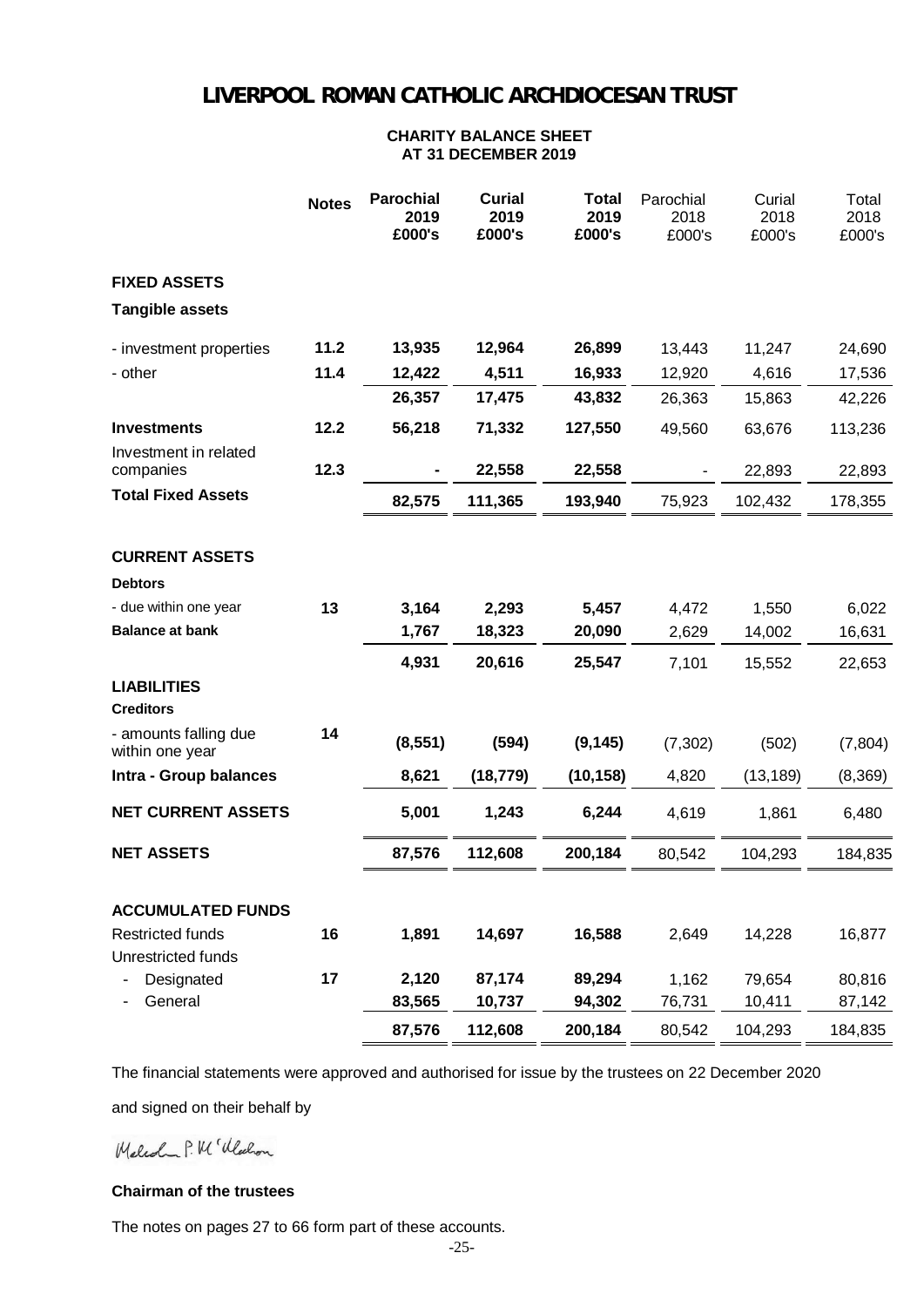# LIVERPOOL ROMAN CATHOLIC ARCHDIOCESAN TRUST

**CHARITY BALANCE SHEET**
**AT 31 DECEMBER 2019**

| | Notes | Parochial 2019 £000's | Curial 2019 £000's | Total 2019 £000's | Parochial 2018 £000's | Curial 2018 £000's | Total 2018 £000's |
|---|---|---|---|---|---|---|---|
| **FIXED ASSETS** | | | | | | | |
| **Tangible assets** | | | | | | | |
| - investment properties | 11.2 | 13,935 | 12,964 | 26,899 | 13,443 | 11,247 | 24,690 |
| - other | 11.4 | 12,422 | 4,511 | 16,933 | 12,920 | 4,616 | 17,536 |
| | | 26,357 | 17,475 | 43,832 | 26,363 | 15,863 | 42,226 |
| **Investments** | 12.2 | 56,218 | 71,332 | 127,550 | 49,560 | 63,676 | 113,236 |
| Investment in related companies | 12.3 | - | 22,558 | 22,558 | - | 22,893 | 22,893 |
| **Total Fixed Assets** | | 82,575 | 111,365 | 193,940 | 75,923 | 102,432 | 178,355 |
| **CURRENT ASSETS** | | | | | | | |
| **Debtors** | | | | | | | |
| - due within one year | 13 | 3,164 | 2,293 | 5,457 | 4,472 | 1,550 | 6,022 |
| **Balance at bank** | | 1,767 | 18,323 | 20,090 | 2,629 | 14,002 | 16,631 |
| | | 4,931 | 20,616 | 25,547 | 7,101 | 15,552 | 22,653 |
| **LIABILITIES** | | | | | | | |
| **Creditors** | | | | | | | |
| - amounts falling due within one year | 14 | (8,551) | (594) | (9,145) | (7,302) | (502) | (7,804) |
| **Intra - Group balances** | | 8,621 | (18,779) | (10,158) | 4,820 | (13,189) | (8,369) |
| **NET CURRENT ASSETS** | | 5,001 | 1,243 | 6,244 | 4,619 | 1,861 | 6,480 |
| **NET ASSETS** | | 87,576 | 112,608 | 200,184 | 80,542 | 104,293 | 184,835 |
| **ACCUMULATED FUNDS** | | | | | | | |
| Restricted funds | 16 | 1,891 | 14,697 | 16,588 | 2,649 | 14,228 | 16,877 |
| Unrestricted funds | | | | | | | |
| - Designated | 17 | 2,120 | 87,174 | 89,294 | 1,162 | 79,654 | 80,816 |
| - General | | 83,565 | 10,737 | 94,302 | 76,731 | 10,411 | 87,142 |
| | | 87,576 | 112,608 | 200,184 | 80,542 | 104,293 | 184,835 |

The financial statements were approved and authorised for issue by the trustees on 22 December 2020

and signed on their behalf by

Malcolm P. McMahon

**Chairman of the trustees**

The notes on pages 27 to 66 form part of these accounts.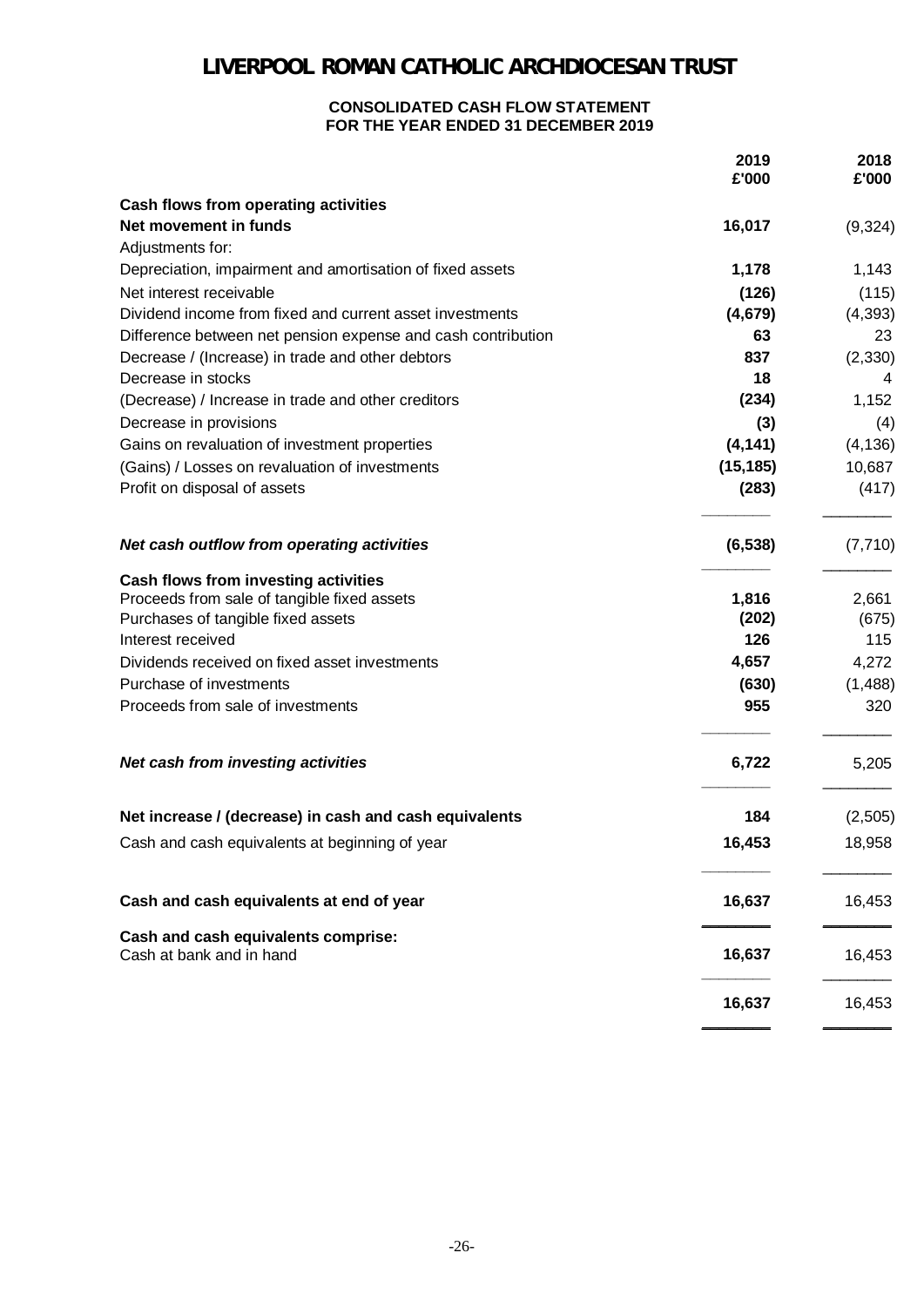# LIVERPOOL ROMAN CATHOLIC ARCHDIOCESAN TRUST

## CONSOLIDATED CASH FLOW STATEMENT
## FOR THE YEAR ENDED 31 DECEMBER 2019

| | 2019<br>£'000 | 2018<br>£'000 |
|---|---|---|
| **Cash flows from operating activities** | | |
| **Net movement in funds** | **16,017** | (9,324) |
| Adjustments for: | | |
| Depreciation, impairment and amortisation of fixed assets | **1,178** | 1,143 |
| Net interest receivable | **(126)** | (115) |
| Dividend income from fixed and current asset investments | **(4,679)** | (4,393) |
| Difference between net pension expense and cash contribution | **63** | 23 |
| Decrease / (Increase) in trade and other debtors | **837** | (2,330) |
| Decrease in stocks | **18** | 4 |
| (Decrease) / Increase in trade and other creditors | **(234)** | 1,152 |
| Decrease in provisions | **(3)** | (4) |
| Gains on revaluation of investment properties | **(4,141)** | (4,136) |
| (Gains) / Losses on revaluation of investments | **(15,185)** | 10,687 |
| Profit on disposal of assets | **(283)** | (417) |
| ***Net cash outflow from operating activities*** | **(6,538)** | (7,710) |
| **Cash flows from investing activities** | | |
| Proceeds from sale of tangible fixed assets | **1,816** | 2,661 |
| Purchases of tangible fixed assets | **(202)** | (675) |
| Interest received | **126** | 115 |
| Dividends received on fixed asset investments | **4,657** | 4,272 |
| Purchase of investments | **(630)** | (1,488) |
| Proceeds from sale of investments | **955** | 320 |
| ***Net cash from investing activities*** | **6,722** | 5,205 |
| **Net increase / (decrease) in cash and cash equivalents** | **184** | (2,505) |
| Cash and cash equivalents at beginning of year | **16,453** | 18,958 |
| **Cash and cash equivalents at end of year** | **16,637** | 16,453 |
| **Cash and cash equivalents comprise:** | | |
| Cash at bank and in hand | **16,637** | 16,453 |
| | **16,637** | 16,453 |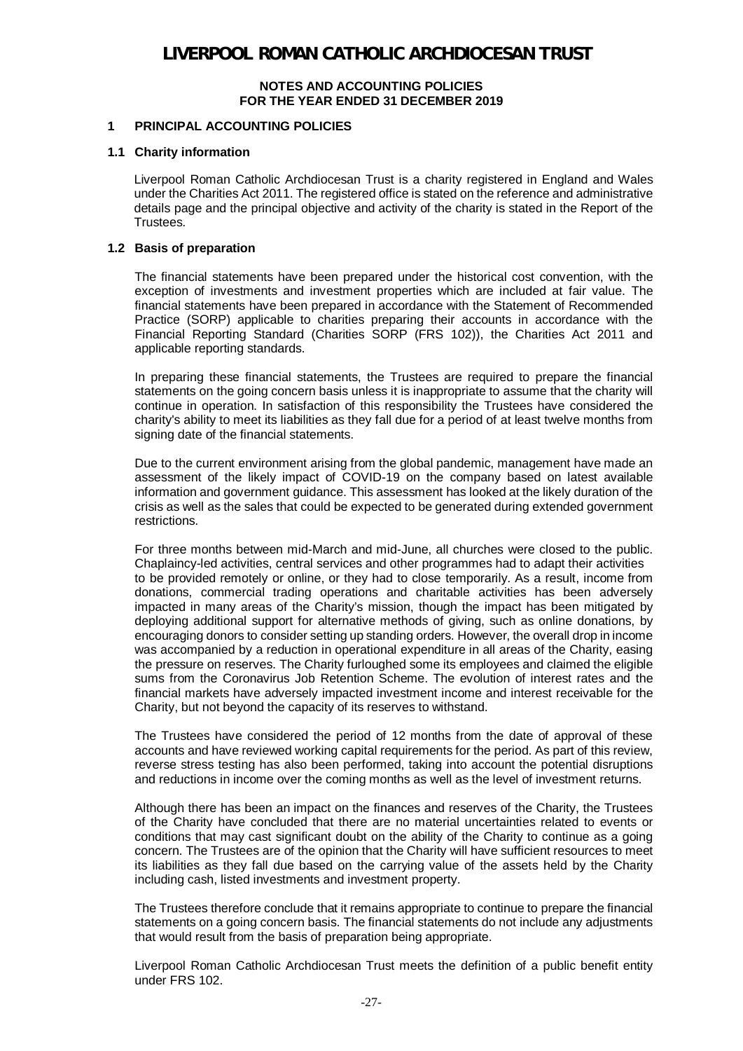# LIVERPOOL ROMAN CATHOLIC ARCHDIOCESAN TRUST

**NOTES AND ACCOUNTING POLICIES**
**FOR THE YEAR ENDED 31 DECEMBER 2019**

## 1 PRINCIPAL ACCOUNTING POLICIES

### 1.1 Charity information

Liverpool Roman Catholic Archdiocesan Trust is a charity registered in England and Wales under the Charities Act 2011. The registered office is stated on the reference and administrative details page and the principal objective and activity of the charity is stated in the Report of the Trustees.

### 1.2 Basis of preparation

The financial statements have been prepared under the historical cost convention, with the exception of investments and investment properties which are included at fair value. The financial statements have been prepared in accordance with the Statement of Recommended Practice (SORP) applicable to charities preparing their accounts in accordance with the Financial Reporting Standard (Charities SORP (FRS 102)), the Charities Act 2011 and applicable reporting standards.

In preparing these financial statements, the Trustees are required to prepare the financial statements on the going concern basis unless it is inappropriate to assume that the charity will continue in operation. In satisfaction of this responsibility the Trustees have considered the charity's ability to meet its liabilities as they fall due for a period of at least twelve months from signing date of the financial statements.

Due to the current environment arising from the global pandemic, management have made an assessment of the likely impact of COVID-19 on the company based on latest available information and government guidance. This assessment has looked at the likely duration of the crisis as well as the sales that could be expected to be generated during extended government restrictions.

For three months between mid-March and mid-June, all churches were closed to the public. Chaplaincy-led activities, central services and other programmes had to adapt their activities to be provided remotely or online, or they had to close temporarily. As a result, income from donations, commercial trading operations and charitable activities has been adversely impacted in many areas of the Charity's mission, though the impact has been mitigated by deploying additional support for alternative methods of giving, such as online donations, by encouraging donors to consider setting up standing orders. However, the overall drop in income was accompanied by a reduction in operational expenditure in all areas of the Charity, easing the pressure on reserves. The Charity furloughed some its employees and claimed the eligible sums from the Coronavirus Job Retention Scheme. The evolution of interest rates and the financial markets have adversely impacted investment income and interest receivable for the Charity, but not beyond the capacity of its reserves to withstand.

The Trustees have considered the period of 12 months from the date of approval of these accounts and have reviewed working capital requirements for the period. As part of this review, reverse stress testing has also been performed, taking into account the potential disruptions and reductions in income over the coming months as well as the level of investment returns.

Although there has been an impact on the finances and reserves of the Charity, the Trustees of the Charity have concluded that there are no material uncertainties related to events or conditions that may cast significant doubt on the ability of the Charity to continue as a going concern. The Trustees are of the opinion that the Charity will have sufficient resources to meet its liabilities as they fall due based on the carrying value of the assets held by the Charity including cash, listed investments and investment property.

The Trustees therefore conclude that it remains appropriate to continue to prepare the financial statements on a going concern basis. The financial statements do not include any adjustments that would result from the basis of preparation being appropriate.

Liverpool Roman Catholic Archdiocesan Trust meets the definition of a public benefit entity under FRS 102.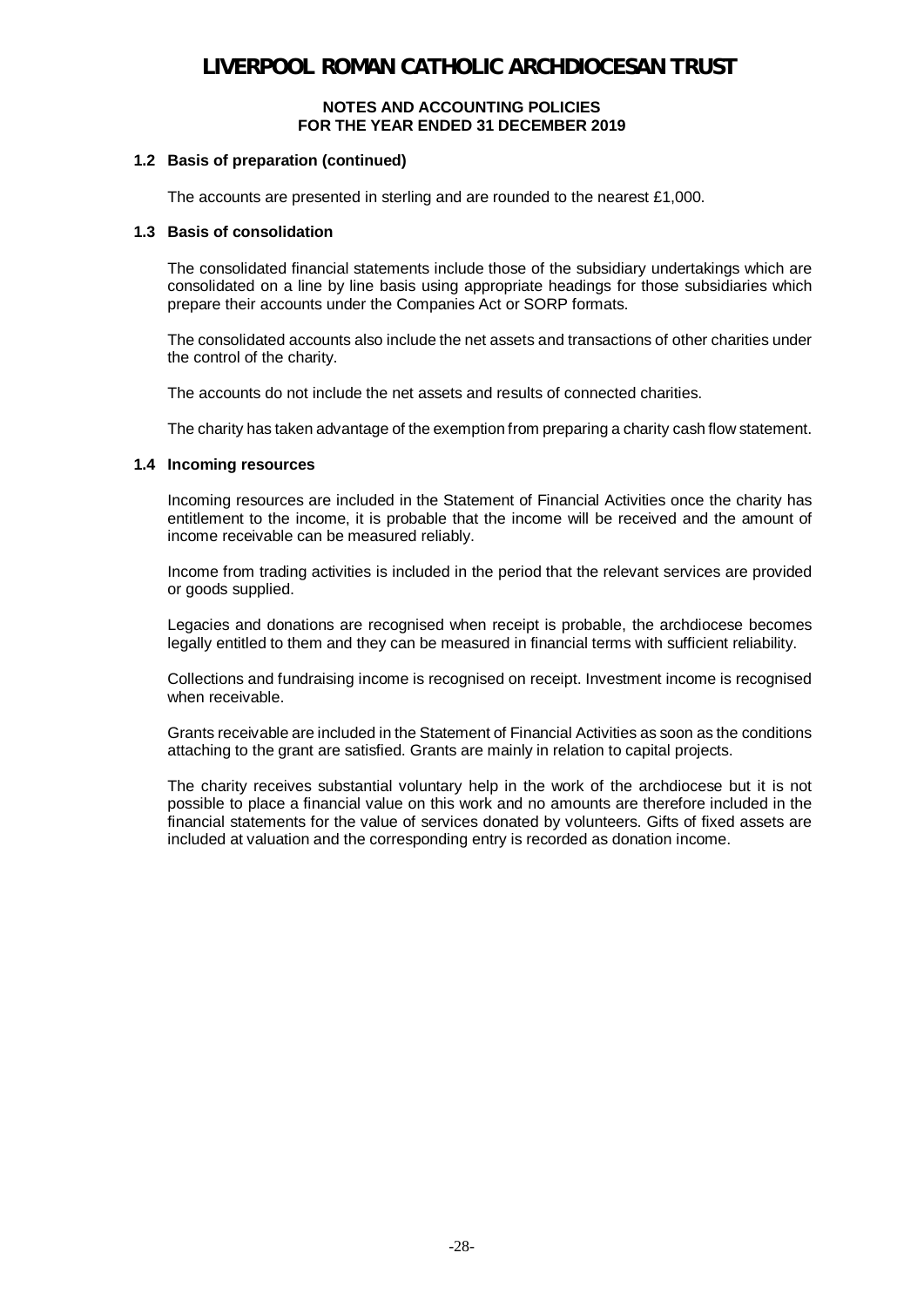### 1.2 Basis of preparation (continued)

The accounts are presented in sterling and are rounded to the nearest £1,000.

### 1.3 Basis of consolidation

The consolidated financial statements include those of the subsidiary undertakings which are consolidated on a line by line basis using appropriate headings for those subsidiaries which prepare their accounts under the Companies Act or SORP formats.

The consolidated accounts also include the net assets and transactions of other charities under the control of the charity.

The accounts do not include the net assets and results of connected charities.

The charity has taken advantage of the exemption from preparing a charity cash flow statement.

### 1.4 Incoming resources

Incoming resources are included in the Statement of Financial Activities once the charity has entitlement to the income, it is probable that the income will be received and the amount of income receivable can be measured reliably.

Income from trading activities is included in the period that the relevant services are provided or goods supplied.

Legacies and donations are recognised when receipt is probable, the archdiocese becomes legally entitled to them and they can be measured in financial terms with sufficient reliability.

Collections and fundraising income is recognised on receipt. Investment income is recognised when receivable.

Grants receivable are included in the Statement of Financial Activities as soon as the conditions attaching to the grant are satisfied. Grants are mainly in relation to capital projects.

The charity receives substantial voluntary help in the work of the archdiocese but it is not possible to place a financial value on this work and no amounts are therefore included in the financial statements for the value of services donated by volunteers. Gifts of fixed assets are included at valuation and the corresponding entry is recorded as donation income.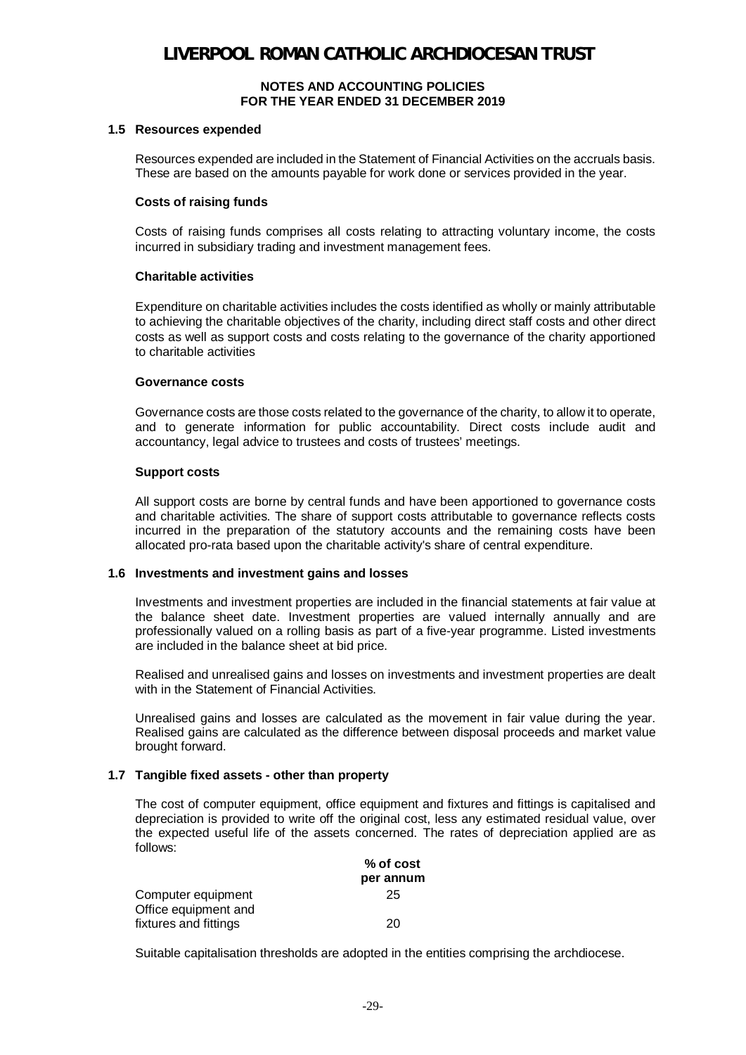### 1.5 Resources expended

Resources expended are included in the Statement of Financial Activities on the accruals basis. These are based on the amounts payable for work done or services provided in the year.

**Costs of raising funds**

Costs of raising funds comprises all costs relating to attracting voluntary income, the costs incurred in subsidiary trading and investment management fees.

**Charitable activities**

Expenditure on charitable activities includes the costs identified as wholly or mainly attributable to achieving the charitable objectives of the charity, including direct staff costs and other direct costs as well as support costs and costs relating to the governance of the charity apportioned to charitable activities

**Governance costs**

Governance costs are those costs related to the governance of the charity, to allow it to operate, and to generate information for public accountability. Direct costs include audit and accountancy, legal advice to trustees and costs of trustees' meetings.

**Support costs**

All support costs are borne by central funds and have been apportioned to governance costs and charitable activities. The share of support costs attributable to governance reflects costs incurred in the preparation of the statutory accounts and the remaining costs have been allocated pro-rata based upon the charitable activity's share of central expenditure.

### 1.6 Investments and investment gains and losses

Investments and investment properties are included in the financial statements at fair value at the balance sheet date. Investment properties are valued internally annually and are professionally valued on a rolling basis as part of a five-year programme. Listed investments are included in the balance sheet at bid price.

Realised and unrealised gains and losses on investments and investment properties are dealt with in the Statement of Financial Activities.

Unrealised gains and losses are calculated as the movement in fair value during the year. Realised gains are calculated as the difference between disposal proceeds and market value brought forward.

### 1.7 Tangible fixed assets - other than property

The cost of computer equipment, office equipment and fixtures and fittings is capitalised and depreciation is provided to write off the original cost, less any estimated residual value, over the expected useful life of the assets concerned. The rates of depreciation applied are as follows:

| | % of cost per annum |
|---|---|
| Computer equipment | 25 |
| Office equipment and fixtures and fittings | 20 |

Suitable capitalisation thresholds are adopted in the entities comprising the archdiocese.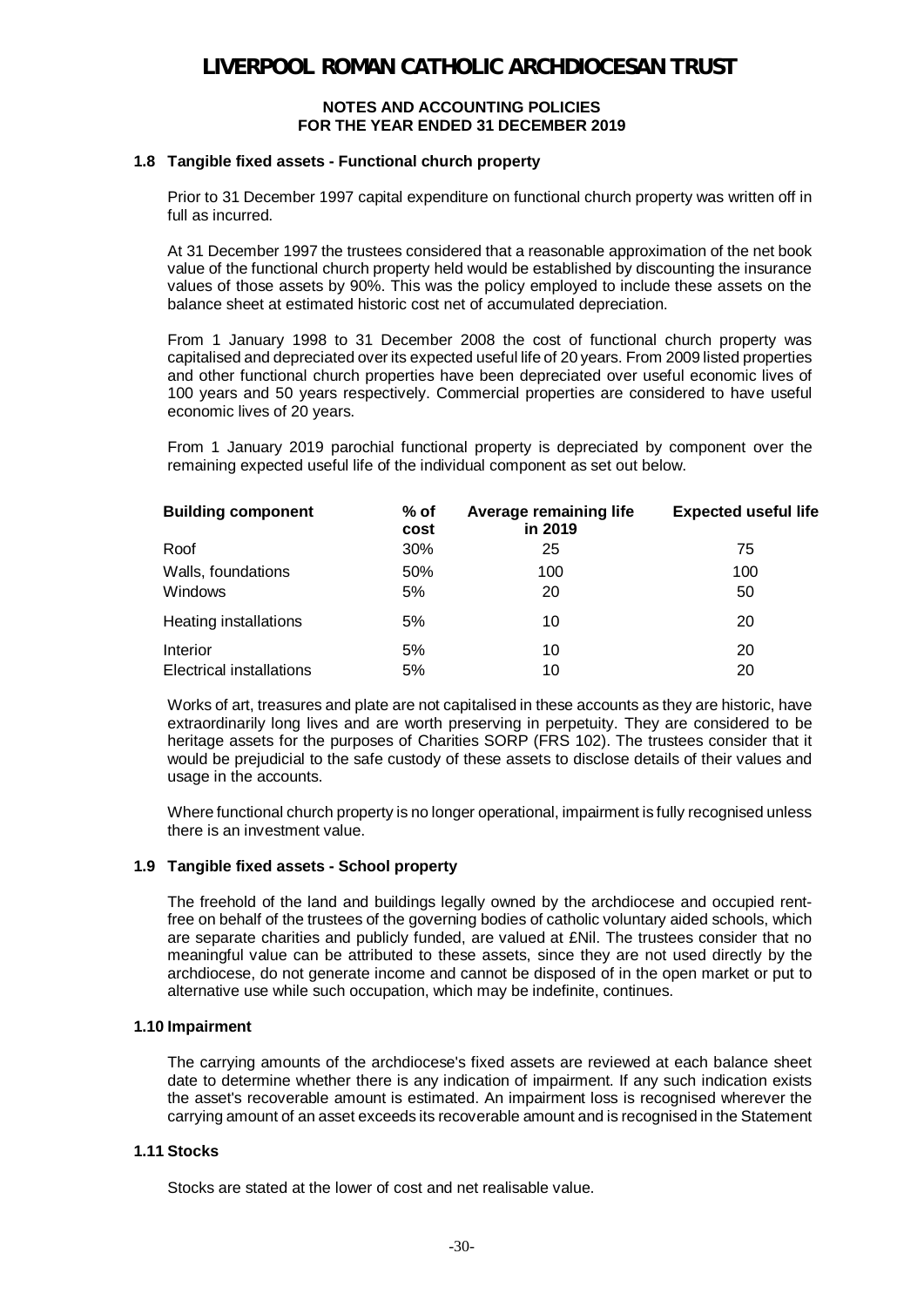## 1.8 Tangible fixed assets - Functional church property

Prior to 31 December 1997 capital expenditure on functional church property was written off in full as incurred.

At 31 December 1997 the trustees considered that a reasonable approximation of the net book value of the functional church property held would be established by discounting the insurance values of those assets by 90%. This was the policy employed to include these assets on the balance sheet at estimated historic cost net of accumulated depreciation.

From 1 January 1998 to 31 December 2008 the cost of functional church property was capitalised and depreciated over its expected useful life of 20 years. From 2009 listed properties and other functional church properties have been depreciated over useful economic lives of 100 years and 50 years respectively. Commercial properties are considered to have useful economic lives of 20 years.

From 1 January 2019 parochial functional property is depreciated by component over the remaining expected useful life of the individual component as set out below.

| Building component | % of cost | Average remaining life in 2019 | Expected useful life |
|---|---|---|---|
| Roof | 30% | 25 | 75 |
| Walls, foundations | 50% | 100 | 100 |
| Windows | 5% | 20 | 50 |
| Heating installations | 5% | 10 | 20 |
| Interior | 5% | 10 | 20 |
| Electrical installations | 5% | 10 | 20 |

Works of art, treasures and plate are not capitalised in these accounts as they are historic, have extraordinarily long lives and are worth preserving in perpetuity. They are considered to be heritage assets for the purposes of Charities SORP (FRS 102). The trustees consider that it would be prejudicial to the safe custody of these assets to disclose details of their values and usage in the accounts.

Where functional church property is no longer operational, impairment is fully recognised unless there is an investment value.

## 1.9 Tangible fixed assets - School property

The freehold of the land and buildings legally owned by the archdiocese and occupied rent-free on behalf of the trustees of the governing bodies of catholic voluntary aided schools, which are separate charities and publicly funded, are valued at £Nil. The trustees consider that no meaningful value can be attributed to these assets, since they are not used directly by the archdiocese, do not generate income and cannot be disposed of in the open market or put to alternative use while such occupation, which may be indefinite, continues.

## 1.10 Impairment

The carrying amounts of the archdiocese's fixed assets are reviewed at each balance sheet date to determine whether there is any indication of impairment. If any such indication exists the asset's recoverable amount is estimated. An impairment loss is recognised wherever the carrying amount of an asset exceeds its recoverable amount and is recognised in the Statement

## 1.11 Stocks

Stocks are stated at the lower of cost and net realisable value.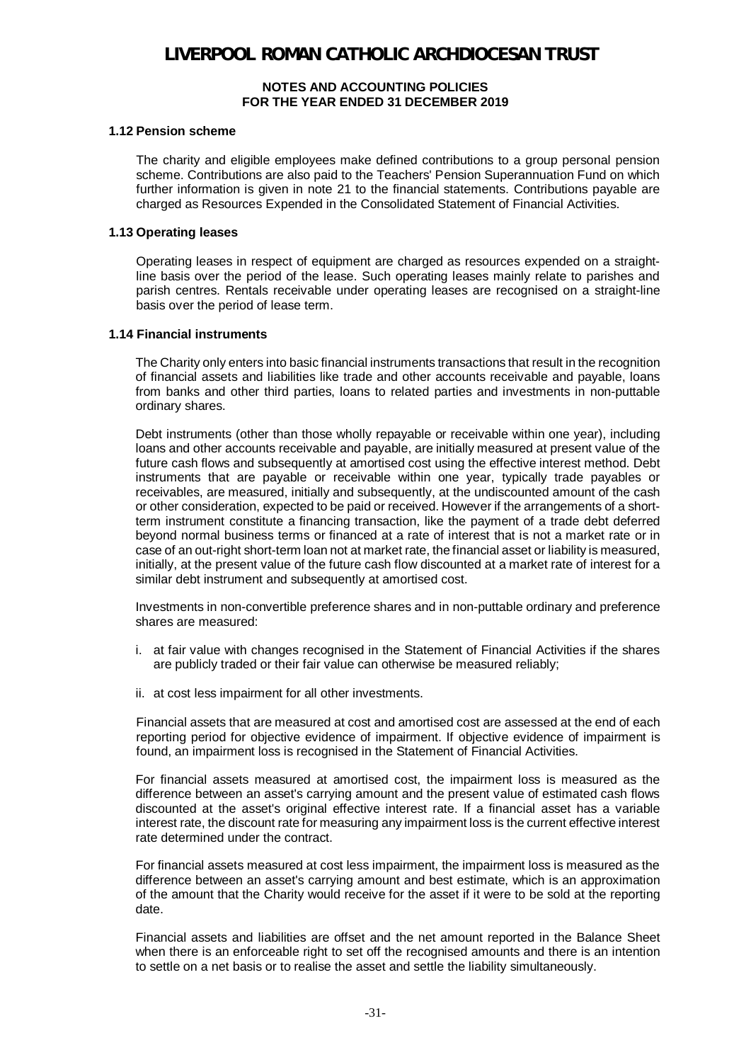# LIVERPOOL ROMAN CATHOLIC ARCHDIOCESAN TRUST

**NOTES AND ACCOUNTING POLICIES**
**FOR THE YEAR ENDED 31 DECEMBER 2019**

### 1.12 Pension scheme

The charity and eligible employees make defined contributions to a group personal pension scheme. Contributions are also paid to the Teachers' Pension Superannuation Fund on which further information is given in note 21 to the financial statements. Contributions payable are charged as Resources Expended in the Consolidated Statement of Financial Activities.

### 1.13 Operating leases

Operating leases in respect of equipment are charged as resources expended on a straight-line basis over the period of the lease. Such operating leases mainly relate to parishes and parish centres. Rentals receivable under operating leases are recognised on a straight-line basis over the period of lease term.

### 1.14 Financial instruments

The Charity only enters into basic financial instruments transactions that result in the recognition of financial assets and liabilities like trade and other accounts receivable and payable, loans from banks and other third parties, loans to related parties and investments in non-puttable ordinary shares.

Debt instruments (other than those wholly repayable or receivable within one year), including loans and other accounts receivable and payable, are initially measured at present value of the future cash flows and subsequently at amortised cost using the effective interest method. Debt instruments that are payable or receivable within one year, typically trade payables or receivables, are measured, initially and subsequently, at the undiscounted amount of the cash or other consideration, expected to be paid or received. However if the arrangements of a short-term instrument constitute a financing transaction, like the payment of a trade debt deferred beyond normal business terms or financed at a rate of interest that is not a market rate or in case of an out-right short-term loan not at market rate, the financial asset or liability is measured, initially, at the present value of the future cash flow discounted at a market rate of interest for a similar debt instrument and subsequently at amortised cost.

Investments in non-convertible preference shares and in non-puttable ordinary and preference shares are measured:

i. at fair value with changes recognised in the Statement of Financial Activities if the shares are publicly traded or their fair value can otherwise be measured reliably;

ii. at cost less impairment for all other investments.

Financial assets that are measured at cost and amortised cost are assessed at the end of each reporting period for objective evidence of impairment. If objective evidence of impairment is found, an impairment loss is recognised in the Statement of Financial Activities.

For financial assets measured at amortised cost, the impairment loss is measured as the difference between an asset's carrying amount and the present value of estimated cash flows discounted at the asset's original effective interest rate. If a financial asset has a variable interest rate, the discount rate for measuring any impairment loss is the current effective interest rate determined under the contract.

For financial assets measured at cost less impairment, the impairment loss is measured as the difference between an asset's carrying amount and best estimate, which is an approximation of the amount that the Charity would receive for the asset if it were to be sold at the reporting date.

Financial assets and liabilities are offset and the net amount reported in the Balance Sheet when there is an enforceable right to set off the recognised amounts and there is an intention to settle on a net basis or to realise the asset and settle the liability simultaneously.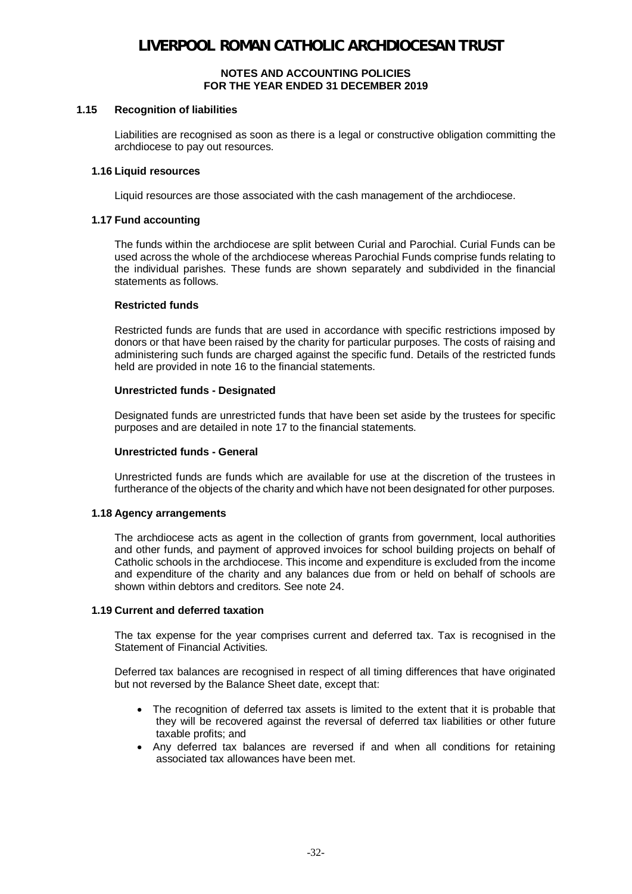### 1.15 Recognition of liabilities

Liabilities are recognised as soon as there is a legal or constructive obligation committing the archdiocese to pay out resources.

### 1.16 Liquid resources

Liquid resources are those associated with the cash management of the archdiocese.

### 1.17 Fund accounting

The funds within the archdiocese are split between Curial and Parochial. Curial Funds can be used across the whole of the archdiocese whereas Parochial Funds comprise funds relating to the individual parishes. These funds are shown separately and subdivided in the financial statements as follows.

**Restricted funds**

Restricted funds are funds that are used in accordance with specific restrictions imposed by donors or that have been raised by the charity for particular purposes. The costs of raising and administering such funds are charged against the specific fund. Details of the restricted funds held are provided in note 16 to the financial statements.

**Unrestricted funds - Designated**

Designated funds are unrestricted funds that have been set aside by the trustees for specific purposes and are detailed in note 17 to the financial statements.

**Unrestricted funds - General**

Unrestricted funds are funds which are available for use at the discretion of the trustees in furtherance of the objects of the charity and which have not been designated for other purposes.

### 1.18 Agency arrangements

The archdiocese acts as agent in the collection of grants from government, local authorities and other funds, and payment of approved invoices for school building projects on behalf of Catholic schools in the archdiocese. This income and expenditure is excluded from the income and expenditure of the charity and any balances due from or held on behalf of schools are shown within debtors and creditors. See note 24.

### 1.19 Current and deferred taxation

The tax expense for the year comprises current and deferred tax. Tax is recognised in the Statement of Financial Activities.

Deferred tax balances are recognised in respect of all timing differences that have originated but not reversed by the Balance Sheet date, except that:

- The recognition of deferred tax assets is limited to the extent that it is probable that they will be recovered against the reversal of deferred tax liabilities or other future taxable profits; and
- Any deferred tax balances are reversed if and when all conditions for retaining associated tax allowances have been met.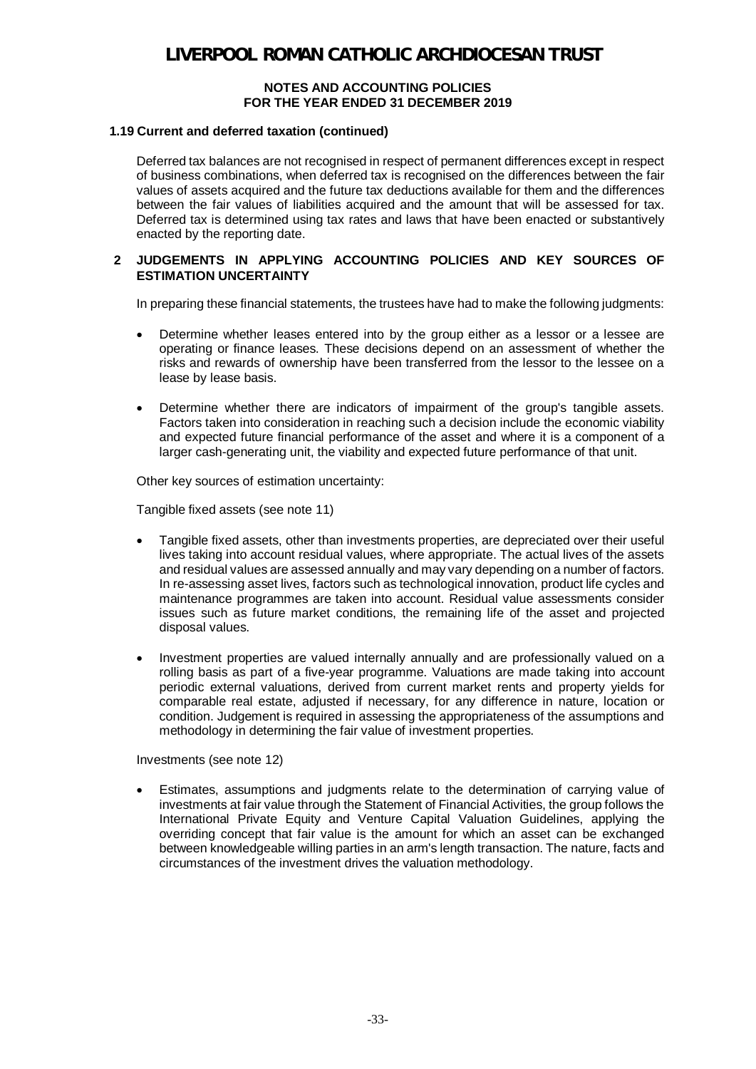### 1.19 Current and deferred taxation (continued)

Deferred tax balances are not recognised in respect of permanent differences except in respect of business combinations, when deferred tax is recognised on the differences between the fair values of assets acquired and the future tax deductions available for them and the differences between the fair values of liabilities acquired and the amount that will be assessed for tax. Deferred tax is determined using tax rates and laws that have been enacted or substantively enacted by the reporting date.

## 2 JUDGEMENTS IN APPLYING ACCOUNTING POLICIES AND KEY SOURCES OF ESTIMATION UNCERTAINTY

In preparing these financial statements, the trustees have had to make the following judgments:

- Determine whether leases entered into by the group either as a lessor or a lessee are operating or finance leases. These decisions depend on an assessment of whether the risks and rewards of ownership have been transferred from the lessor to the lessee on a lease by lease basis.
- Determine whether there are indicators of impairment of the group's tangible assets. Factors taken into consideration in reaching such a decision include the economic viability and expected future financial performance of the asset and where it is a component of a larger cash-generating unit, the viability and expected future performance of that unit.

Other key sources of estimation uncertainty:

Tangible fixed assets (see note 11)

- Tangible fixed assets, other than investments properties, are depreciated over their useful lives taking into account residual values, where appropriate. The actual lives of the assets and residual values are assessed annually and may vary depending on a number of factors. In re-assessing asset lives, factors such as technological innovation, product life cycles and maintenance programmes are taken into account. Residual value assessments consider issues such as future market conditions, the remaining life of the asset and projected disposal values.
- Investment properties are valued internally annually and are professionally valued on a rolling basis as part of a five-year programme. Valuations are made taking into account periodic external valuations, derived from current market rents and property yields for comparable real estate, adjusted if necessary, for any difference in nature, location or condition. Judgement is required in assessing the appropriateness of the assumptions and methodology in determining the fair value of investment properties.

Investments (see note 12)

- Estimates, assumptions and judgments relate to the determination of carrying value of investments at fair value through the Statement of Financial Activities, the group follows the International Private Equity and Venture Capital Valuation Guidelines, applying the overriding concept that fair value is the amount for which an asset can be exchanged between knowledgeable willing parties in an arm's length transaction. The nature, facts and circumstances of the investment drives the valuation methodology.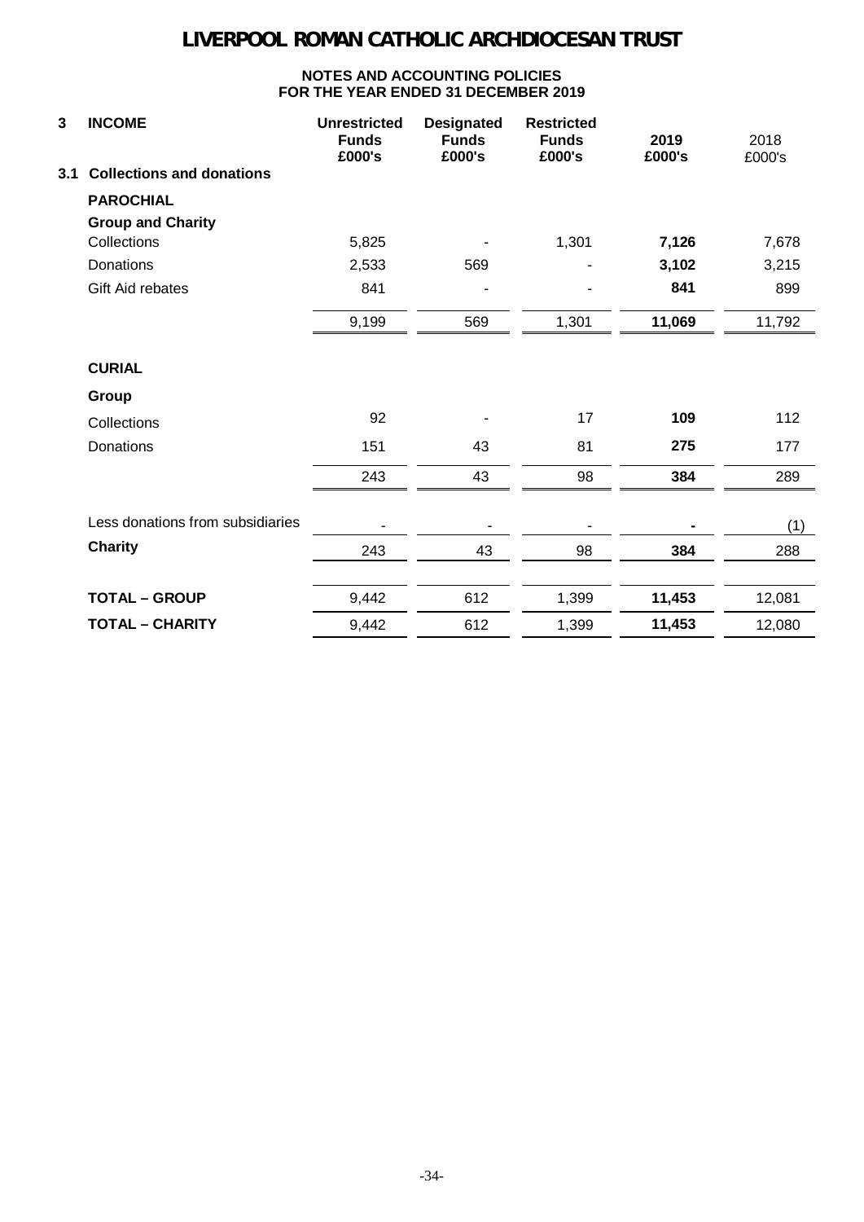# LIVERPOOL ROMAN CATHOLIC ARCHDIOCESAN TRUST

**NOTES AND ACCOUNTING POLICIES**
**FOR THE YEAR ENDED 31 DECEMBER 2019**

| **3 INCOME** | **Unrestricted Funds £000's** | **Designated Funds £000's** | **Restricted Funds £000's** | **2019 £000's** | 2018 £000's |
|---|---|---|---|---|---|
| **3.1 Collections and donations** | | | | | |
| **PAROCHIAL** | | | | | |
| **Group and Charity** | | | | | |
| Collections | 5,825 | - | 1,301 | **7,126** | 7,678 |
| Donations | 2,533 | 569 | - | **3,102** | 3,215 |
| Gift Aid rebates | 841 | - | - | **841** | 899 |
| | 9,199 | 569 | 1,301 | **11,069** | 11,792 |
| **CURIAL** | | | | | |
| **Group** | | | | | |
| Collections | 92 | - | 17 | **109** | 112 |
| Donations | 151 | 43 | 81 | **275** | 177 |
| | 243 | 43 | 98 | **384** | 289 |
| Less donations from subsidiaries | - | - | - | **-** | (1) |
| **Charity** | 243 | 43 | 98 | **384** | 288 |
| **TOTAL – GROUP** | 9,442 | 612 | 1,399 | **11,453** | 12,081 |
| **TOTAL – CHARITY** | 9,442 | 612 | 1,399 | **11,453** | 12,080 |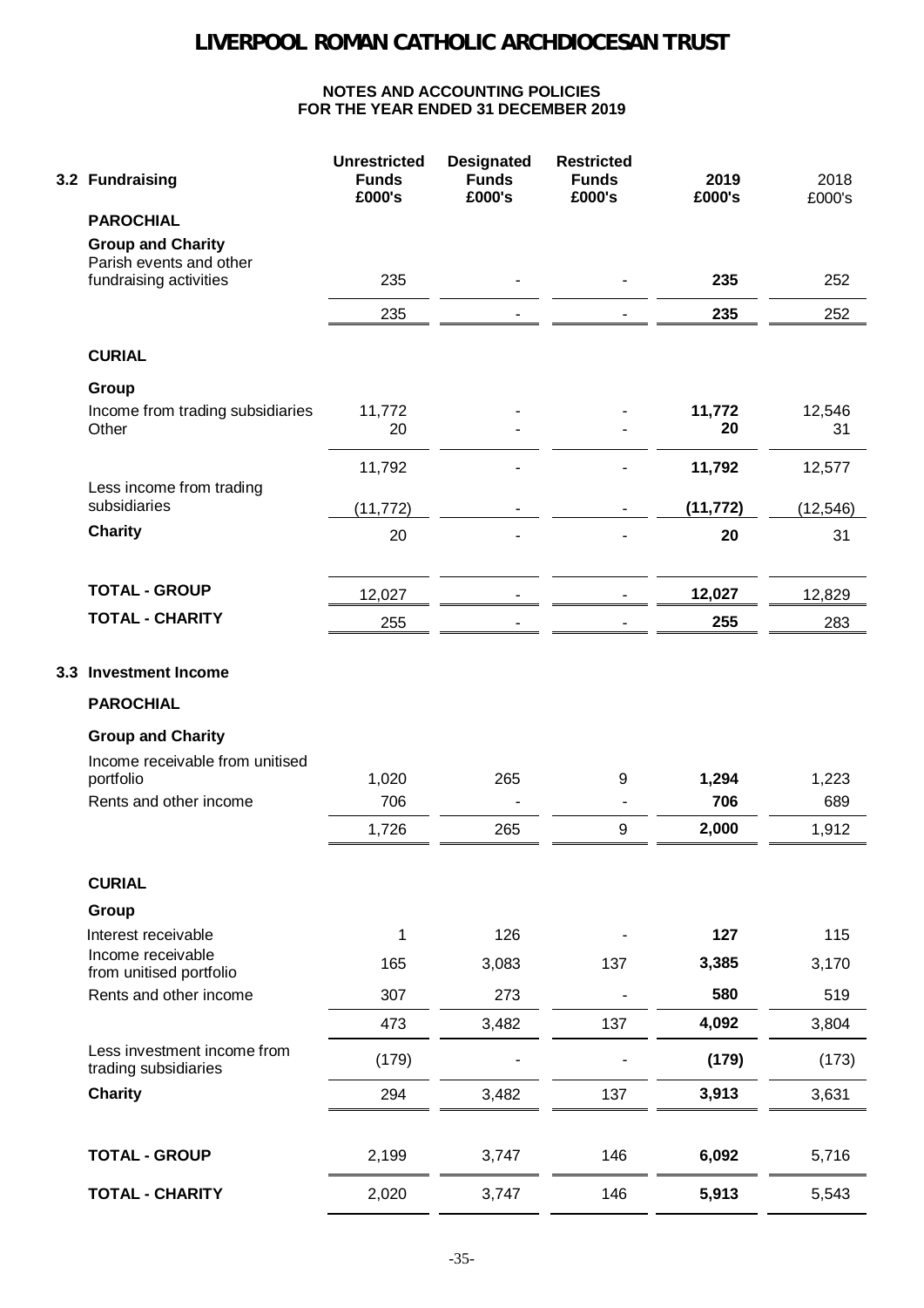# LIVERPOOL ROMAN CATHOLIC ARCHDIOCESAN TRUST

## NOTES AND ACCOUNTING POLICIES FOR THE YEAR ENDED 31 DECEMBER 2019

| 3.2 Fundraising | Unrestricted Funds £000's | Designated Funds £000's | Restricted Funds £000's | 2019 £000's | 2018 £000's |
|---|---|---|---|---|---|
| **PAROCHIAL** | | | | | |
| **Group and Charity** | | | | | |
| Parish events and other fundraising activities | 235 | - | - | **235** | 252 |
| | 235 | - | - | **235** | 252 |
| **CURIAL** | | | | | |
| **Group** | | | | | |
| Income from trading subsidiaries | 11,772 | - | - | **11,772** | 12,546 |
| Other | 20 | - | - | **20** | 31 |
| | 11,792 | - | - | **11,792** | 12,577 |
| Less income from trading subsidiaries | (11,772) | - | - | **(11,772)** | (12,546) |
| **Charity** | 20 | - | - | **20** | 31 |
| **TOTAL - GROUP** | 12,027 | - | - | **12,027** | 12,829 |
| **TOTAL - CHARITY** | 255 | - | - | **255** | 283 |

| 3.3 Investment Income | Unrestricted Funds £000's | Designated Funds £000's | Restricted Funds £000's | 2019 £000's | 2018 £000's |
|---|---|---|---|---|---|
| **PAROCHIAL** | | | | | |
| **Group and Charity** | | | | | |
| Income receivable from unitised portfolio | 1,020 | 265 | 9 | **1,294** | 1,223 |
| Rents and other income | 706 | - | - | **706** | 689 |
| | 1,726 | 265 | 9 | **2,000** | 1,912 |
| **CURIAL** | | | | | |
| **Group** | | | | | |
| Interest receivable | 1 | 126 | - | **127** | 115 |
| Income receivable from unitised portfolio | 165 | 3,083 | 137 | **3,385** | 3,170 |
| Rents and other income | 307 | 273 | - | **580** | 519 |
| | 473 | 3,482 | 137 | **4,092** | 3,804 |
| Less investment income from trading subsidiaries | (179) | - | - | **(179)** | (173) |
| **Charity** | 294 | 3,482 | 137 | **3,913** | 3,631 |
| **TOTAL - GROUP** | 2,199 | 3,747 | 146 | **6,092** | 5,716 |
| **TOTAL - CHARITY** | 2,020 | 3,747 | 146 | **5,913** | 5,543 |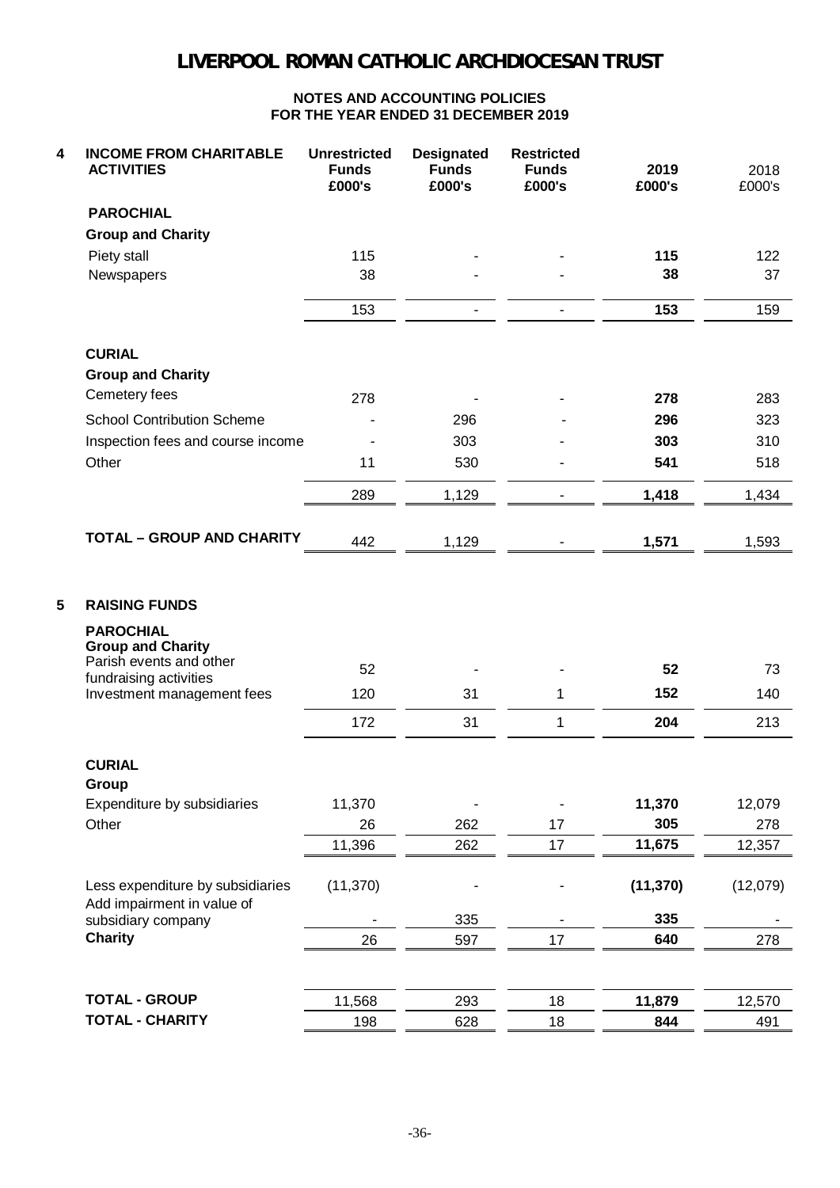# LIVERPOOL ROMAN CATHOLIC ARCHDIOCESAN TRUST

**NOTES AND ACCOUNTING POLICIES**
**FOR THE YEAR ENDED 31 DECEMBER 2019**

## 4 INCOME FROM CHARITABLE ACTIVITIES

| | Unrestricted Funds £000's | Designated Funds £000's | Restricted Funds £000's | 2019 £000's | 2018 £000's |
|---|---|---|---|---|---|
| **PAROCHIAL** | | | | | |
| **Group and Charity** | | | | | |
| Piety stall | 115 | - | - | **115** | 122 |
| Newspapers | 38 | - | - | **38** | 37 |
| | 153 | - | - | **153** | 159 |
| **CURIAL** | | | | | |
| **Group and Charity** | | | | | |
| Cemetery fees | 278 | - | - | **278** | 283 |
| School Contribution Scheme | - | 296 | - | **296** | 323 |
| Inspection fees and course income | - | 303 | - | **303** | 310 |
| Other | 11 | 530 | - | **541** | 518 |
| | 289 | 1,129 | - | **1,418** | 1,434 |
| **TOTAL – GROUP AND CHARITY** | 442 | 1,129 | - | **1,571** | 1,593 |

## 5 RAISING FUNDS

| | Unrestricted Funds £000's | Designated Funds £000's | Restricted Funds £000's | 2019 £000's | 2018 £000's |
|---|---|---|---|---|---|
| **PAROCHIAL** | | | | | |
| **Group and Charity** | | | | | |
| Parish events and other fundraising activities | 52 | - | - | **52** | 73 |
| Investment management fees | 120 | 31 | 1 | **152** | 140 |
| | 172 | 31 | 1 | **204** | 213 |
| **CURIAL** | | | | | |
| **Group** | | | | | |
| Expenditure by subsidiaries | 11,370 | - | - | **11,370** | 12,079 |
| Other | 26 | 262 | 17 | **305** | 278 |
| | 11,396 | 262 | 17 | **11,675** | 12,357 |
| Less expenditure by subsidiaries | (11,370) | - | - | **(11,370)** | (12,079) |
| Add impairment in value of subsidiary company | - | 335 | - | **335** | - |
| **Charity** | 26 | 597 | 17 | **640** | 278 |
| **TOTAL - GROUP** | 11,568 | 293 | 18 | **11,879** | 12,570 |
| **TOTAL - CHARITY** | 198 | 628 | 18 | **844** | 491 |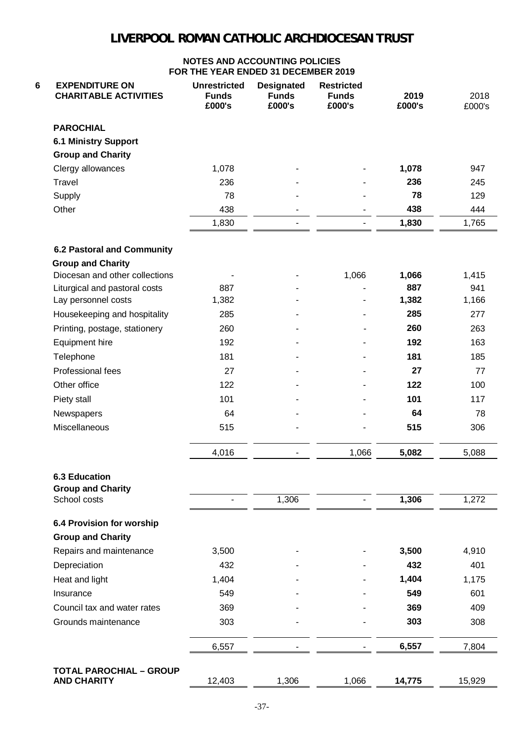# LIVERPOOL ROMAN CATHOLIC ARCHDIOCESAN TRUST

## NOTES AND ACCOUNTING POLICIES
## FOR THE YEAR ENDED 31 DECEMBER 2019

| 6 EXPENDITURE ON CHARITABLE ACTIVITIES | Unrestricted Funds £000's | Designated Funds £000's | Restricted Funds £000's | 2019 £000's | 2018 £000's |
|---|---|---|---|---|---|
| **PAROCHIAL** | | | | | |
| **6.1 Ministry Support** | | | | | |
| **Group and Charity** | | | | | |
| Clergy allowances | 1,078 | - | - | **1,078** | 947 |
| Travel | 236 | - | - | **236** | 245 |
| Supply | 78 | - | - | **78** | 129 |
| Other | 438 | - | - | **438** | 444 |
| | 1,830 | - | - | **1,830** | 1,765 |
| **6.2 Pastoral and Community** | | | | | |
| **Group and Charity** | | | | | |
| Diocesan and other collections | - | - | 1,066 | **1,066** | 1,415 |
| Liturgical and pastoral costs | 887 | - | - | **887** | 941 |
| Lay personnel costs | 1,382 | - | - | **1,382** | 1,166 |
| Housekeeping and hospitality | 285 | - | - | **285** | 277 |
| Printing, postage, stationery | 260 | - | - | **260** | 263 |
| Equipment hire | 192 | - | - | **192** | 163 |
| Telephone | 181 | - | - | **181** | 185 |
| Professional fees | 27 | - | - | **27** | 77 |
| Other office | 122 | - | - | **122** | 100 |
| Piety stall | 101 | - | - | **101** | 117 |
| Newspapers | 64 | - | - | **64** | 78 |
| Miscellaneous | 515 | - | - | **515** | 306 |
| | 4,016 | - | 1,066 | **5,082** | 5,088 |
| **6.3 Education** | | | | | |
| **Group and Charity** | | | | | |
| School costs | - | 1,306 | - | **1,306** | 1,272 |
| **6.4 Provision for worship** | | | | | |
| **Group and Charity** | | | | | |
| Repairs and maintenance | 3,500 | - | - | **3,500** | 4,910 |
| Depreciation | 432 | - | - | **432** | 401 |
| Heat and light | 1,404 | - | - | **1,404** | 1,175 |
| Insurance | 549 | - | - | **549** | 601 |
| Council tax and water rates | 369 | - | - | **369** | 409 |
| Grounds maintenance | 303 | - | - | **303** | 308 |
| | 6,557 | - | - | **6,557** | 7,804 |
| **TOTAL PAROCHIAL – GROUP AND CHARITY** | 12,403 | 1,306 | 1,066 | **14,775** | 15,929 |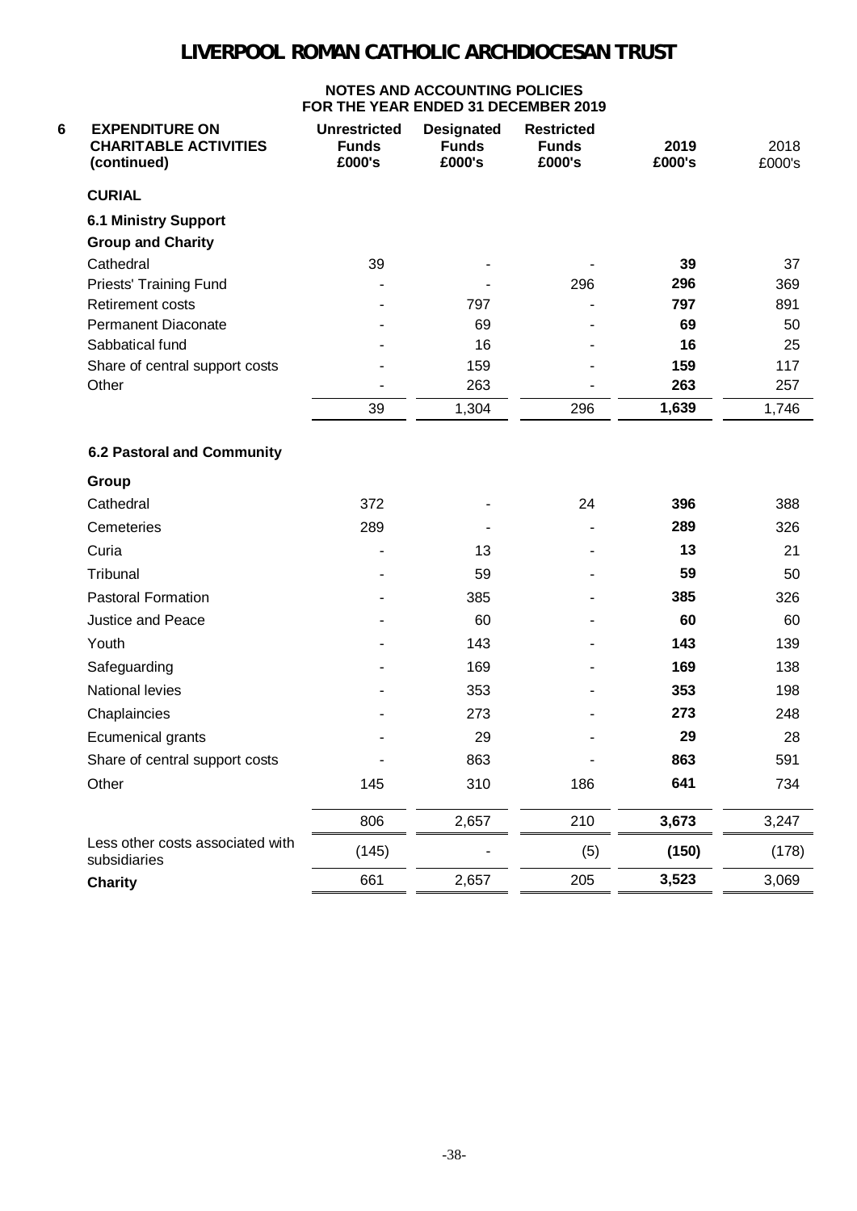# LIVERPOOL ROMAN CATHOLIC ARCHDIOCESAN TRUST

**NOTES AND ACCOUNTING POLICIES**
**FOR THE YEAR ENDED 31 DECEMBER 2019**

| 6 EXPENDITURE ON CHARITABLE ACTIVITIES (continued) | Unrestricted Funds £000's | Designated Funds £000's | Restricted Funds £000's | 2019 £000's | 2018 £000's |
|---|---|---|---|---|---|
| **CURIAL** | | | | | |
| **6.1 Ministry Support** | | | | | |
| **Group and Charity** | | | | | |
| Cathedral | 39 | - | - | **39** | 37 |
| Priests' Training Fund | - | - | 296 | **296** | 369 |
| Retirement costs | - | 797 | - | **797** | 891 |
| Permanent Diaconate | - | 69 | - | **69** | 50 |
| Sabbatical fund | - | 16 | - | **16** | 25 |
| Share of central support costs | - | 159 | - | **159** | 117 |
| Other | - | 263 | - | **263** | 257 |
| | 39 | 1,304 | 296 | **1,639** | 1,746 |

| **6.2 Pastoral and Community** | Unrestricted Funds £000's | Designated Funds £000's | Restricted Funds £000's | 2019 £000's | 2018 £000's |
|---|---|---|---|---|---|
| **Group** | | | | | |
| Cathedral | 372 | - | 24 | **396** | 388 |
| Cemeteries | 289 | - | - | **289** | 326 |
| Curia | - | 13 | - | **13** | 21 |
| Tribunal | - | 59 | - | **59** | 50 |
| Pastoral Formation | - | 385 | - | **385** | 326 |
| Justice and Peace | - | 60 | - | **60** | 60 |
| Youth | - | 143 | - | **143** | 139 |
| Safeguarding | - | 169 | - | **169** | 138 |
| National levies | - | 353 | - | **353** | 198 |
| Chaplaincies | - | 273 | - | **273** | 248 |
| Ecumenical grants | - | 29 | - | **29** | 28 |
| Share of central support costs | - | 863 | - | **863** | 591 |
| Other | 145 | 310 | 186 | **641** | 734 |
| | 806 | 2,657 | 210 | **3,673** | 3,247 |
| Less other costs associated with subsidiaries | (145) | - | (5) | **(150)** | (178) |
| **Charity** | 661 | 2,657 | 205 | **3,523** | 3,069 |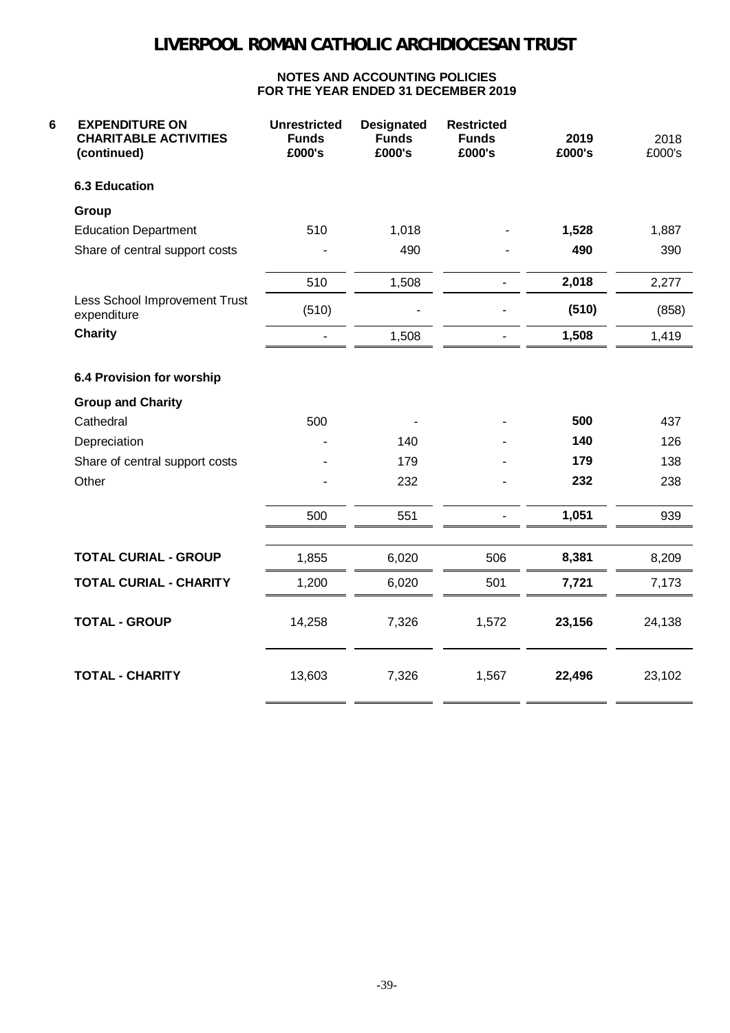# LIVERPOOL ROMAN CATHOLIC ARCHDIOCESAN TRUST

**NOTES AND ACCOUNTING POLICIES**
**FOR THE YEAR ENDED 31 DECEMBER 2019**

| **6 EXPENDITURE ON CHARITABLE ACTIVITIES (continued)** | **Unrestricted Funds £000's** | **Designated Funds £000's** | **Restricted Funds £000's** | **2019 £000's** | 2018 £000's |
|---|---|---|---|---|---|
| **6.3 Education** | | | | | |
| **Group** | | | | | |
| Education Department | 510 | 1,018 | - | **1,528** | 1,887 |
| Share of central support costs | - | 490 | - | **490** | 390 |
| | 510 | 1,508 | - | **2,018** | 2,277 |
| Less School Improvement Trust expenditure | (510) | - | - | **(510)** | (858) |
| **Charity** | - | 1,508 | - | **1,508** | 1,419 |
| **6.4 Provision for worship** | | | | | |
| **Group and Charity** | | | | | |
| Cathedral | 500 | - | - | **500** | 437 |
| Depreciation | - | 140 | - | **140** | 126 |
| Share of central support costs | - | 179 | - | **179** | 138 |
| Other | - | 232 | - | **232** | 238 |
| | 500 | 551 | - | **1,051** | 939 |
| **TOTAL CURIAL - GROUP** | 1,855 | 6,020 | 506 | **8,381** | 8,209 |
| **TOTAL CURIAL - CHARITY** | 1,200 | 6,020 | 501 | **7,721** | 7,173 |
| **TOTAL - GROUP** | 14,258 | 7,326 | 1,572 | **23,156** | 24,138 |
| **TOTAL - CHARITY** | 13,603 | 7,326 | 1,567 | **22,496** | 23,102 |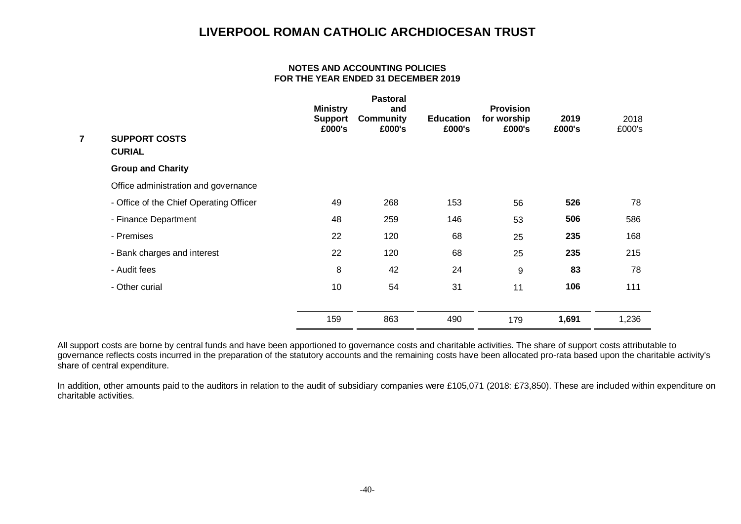# LIVERPOOL ROMAN CATHOLIC ARCHDIOCESAN TRUST

**NOTES AND ACCOUNTING POLICIES**
**FOR THE YEAR ENDED 31 DECEMBER 2019**

| | Ministry Support £000's | Pastoral and Community £000's | Education £000's | Provision for worship £000's | 2019 £000's | 2018 £000's |
|---|---|---|---|---|---|---|
| **7 SUPPORT COSTS** | | | | | | |
| **CURIAL** | | | | | | |
| **Group and Charity** | | | | | | |
| Office administration and governance | | | | | | |
| - Office of the Chief Operating Officer | 49 | 268 | 153 | 56 | **526** | 78 |
| - Finance Department | 48 | 259 | 146 | 53 | **506** | 586 |
| - Premises | 22 | 120 | 68 | 25 | **235** | 168 |
| - Bank charges and interest | 22 | 120 | 68 | 25 | **235** | 215 |
| - Audit fees | 8 | 42 | 24 | 9 | **83** | 78 |
| - Other curial | 10 | 54 | 31 | 11 | **106** | 111 |
| | 159 | 863 | 490 | 179 | **1,691** | 1,236 |

All support costs are borne by central funds and have been apportioned to governance costs and charitable activities. The share of support costs attributable to governance reflects costs incurred in the preparation of the statutory accounts and the remaining costs have been allocated pro-rata based upon the charitable activity's share of central expenditure.

In addition, other amounts paid to the auditors in relation to the audit of subsidiary companies were £105,071 (2018: £73,850). These are included within expenditure on charitable activities.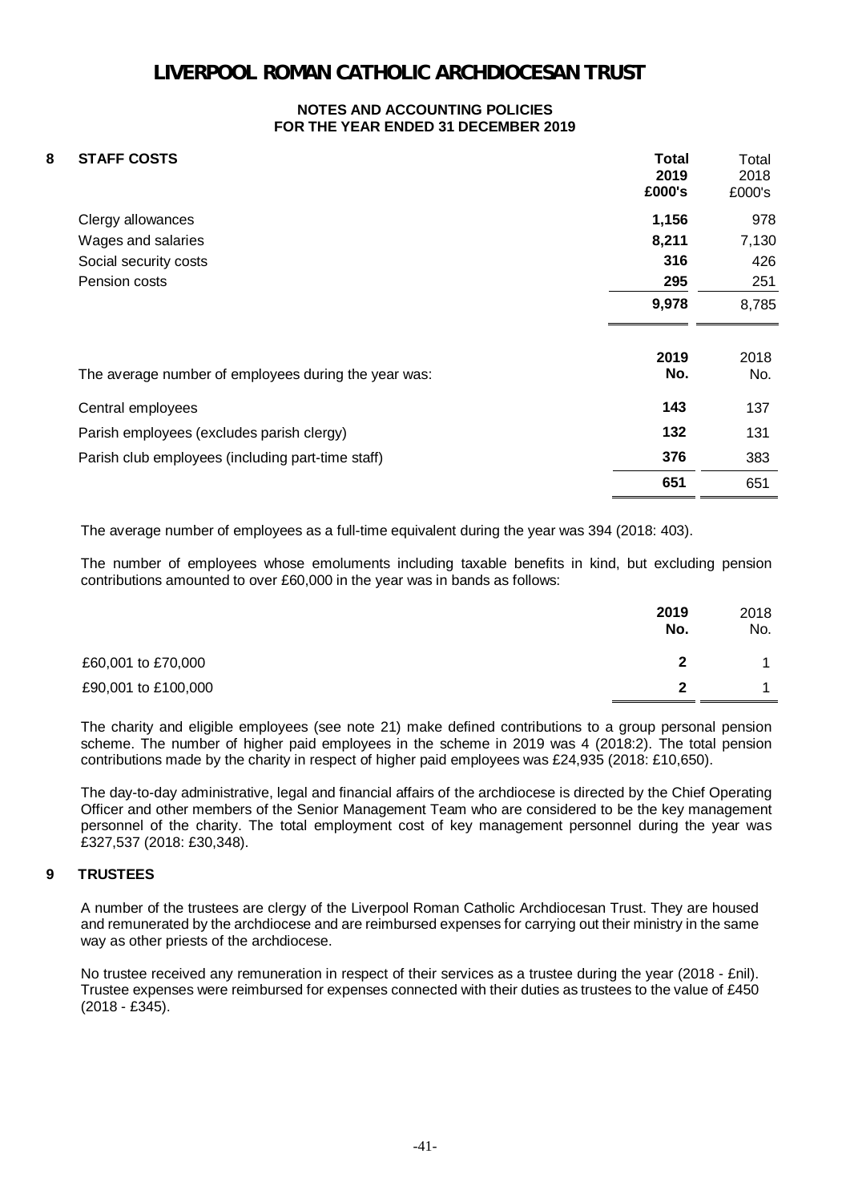# LIVERPOOL ROMAN CATHOLIC ARCHDIOCESAN TRUST

**NOTES AND ACCOUNTING POLICIES**
**FOR THE YEAR ENDED 31 DECEMBER 2019**

## 8 STAFF COSTS

| | **Total 2019 £000's** | Total 2018 £000's |
|---|---|---|
| Clergy allowances | **1,156** | 978 |
| Wages and salaries | **8,211** | 7,130 |
| Social security costs | **316** | 426 |
| Pension costs | **295** | 251 |
| | **9,978** | 8,785 |

| The average number of employees during the year was: | **2019 No.** | 2018 No. |
|---|---|---|
| Central employees | **143** | 137 |
| Parish employees (excludes parish clergy) | **132** | 131 |
| Parish club employees (including part-time staff) | **376** | 383 |
| | **651** | 651 |

The average number of employees as a full-time equivalent during the year was 394 (2018: 403).

The number of employees whose emoluments including taxable benefits in kind, but excluding pension contributions amounted to over £60,000 in the year was in bands as follows:

| | **2019 No.** | 2018 No. |
|---|---|---|
| £60,001 to £70,000 | **2** | 1 |
| £90,001 to £100,000 | **2** | 1 |

The charity and eligible employees (see note 21) make defined contributions to a group personal pension scheme. The number of higher paid employees in the scheme in 2019 was 4 (2018:2). The total pension contributions made by the charity in respect of higher paid employees was £24,935 (2018: £10,650).

The day-to-day administrative, legal and financial affairs of the archdiocese is directed by the Chief Operating Officer and other members of the Senior Management Team who are considered to be the key management personnel of the charity. The total employment cost of key management personnel during the year was £327,537 (2018: £30,348).

## 9 TRUSTEES

A number of the trustees are clergy of the Liverpool Roman Catholic Archdiocesan Trust. They are housed and remunerated by the archdiocese and are reimbursed expenses for carrying out their ministry in the same way as other priests of the archdiocese.

No trustee received any remuneration in respect of their services as a trustee during the year (2018 - £nil). Trustee expenses were reimbursed for expenses connected with their duties as trustees to the value of £450 (2018 - £345).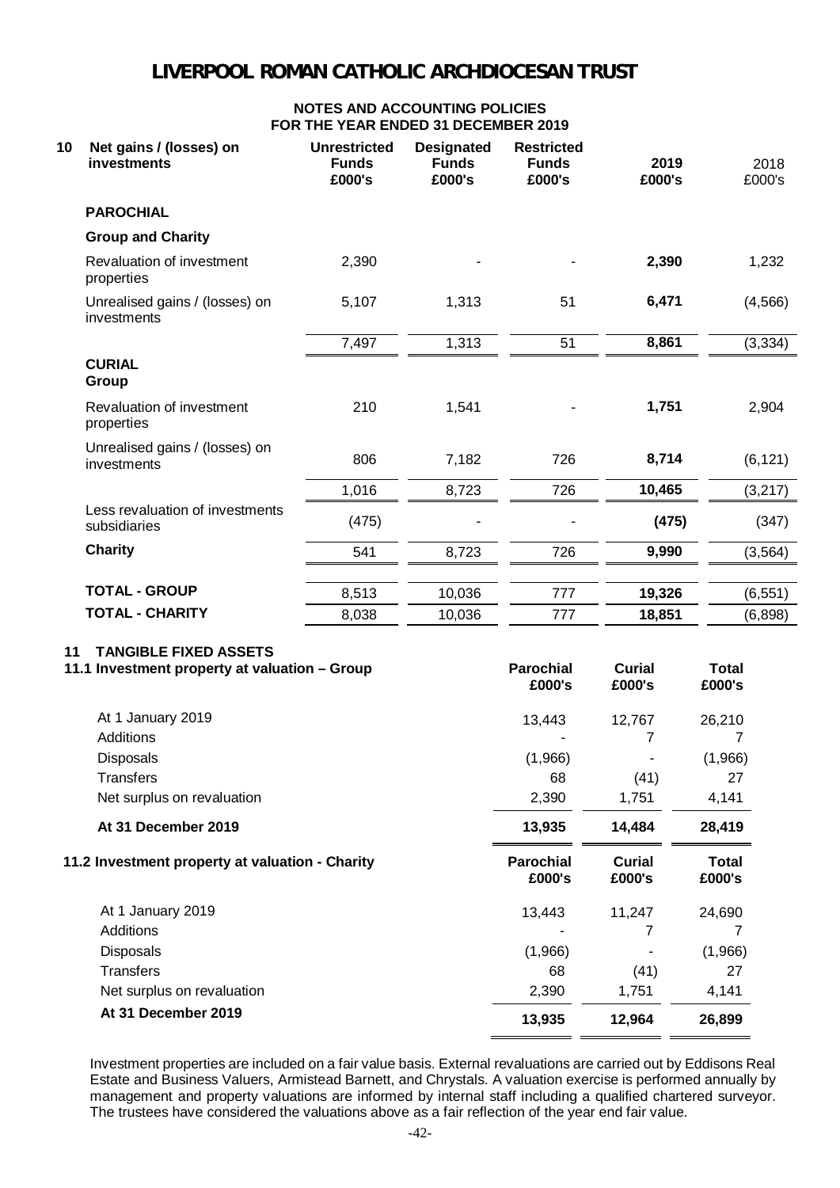# LIVERPOOL ROMAN CATHOLIC ARCHDIOCESAN TRUST

## NOTES AND ACCOUNTING POLICIES
## FOR THE YEAR ENDED 31 DECEMBER 2019

| 10 Net gains / (losses) on investments | Unrestricted Funds £000's | Designated Funds £000's | Restricted Funds £000's | 2019 £000's | 2018 £000's |
|---|---|---|---|---|---|
| **PAROCHIAL** | | | | | |
| **Group and Charity** | | | | | |
| Revaluation of investment properties | 2,390 | - | - | **2,390** | 1,232 |
| Unrealised gains / (losses) on investments | 5,107 | 1,313 | 51 | **6,471** | (4,566) |
| | 7,497 | 1,313 | 51 | **8,861** | (3,334) |
| **CURIAL** | | | | | |
| **Group** | | | | | |
| Revaluation of investment properties | 210 | 1,541 | - | **1,751** | 2,904 |
| Unrealised gains / (losses) on investments | 806 | 7,182 | 726 | **8,714** | (6,121) |
| | 1,016 | 8,723 | 726 | **10,465** | (3,217) |
| Less revaluation of investments subsidiaries | (475) | - | - | **(475)** | (347) |
| **Charity** | 541 | 8,723 | 726 | **9,990** | (3,564) |
| **TOTAL - GROUP** | 8,513 | 10,036 | 777 | **19,326** | (6,551) |
| **TOTAL - CHARITY** | 8,038 | 10,036 | 777 | **18,851** | (6,898) |

## 11 TANGIBLE FIXED ASSETS

| 11.1 Investment property at valuation – Group | Parochial £000's | Curial £000's | Total £000's |
|---|---|---|---|
| At 1 January 2019 | 13,443 | 12,767 | 26,210 |
| Additions | - | 7 | 7 |
| Disposals | (1,966) | - | (1,966) |
| Transfers | 68 | (41) | 27 |
| Net surplus on revaluation | 2,390 | 1,751 | 4,141 |
| **At 31 December 2019** | **13,935** | **14,484** | **28,419** |

| 11.2 Investment property at valuation - Charity | Parochial £000's | Curial £000's | Total £000's |
|---|---|---|---|
| At 1 January 2019 | 13,443 | 11,247 | 24,690 |
| Additions | - | 7 | 7 |
| Disposals | (1,966) | - | (1,966) |
| Transfers | 68 | (41) | 27 |
| Net surplus on revaluation | 2,390 | 1,751 | 4,141 |
| **At 31 December 2019** | **13,935** | **12,964** | **26,899** |

Investment properties are included on a fair value basis. External revaluations are carried out by Eddisons Real Estate and Business Valuers, Armistead Barnett, and Chrystals. A valuation exercise is performed annually by management and property valuations are informed by internal staff including a qualified chartered surveyor. The trustees have considered the valuations above as a fair reflection of the year end fair value.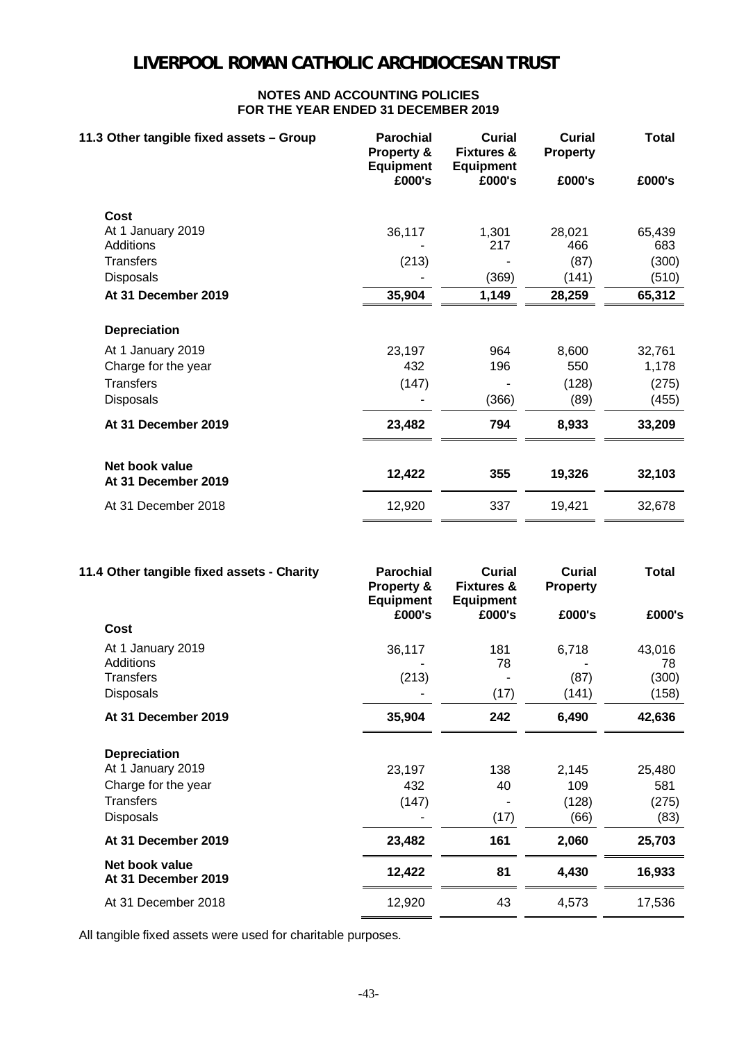# LIVERPOOL ROMAN CATHOLIC ARCHDIOCESAN TRUST

**NOTES AND ACCOUNTING POLICIES**
**FOR THE YEAR ENDED 31 DECEMBER 2019**

| 11.3 Other tangible fixed assets – Group | Parochial Property & Equipment £000's | Curial Fixtures & Equipment £000's | Curial Property £000's | Total £000's |
|---|---|---|---|---|
| **Cost** | | | | |
| At 1 January 2019 | 36,117 | 1,301 | 28,021 | 65,439 |
| Additions | - | 217 | 466 | 683 |
| Transfers | (213) | - | (87) | (300) |
| Disposals | - | (369) | (141) | (510) |
| **At 31 December 2019** | **35,904** | **1,149** | **28,259** | **65,312** |
| **Depreciation** | | | | |
| At 1 January 2019 | 23,197 | 964 | 8,600 | 32,761 |
| Charge for the year | 432 | 196 | 550 | 1,178 |
| Transfers | (147) | - | (128) | (275) |
| Disposals | - | (366) | (89) | (455) |
| **At 31 December 2019** | **23,482** | **794** | **8,933** | **33,209** |
| **Net book value At 31 December 2019** | **12,422** | **355** | **19,326** | **32,103** |
| At 31 December 2018 | 12,920 | 337 | 19,421 | 32,678 |

| 11.4 Other tangible fixed assets - Charity | Parochial Property & Equipment £000's | Curial Fixtures & Equipment £000's | Curial Property £000's | Total £000's |
|---|---|---|---|---|
| **Cost** | | | | |
| At 1 January 2019 | 36,117 | 181 | 6,718 | 43,016 |
| Additions | - | 78 | - | 78 |
| Transfers | (213) | - | (87) | (300) |
| Disposals | - | (17) | (141) | (158) |
| **At 31 December 2019** | **35,904** | **242** | **6,490** | **42,636** |
| **Depreciation** | | | | |
| At 1 January 2019 | 23,197 | 138 | 2,145 | 25,480 |
| Charge for the year | 432 | 40 | 109 | 581 |
| Transfers | (147) | - | (128) | (275) |
| Disposals | - | (17) | (66) | (83) |
| **At 31 December 2019** | **23,482** | **161** | **2,060** | **25,703** |
| **Net book value At 31 December 2019** | **12,422** | **81** | **4,430** | **16,933** |
| At 31 December 2018 | 12,920 | 43 | 4,573 | 17,536 |

All tangible fixed assets were used for charitable purposes.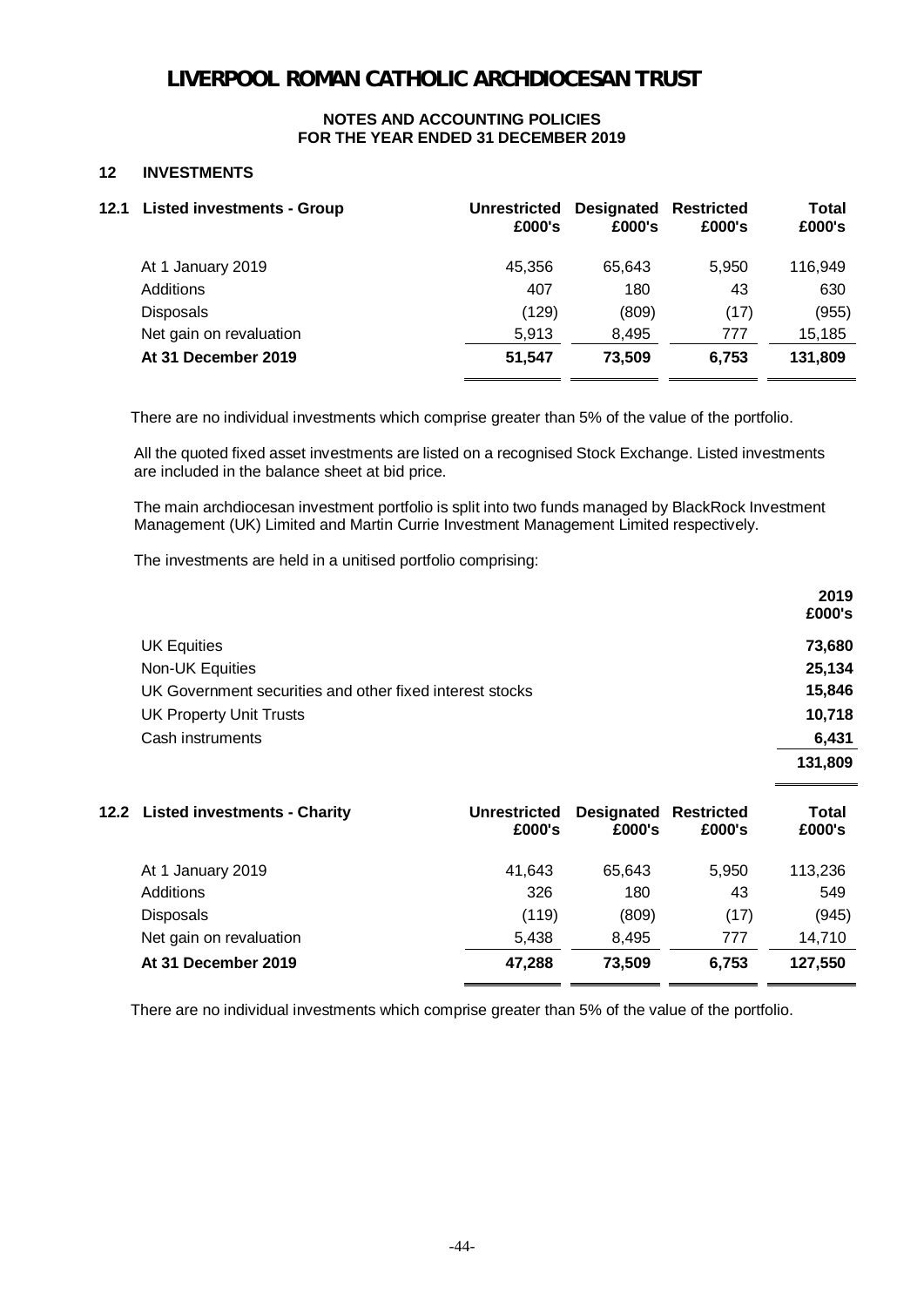# LIVERPOOL ROMAN CATHOLIC ARCHDIOCESAN TRUST

**NOTES AND ACCOUNTING POLICIES**
**FOR THE YEAR ENDED 31 DECEMBER 2019**

## 12 INVESTMENTS

### 12.1 Listed investments - Group

| | Unrestricted £000's | Designated £000's | Restricted £000's | Total £000's |
|---|---|---|---|---|
| At 1 January 2019 | 45,356 | 65,643 | 5,950 | 116,949 |
| Additions | 407 | 180 | 43 | 630 |
| Disposals | (129) | (809) | (17) | (955) |
| Net gain on revaluation | 5,913 | 8,495 | 777 | 15,185 |
| **At 31 December 2019** | **51,547** | **73,509** | **6,753** | **131,809** |

There are no individual investments which comprise greater than 5% of the value of the portfolio.

All the quoted fixed asset investments are listed on a recognised Stock Exchange. Listed investments are included in the balance sheet at bid price.

The main archdiocesan investment portfolio is split into two funds managed by BlackRock Investment Management (UK) Limited and Martin Currie Investment Management Limited respectively.

The investments are held in a unitised portfolio comprising:

| | 2019 £000's |
|---|---|
| UK Equities | **73,680** |
| Non-UK Equities | **25,134** |
| UK Government securities and other fixed interest stocks | **15,846** |
| UK Property Unit Trusts | **10,718** |
| Cash instruments | **6,431** |
| | **131,809** |

### 12.2 Listed investments - Charity

| | Unrestricted £000's | Designated £000's | Restricted £000's | Total £000's |
|---|---|---|---|---|
| At 1 January 2019 | 41,643 | 65,643 | 5,950 | 113,236 |
| Additions | 326 | 180 | 43 | 549 |
| Disposals | (119) | (809) | (17) | (945) |
| Net gain on revaluation | 5,438 | 8,495 | 777 | 14,710 |
| **At 31 December 2019** | **47,288** | **73,509** | **6,753** | **127,550** |

There are no individual investments which comprise greater than 5% of the value of the portfolio.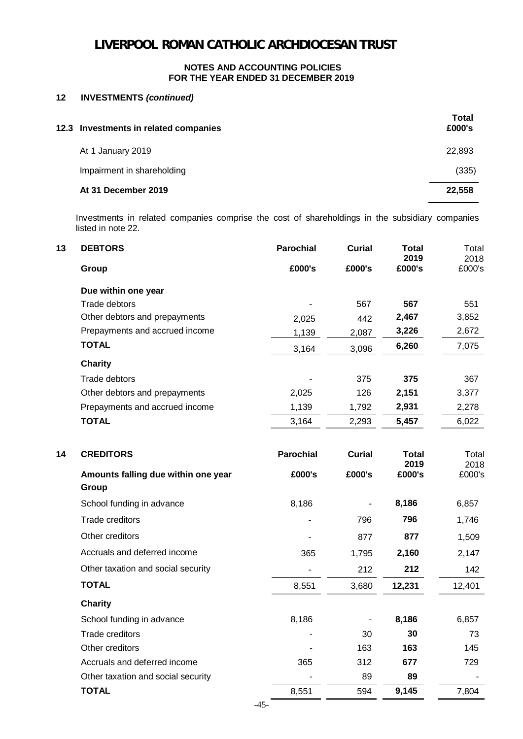# LIVERPOOL ROMAN CATHOLIC ARCHDIOCESAN TRUST

**NOTES AND ACCOUNTING POLICIES**
**FOR THE YEAR ENDED 31 DECEMBER 2019**

## 12 INVESTMENTS *(continued)*

| 12.3 Investments in related companies | Total £000's |
|---|---|
| At 1 January 2019 | 22,893 |
| Impairment in shareholding | (335) |
| **At 31 December 2019** | **22,558** |

Investments in related companies comprise the cost of shareholdings in the subsidiary companies listed in note 22.

## 13 DEBTORS

| | Parochial £000's | Curial £000's | Total 2019 £000's | Total 2018 £000's |
|---|---|---|---|---|
| **Group** | | | | |
| **Due within one year** | | | | |
| Trade debtors | - | 567 | **567** | 551 |
| Other debtors and prepayments | 2,025 | 442 | **2,467** | 3,852 |
| Prepayments and accrued income | 1,139 | 2,087 | **3,226** | 2,672 |
| **TOTAL** | 3,164 | 3,096 | **6,260** | 7,075 |
| **Charity** | | | | |
| Trade debtors | - | 375 | **375** | 367 |
| Other debtors and prepayments | 2,025 | 126 | **2,151** | 3,377 |
| Prepayments and accrued income | 1,139 | 1,792 | **2,931** | 2,278 |
| **TOTAL** | 3,164 | 2,293 | **5,457** | 6,022 |

## 14 CREDITORS

| Amounts falling due within one year | Parochial £000's | Curial £000's | Total 2019 £000's | Total 2018 £000's |
|---|---|---|---|---|
| **Group** | | | | |
| School funding in advance | 8,186 | - | **8,186** | 6,857 |
| Trade creditors | - | 796 | **796** | 1,746 |
| Other creditors | - | 877 | **877** | 1,509 |
| Accruals and deferred income | 365 | 1,795 | **2,160** | 2,147 |
| Other taxation and social security | - | 212 | **212** | 142 |
| **TOTAL** | 8,551 | 3,680 | **12,231** | 12,401 |
| **Charity** | | | | |
| School funding in advance | 8,186 | - | **8,186** | 6,857 |
| Trade creditors | - | 30 | **30** | 73 |
| Other creditors | - | 163 | **163** | 145 |
| Accruals and deferred income | 365 | 312 | **677** | 729 |
| Other taxation and social security | - | 89 | **89** | - |
| **TOTAL** | 8,551 | 594 | **9,145** | 7,804 |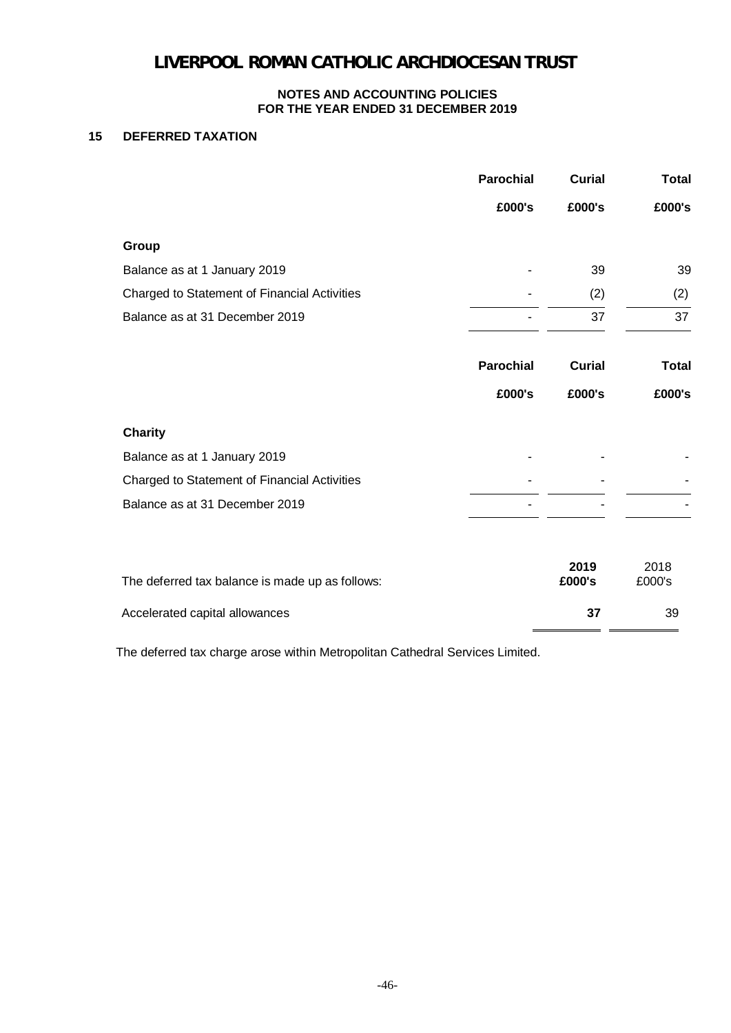# LIVERPOOL ROMAN CATHOLIC ARCHDIOCESAN TRUST

**NOTES AND ACCOUNTING POLICIES**
**FOR THE YEAR ENDED 31 DECEMBER 2019**

## 15 DEFERRED TAXATION

| | Parochial | Curial | Total |
|---|---|---|---|
| | £000's | £000's | £000's |
| **Group** | | | |
| Balance as at 1 January 2019 | - | 39 | 39 |
| Charged to Statement of Financial Activities | - | (2) | (2) |
| Balance as at 31 December 2019 | - | 37 | 37 |

| | Parochial | Curial | Total |
|---|---|---|---|
| | £000's | £000's | £000's |
| **Charity** | | | |
| Balance as at 1 January 2019 | - | - | - |
| Charged to Statement of Financial Activities | - | - | - |
| Balance as at 31 December 2019 | - | - | - |

| The deferred tax balance is made up as follows: | 2019 £000's | 2018 £000's |
|---|---|---|
| Accelerated capital allowances | **37** | 39 |

The deferred tax charge arose within Metropolitan Cathedral Services Limited.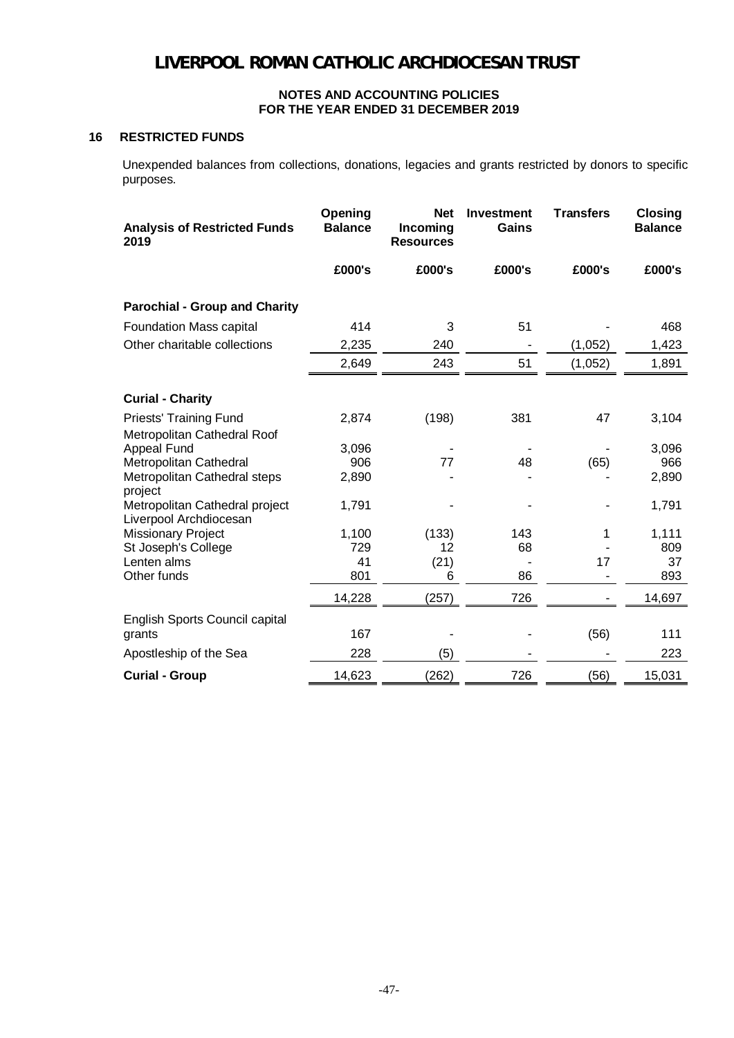# LIVERPOOL ROMAN CATHOLIC ARCHDIOCESAN TRUST

**NOTES AND ACCOUNTING POLICIES**
**FOR THE YEAR ENDED 31 DECEMBER 2019**

## 16 RESTRICTED FUNDS

Unexpended balances from collections, donations, legacies and grants restricted by donors to specific purposes.

| Analysis of Restricted Funds 2019 | Opening Balance | Net Incoming Resources | Investment Gains | Transfers | Closing Balance |
|---|---|---|---|---|---|
| | £000's | £000's | £000's | £000's | £000's |
| **Parochial - Group and Charity** | | | | | |
| Foundation Mass capital | 414 | 3 | 51 | - | 468 |
| Other charitable collections | 2,235 | 240 | - | (1,052) | 1,423 |
| | 2,649 | 243 | 51 | (1,052) | 1,891 |
| **Curial - Charity** | | | | | |
| Priests' Training Fund | 2,874 | (198) | 381 | 47 | 3,104 |
| Metropolitan Cathedral Roof Appeal Fund | 3,096 | - | - | - | 3,096 |
| Metropolitan Cathedral | 906 | 77 | 48 | (65) | 966 |
| Metropolitan Cathedral steps project | 2,890 | - | - | - | 2,890 |
| Metropolitan Cathedral project | 1,791 | - | - | - | 1,791 |
| Liverpool Archdiocesan Missionary Project | 1,100 | (133) | 143 | 1 | 1,111 |
| St Joseph's College | 729 | 12 | 68 | - | 809 |
| Lenten alms | 41 | (21) | - | 17 | 37 |
| Other funds | 801 | 6 | 86 | - | 893 |
| | 14,228 | (257) | 726 | - | 14,697 |
| English Sports Council capital grants | 167 | - | - | (56) | 111 |
| Apostleship of the Sea | 228 | (5) | - | - | 223 |
| **Curial - Group** | 14,623 | (262) | 726 | (56) | 15,031 |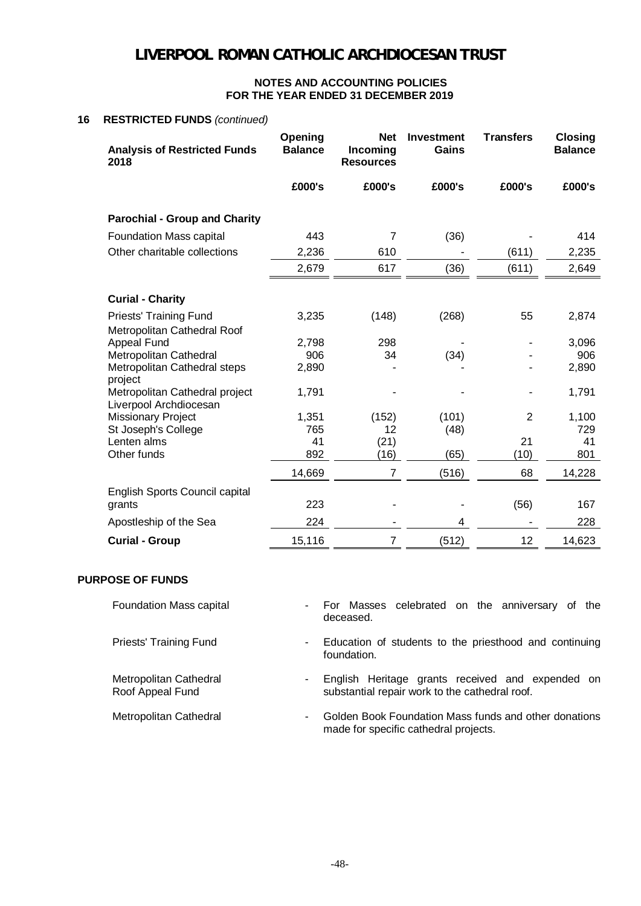# LIVERPOOL ROMAN CATHOLIC ARCHDIOCESAN TRUST

**NOTES AND ACCOUNTING POLICIES**
**FOR THE YEAR ENDED 31 DECEMBER 2019**

## 16 RESTRICTED FUNDS *(continued)*

| Analysis of Restricted Funds 2018 | Opening Balance | Net Incoming Resources | Investment Gains | Transfers | Closing Balance |
|---|---|---|---|---|---|
| | £000's | £000's | £000's | £000's | £000's |
| **Parochial - Group and Charity** | | | | | |
| Foundation Mass capital | 443 | 7 | (36) | - | 414 |
| Other charitable collections | 2,236 | 610 | - | (611) | 2,235 |
| | 2,679 | 617 | (36) | (611) | 2,649 |
| **Curial - Charity** | | | | | |
| Priests' Training Fund | 3,235 | (148) | (268) | 55 | 2,874 |
| Metropolitan Cathedral Roof Appeal Fund | 2,798 | 298 | - | - | 3,096 |
| Metropolitan Cathedral | 906 | 34 | (34) | - | 906 |
| Metropolitan Cathedral steps project | 2,890 | - | - | - | 2,890 |
| Metropolitan Cathedral project | 1,791 | - | - | - | 1,791 |
| Liverpool Archdiocesan Missionary Project | 1,351 | (152) | (101) | 2 | 1,100 |
| St Joseph's College | 765 | 12 | (48) | | 729 |
| Lenten alms | 41 | (21) | | 21 | 41 |
| Other funds | 892 | (16) | (65) | (10) | 801 |
| | 14,669 | 7 | (516) | 68 | 14,228 |
| English Sports Council capital grants | 223 | - | - | (56) | 167 |
| Apostleship of the Sea | 224 | - | 4 | - | 228 |
| **Curial - Group** | 15,116 | 7 | (512) | 12 | 14,623 |

## PURPOSE OF FUNDS

- **Foundation Mass capital** - For Masses celebrated on the anniversary of the deceased.
- **Priests' Training Fund** - Education of students to the priesthood and continuing foundation.
- **Metropolitan Cathedral Roof Appeal Fund** - English Heritage grants received and expended on substantial repair work to the cathedral roof.
- **Metropolitan Cathedral** - Golden Book Foundation Mass funds and other donations made for specific cathedral projects.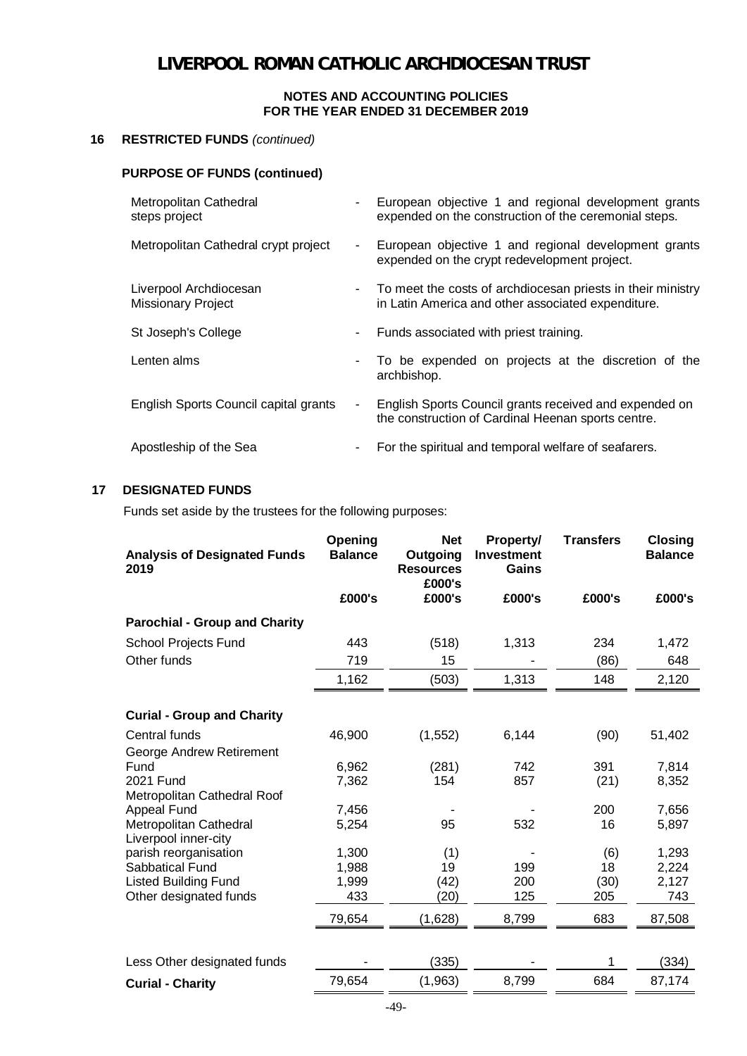# LIVERPOOL ROMAN CATHOLIC ARCHDIOCESAN TRUST

**NOTES AND ACCOUNTING POLICIES**
**FOR THE YEAR ENDED 31 DECEMBER 2019**

## 16 RESTRICTED FUNDS *(continued)*

### PURPOSE OF FUNDS (continued)

| | | |
|---|---|---|
| Metropolitan Cathedral steps project | - | European objective 1 and regional development grants expended on the construction of the ceremonial steps. |
| Metropolitan Cathedral crypt project | - | European objective 1 and regional development grants expended on the crypt redevelopment project. |
| Liverpool Archdiocesan Missionary Project | - | To meet the costs of archdiocesan priests in their ministry in Latin America and other associated expenditure. |
| St Joseph's College | - | Funds associated with priest training. |
| Lenten alms | - | To be expended on projects at the discretion of the archbishop. |
| English Sports Council capital grants | - | English Sports Council grants received and expended on the construction of Cardinal Heenan sports centre. |
| Apostleship of the Sea | - | For the spiritual and temporal welfare of seafarers. |

## 17 DESIGNATED FUNDS

Funds set aside by the trustees for the following purposes:

| Analysis of Designated Funds 2019 | Opening Balance | Net Outgoing Resources £000's | Property/ Investment Gains | Transfers | Closing Balance |
|---|---|---|---|---|---|
| | £000's | £000's | £000's | £000's | £000's |
| **Parochial - Group and Charity** | | | | | |
| School Projects Fund | 443 | (518) | 1,313 | 234 | 1,472 |
| Other funds | 719 | 15 | - | (86) | 648 |
| | 1,162 | (503) | 1,313 | 148 | 2,120 |
| **Curial - Group and Charity** | | | | | |
| Central funds | 46,900 | (1,552) | 6,144 | (90) | 51,402 |
| George Andrew Retirement Fund | 6,962 | (281) | 742 | 391 | 7,814 |
| 2021 Fund | 7,362 | 154 | 857 | (21) | 8,352 |
| Metropolitan Cathedral Roof Appeal Fund | 7,456 | - | - | 200 | 7,656 |
| Metropolitan Cathedral | 5,254 | 95 | 532 | 16 | 5,897 |
| Liverpool inner-city parish reorganisation | 1,300 | (1) | - | (6) | 1,293 |
| Sabbatical Fund | 1,988 | 19 | 199 | 18 | 2,224 |
| Listed Building Fund | 1,999 | (42) | 200 | (30) | 2,127 |
| Other designated funds | 433 | (20) | 125 | 205 | 743 |
| | 79,654 | (1,628) | 8,799 | 683 | 87,508 |
| Less Other designated funds | - | (335) | - | 1 | (334) |
| **Curial - Charity** | 79,654 | (1,963) | 8,799 | 684 | 87,174 |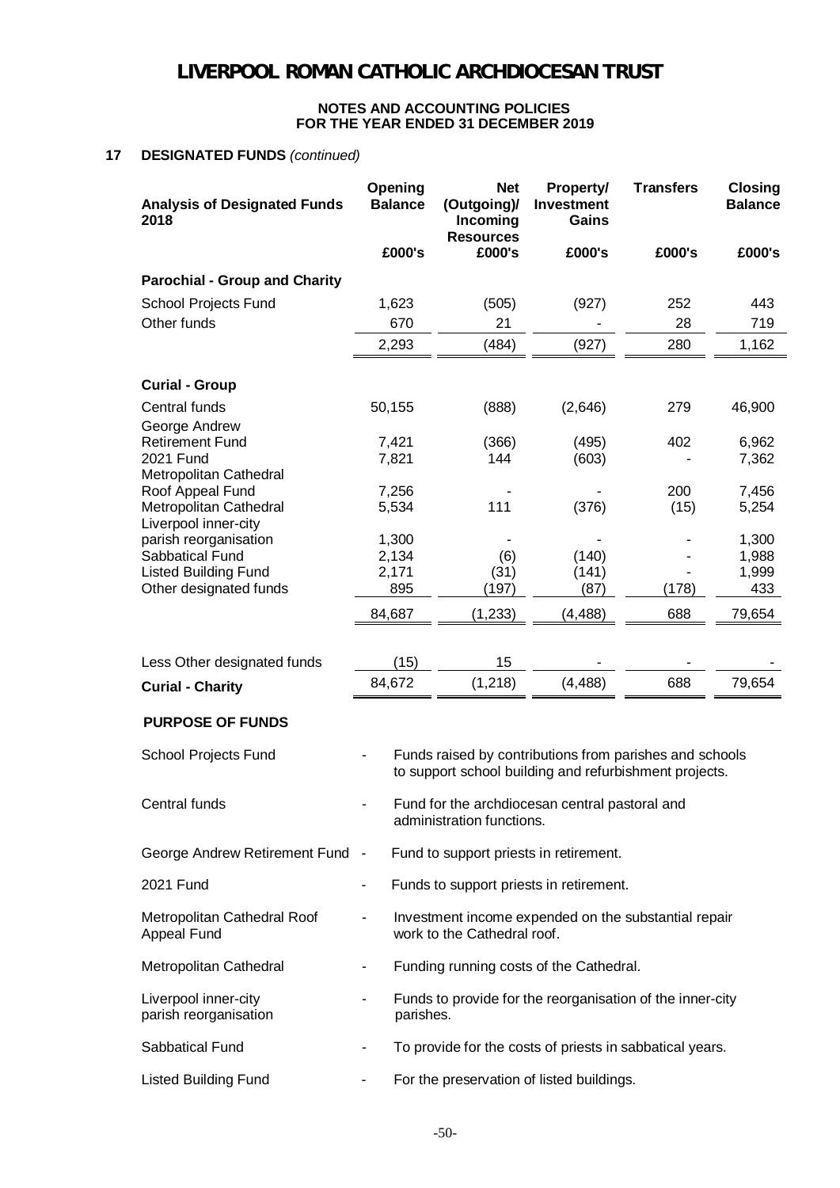# LIVERPOOL ROMAN CATHOLIC ARCHDIOCESAN TRUST

**NOTES AND ACCOUNTING POLICIES**
**FOR THE YEAR ENDED 31 DECEMBER 2019**

## 17 DESIGNATED FUNDS *(continued)*

| Analysis of Designated Funds 2018 | Opening Balance | Net (Outgoing)/ Incoming Resources | Property/ Investment Gains | Transfers | Closing Balance |
|---|---|---|---|---|---|
| | £000's | £000's | £000's | £000's | £000's |
| **Parochial - Group and Charity** | | | | | |
| School Projects Fund | 1,623 | (505) | (927) | 252 | 443 |
| Other funds | 670 | 21 | - | 28 | 719 |
| | 2,293 | (484) | (927) | 280 | 1,162 |
| **Curial - Group** | | | | | |
| Central funds | 50,155 | (888) | (2,646) | 279 | 46,900 |
| George Andrew Retirement Fund | 7,421 | (366) | (495) | 402 | 6,962 |
| 2021 Fund | 7,821 | 144 | (603) | - | 7,362 |
| Metropolitan Cathedral Roof Appeal Fund | 7,256 | - | - | 200 | 7,456 |
| Metropolitan Cathedral | 5,534 | 111 | (376) | (15) | 5,254 |
| Liverpool inner-city parish reorganisation | 1,300 | - | - | - | 1,300 |
| Sabbatical Fund | 2,134 | (6) | (140) | - | 1,988 |
| Listed Building Fund | 2,171 | (31) | (141) | - | 1,999 |
| Other designated funds | 895 | (197) | (87) | (178) | 433 |
| | 84,687 | (1,233) | (4,488) | 688 | 79,654 |
| Less Other designated funds | (15) | 15 | - | - | - |
| **Curial - Charity** | 84,672 | (1,218) | (4,488) | 688 | 79,654 |

### PURPOSE OF FUNDS

| | | |
|---|---|---|
| School Projects Fund | - | Funds raised by contributions from parishes and schools to support school building and refurbishment projects. |
| Central funds | - | Fund for the archdiocesan central pastoral and administration functions. |
| George Andrew Retirement Fund | - | Fund to support priests in retirement. |
| 2021 Fund | - | Funds to support priests in retirement. |
| Metropolitan Cathedral Roof Appeal Fund | - | Investment income expended on the substantial repair work to the Cathedral roof. |
| Metropolitan Cathedral | - | Funding running costs of the Cathedral. |
| Liverpool inner-city parish reorganisation | - | Funds to provide for the reorganisation of the inner-city parishes. |
| Sabbatical Fund | - | To provide for the costs of priests in sabbatical years. |
| Listed Building Fund | - | For the preservation of listed buildings. |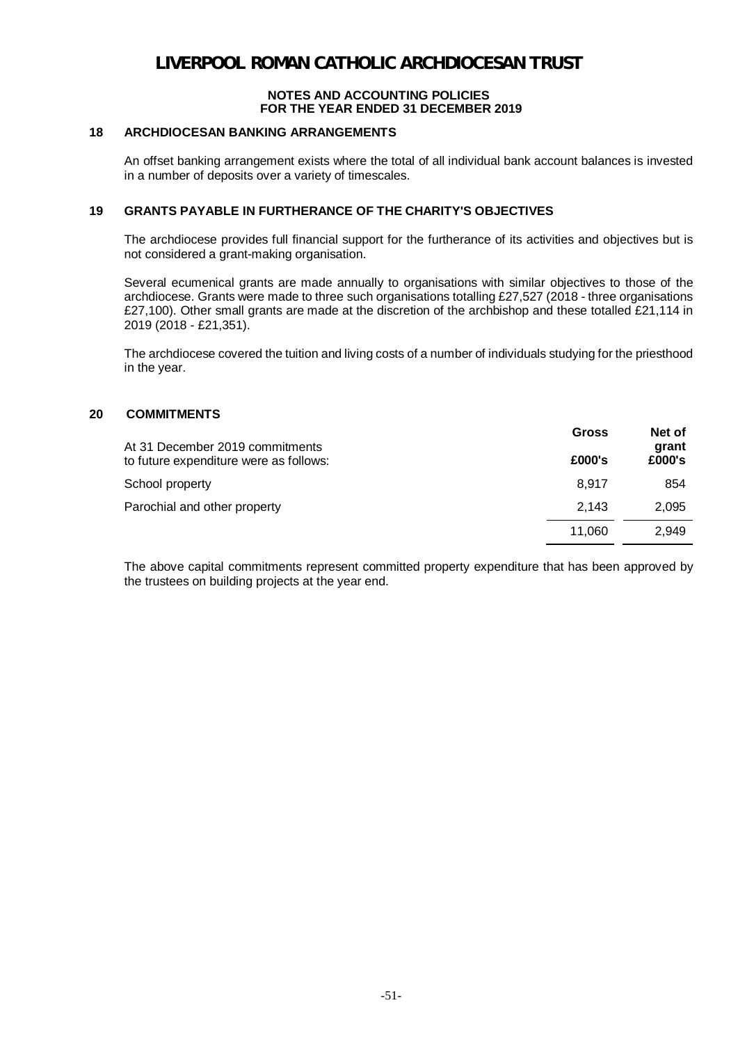## 18 ARCHDIOCESAN BANKING ARRANGEMENTS

An offset banking arrangement exists where the total of all individual bank account balances is invested in a number of deposits over a variety of timescales.

## 19 GRANTS PAYABLE IN FURTHERANCE OF THE CHARITY'S OBJECTIVES

The archdiocese provides full financial support for the furtherance of its activities and objectives but is not considered a grant-making organisation.

Several ecumenical grants are made annually to organisations with similar objectives to those of the archdiocese. Grants were made to three such organisations totalling £27,527 (2018 - three organisations £27,100). Other small grants are made at the discretion of the archbishop and these totalled £21,114 in 2019 (2018 - £21,351).

The archdiocese covered the tuition and living costs of a number of individuals studying for the priesthood in the year.

## 20 COMMITMENTS

| At 31 December 2019 commitments to future expenditure were as follows: | Gross £000's | Net of grant £000's |
|---|---|---|
| School property | 8,917 | 854 |
| Parochial and other property | 2,143 | 2,095 |
| | 11,060 | 2,949 |

The above capital commitments represent committed property expenditure that has been approved by the trustees on building projects at the year end.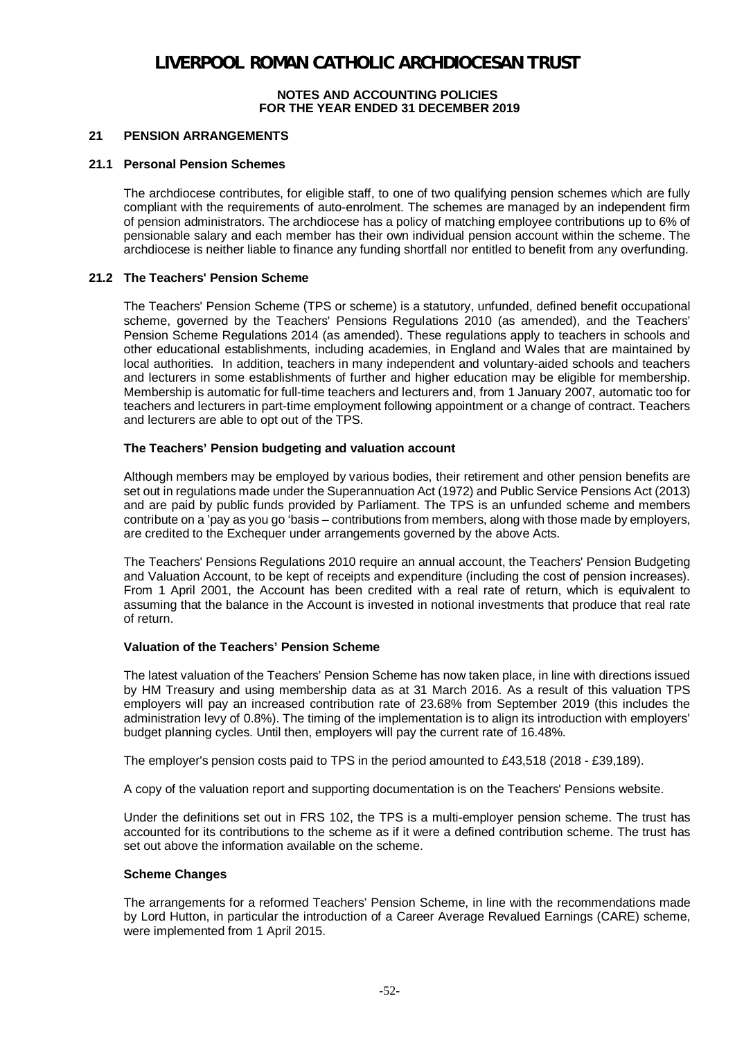## 21 PENSION ARRANGEMENTS

### 21.1 Personal Pension Schemes

The archdiocese contributes, for eligible staff, to one of two qualifying pension schemes which are fully compliant with the requirements of auto-enrolment. The schemes are managed by an independent firm of pension administrators. The archdiocese has a policy of matching employee contributions up to 6% of pensionable salary and each member has their own individual pension account within the scheme. The archdiocese is neither liable to finance any funding shortfall nor entitled to benefit from any overfunding.

### 21.2 The Teachers' Pension Scheme

The Teachers' Pension Scheme (TPS or scheme) is a statutory, unfunded, defined benefit occupational scheme, governed by the Teachers' Pensions Regulations 2010 (as amended), and the Teachers' Pension Scheme Regulations 2014 (as amended). These regulations apply to teachers in schools and other educational establishments, including academies, in England and Wales that are maintained by local authorities. In addition, teachers in many independent and voluntary-aided schools and teachers and lecturers in some establishments of further and higher education may be eligible for membership. Membership is automatic for full-time teachers and lecturers and, from 1 January 2007, automatic too for teachers and lecturers in part-time employment following appointment or a change of contract. Teachers and lecturers are able to opt out of the TPS.

**The Teachers' Pension budgeting and valuation account**

Although members may be employed by various bodies, their retirement and other pension benefits are set out in regulations made under the Superannuation Act (1972) and Public Service Pensions Act (2013) and are paid by public funds provided by Parliament. The TPS is an unfunded scheme and members contribute on a 'pay as you go 'basis – contributions from members, along with those made by employers, are credited to the Exchequer under arrangements governed by the above Acts.

The Teachers' Pensions Regulations 2010 require an annual account, the Teachers' Pension Budgeting and Valuation Account, to be kept of receipts and expenditure (including the cost of pension increases). From 1 April 2001, the Account has been credited with a real rate of return, which is equivalent to assuming that the balance in the Account is invested in notional investments that produce that real rate of return.

**Valuation of the Teachers' Pension Scheme**

The latest valuation of the Teachers' Pension Scheme has now taken place, in line with directions issued by HM Treasury and using membership data as at 31 March 2016. As a result of this valuation TPS employers will pay an increased contribution rate of 23.68% from September 2019 (this includes the administration levy of 0.8%). The timing of the implementation is to align its introduction with employers' budget planning cycles. Until then, employers will pay the current rate of 16.48%.

The employer's pension costs paid to TPS in the period amounted to £43,518 (2018 - £39,189).

A copy of the valuation report and supporting documentation is on the Teachers' Pensions website.

Under the definitions set out in FRS 102, the TPS is a multi-employer pension scheme. The trust has accounted for its contributions to the scheme as if it were a defined contribution scheme. The trust has set out above the information available on the scheme.

**Scheme Changes**

The arrangements for a reformed Teachers' Pension Scheme, in line with the recommendations made by Lord Hutton, in particular the introduction of a Career Average Revalued Earnings (CARE) scheme, were implemented from 1 April 2015.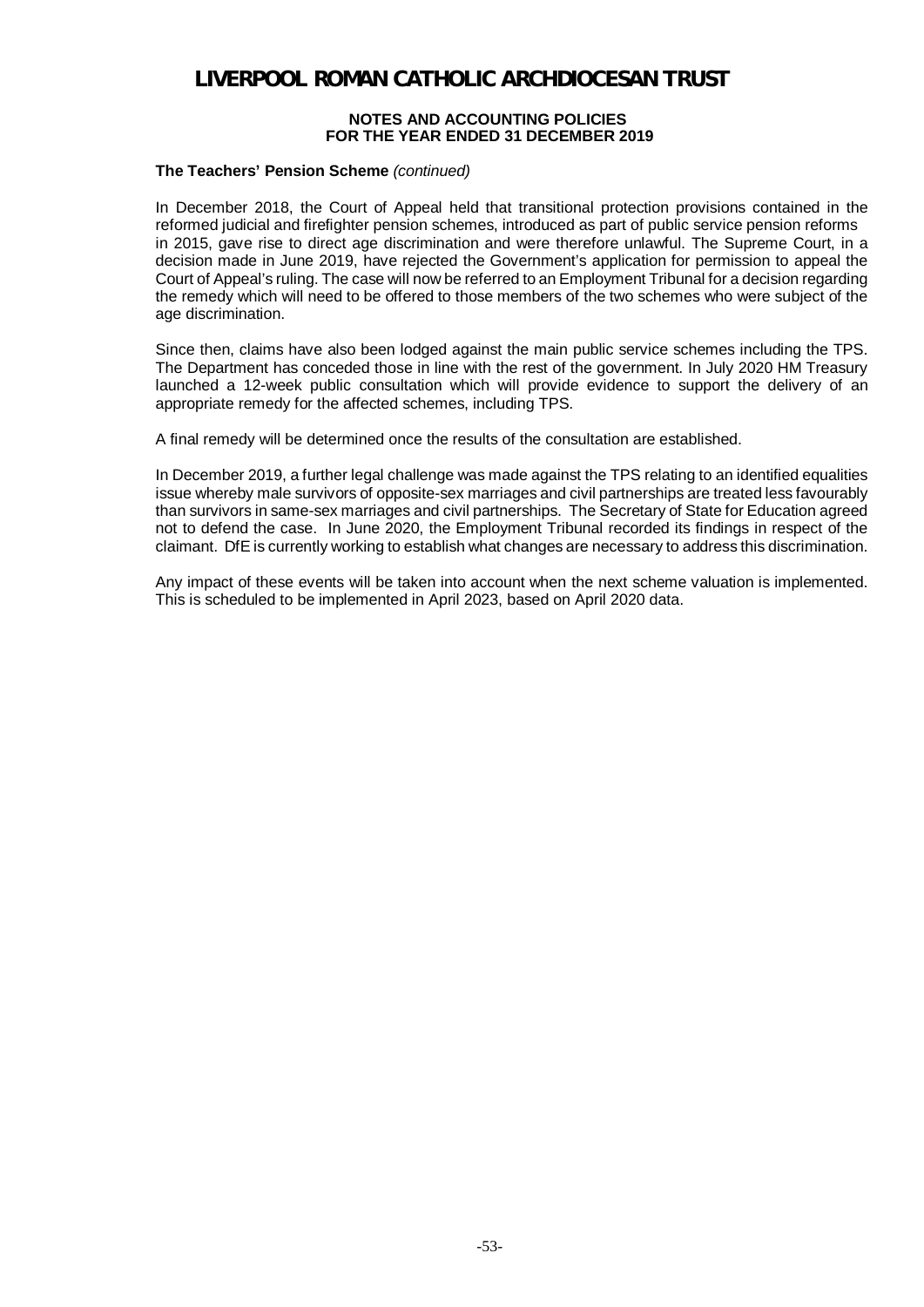**The Teachers' Pension Scheme** *(continued)*

In December 2018, the Court of Appeal held that transitional protection provisions contained in the reformed judicial and firefighter pension schemes, introduced as part of public service pension reforms in 2015, gave rise to direct age discrimination and were therefore unlawful. The Supreme Court, in a decision made in June 2019, have rejected the Government's application for permission to appeal the Court of Appeal's ruling. The case will now be referred to an Employment Tribunal for a decision regarding the remedy which will need to be offered to those members of the two schemes who were subject of the age discrimination.

Since then, claims have also been lodged against the main public service schemes including the TPS. The Department has conceded those in line with the rest of the government. In July 2020 HM Treasury launched a 12-week public consultation which will provide evidence to support the delivery of an appropriate remedy for the affected schemes, including TPS.

A final remedy will be determined once the results of the consultation are established.

In December 2019, a further legal challenge was made against the TPS relating to an identified equalities issue whereby male survivors of opposite-sex marriages and civil partnerships are treated less favourably than survivors in same-sex marriages and civil partnerships. The Secretary of State for Education agreed not to defend the case. In June 2020, the Employment Tribunal recorded its findings in respect of the claimant. DfE is currently working to establish what changes are necessary to address this discrimination.

Any impact of these events will be taken into account when the next scheme valuation is implemented. This is scheduled to be implemented in April 2023, based on April 2020 data.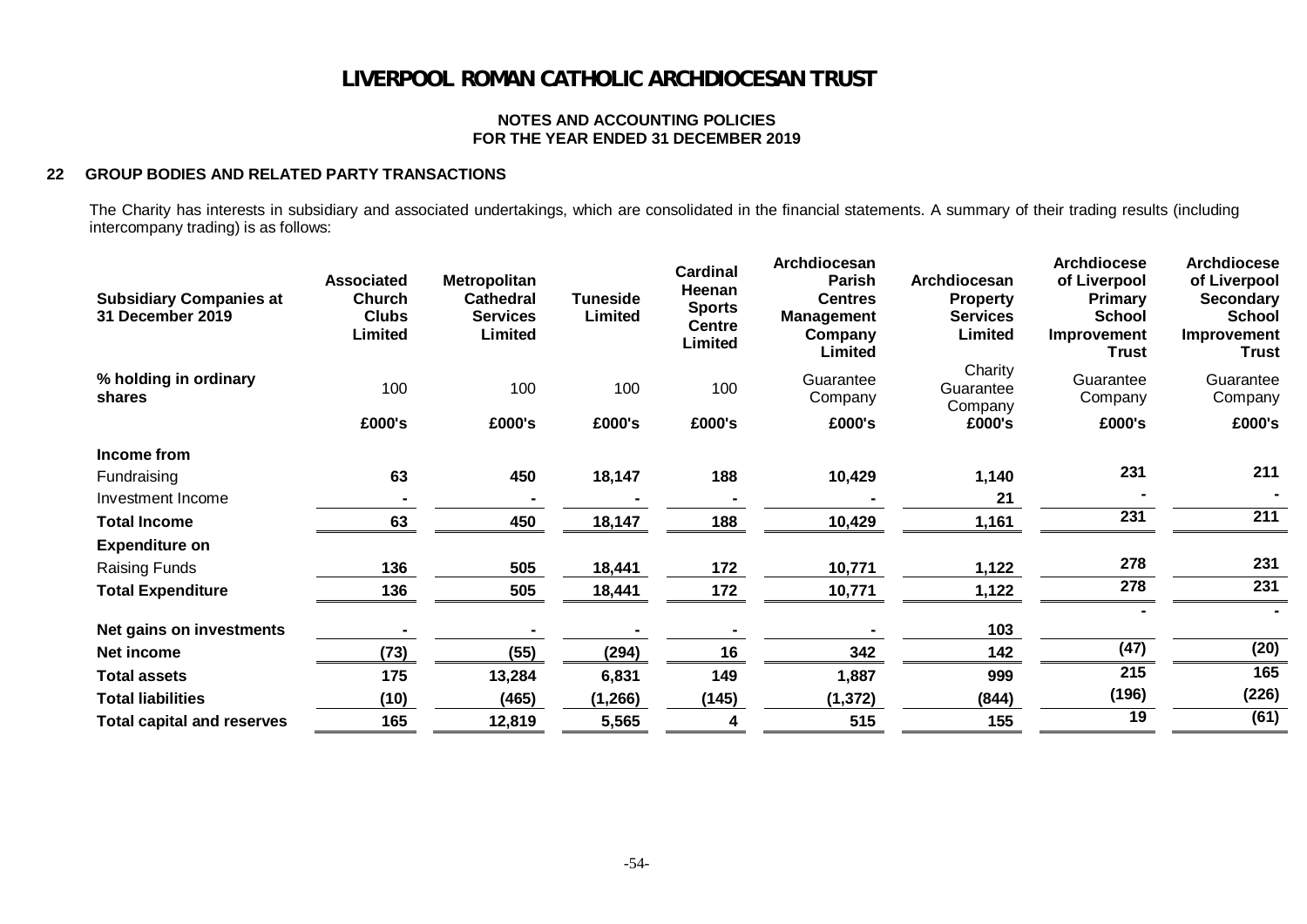# LIVERPOOL ROMAN CATHOLIC ARCHDIOCESAN TRUST

**NOTES AND ACCOUNTING POLICIES**
**FOR THE YEAR ENDED 31 DECEMBER 2019**

## 22 GROUP BODIES AND RELATED PARTY TRANSACTIONS

The Charity has interests in subsidiary and associated undertakings, which are consolidated in the financial statements. A summary of their trading results (including intercompany trading) is as follows:

| Subsidiary Companies at 31 December 2019 | Associated Church Clubs Limited | Metropolitan Cathedral Services Limited | Tuneside Limited | Cardinal Heenan Sports Centre Limited | Archdiocesan Parish Centres Management Company Limited | Archdiocesan Property Services Limited | Archdiocese of Liverpool Primary School Improvement Trust | Archdiocese of Liverpool Secondary School Improvement Trust |
|---|---|---|---|---|---|---|---|---|
| % holding in ordinary shares | 100 | 100 | 100 | 100 | Guarantee Company | Charity Guarantee Company | Guarantee Company | Guarantee Company |
| | £000's | £000's | £000's | £000's | £000's | £000's | £000's | £000's |
| **Income from** | | | | | | | | |
| Fundraising | 63 | 450 | 18,147 | 188 | 10,429 | 1,140 | 231 | 211 |
| Investment Income | - | - | - | - | - | 21 | - | - |
| **Total Income** | 63 | 450 | 18,147 | 188 | 10,429 | 1,161 | 231 | 211 |
| **Expenditure on** | | | | | | | | |
| Raising Funds | 136 | 505 | 18,441 | 172 | 10,771 | 1,122 | 278 | 231 |
| **Total Expenditure** | 136 | 505 | 18,441 | 172 | 10,771 | 1,122 | 278 | 231 |
| **Net gains on investments** | - | - | - | - | - | 103 | - | - |
| **Net income** | (73) | (55) | (294) | 16 | 342 | 142 | (47) | (20) |
| **Total assets** | 175 | 13,284 | 6,831 | 149 | 1,887 | 999 | 215 | 165 |
| **Total liabilities** | (10) | (465) | (1,266) | (145) | (1,372) | (844) | (196) | (226) |
| **Total capital and reserves** | 165 | 12,819 | 5,565 | 4 | 515 | 155 | 19 | (61) |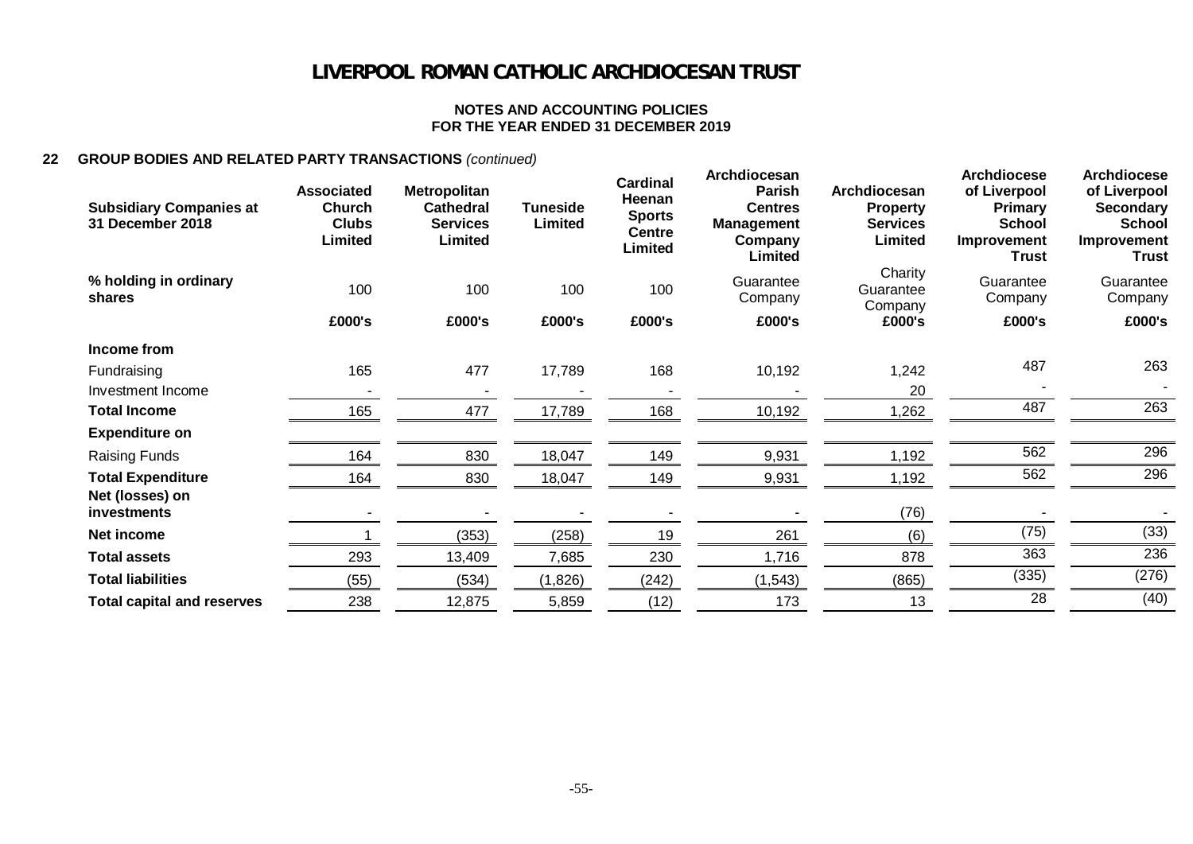# LIVERPOOL ROMAN CATHOLIC ARCHDIOCESAN TRUST

**NOTES AND ACCOUNTING POLICIES**
**FOR THE YEAR ENDED 31 DECEMBER 2019**

## 22 GROUP BODIES AND RELATED PARTY TRANSACTIONS *(continued)*

| Subsidiary Companies at 31 December 2018 | Associated Church Clubs Limited | Metropolitan Cathedral Services Limited | Tuneside Limited | Cardinal Heenan Sports Centre Limited | Archdiocesan Parish Centres Management Company Limited | Archdiocesan Property Services Limited | Archdiocese of Liverpool Primary School Improvement Trust | Archdiocese of Liverpool Secondary School Improvement Trust |
|---|---|---|---|---|---|---|---|---|
| % holding in ordinary shares | 100 | 100 | 100 | 100 | Guarantee Company | Charity Guarantee Company | Guarantee Company | Guarantee Company |
| | £000's | £000's | £000's | £000's | £000's | £000's | £000's | £000's |
| **Income from** | | | | | | | | |
| Fundraising | 165 | 477 | 17,789 | 168 | 10,192 | 1,242 | 487 | 263 |
| Investment Income | - | - | - | - | - | 20 | - | - |
| **Total Income** | 165 | 477 | 17,789 | 168 | 10,192 | 1,262 | 487 | 263 |
| **Expenditure on** | | | | | | | | |
| Raising Funds | 164 | 830 | 18,047 | 149 | 9,931 | 1,192 | 562 | 296 |
| **Total Expenditure** | 164 | 830 | 18,047 | 149 | 9,931 | 1,192 | 562 | 296 |
| **Net (losses) on investments** | - | - | - | - | - | (76) | - | - |
| **Net income** | 1 | (353) | (258) | 19 | 261 | (6) | (75) | (33) |
| **Total assets** | 293 | 13,409 | 7,685 | 230 | 1,716 | 878 | 363 | 236 |
| **Total liabilities** | (55) | (534) | (1,826) | (242) | (1,543) | (865) | (335) | (276) |
| **Total capital and reserves** | 238 | 12,875 | 5,859 | (12) | 173 | 13 | 28 | (40) |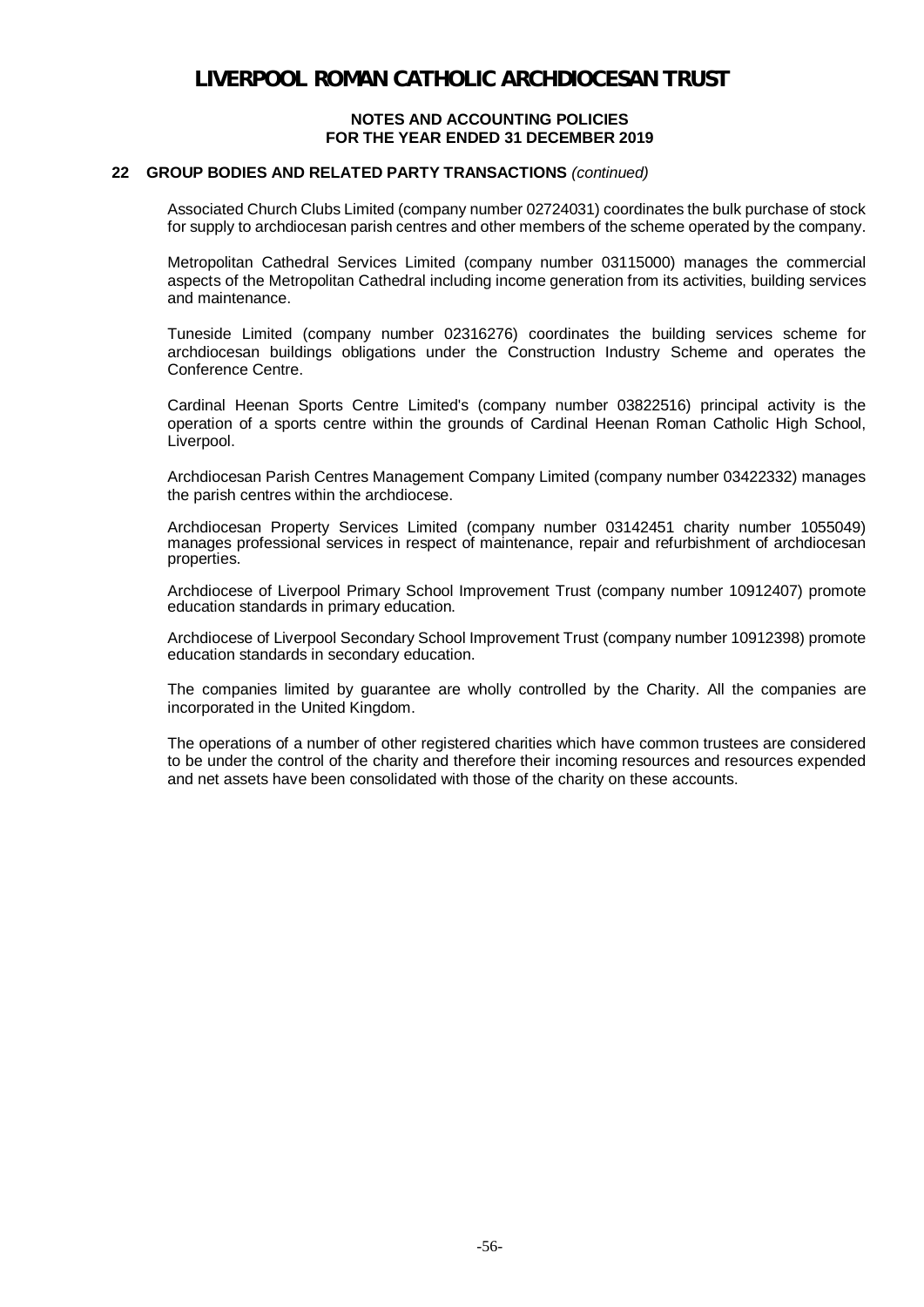# LIVERPOOL ROMAN CATHOLIC ARCHDIOCESAN TRUST

**NOTES AND ACCOUNTING POLICIES**
**FOR THE YEAR ENDED 31 DECEMBER 2019**

## 22 GROUP BODIES AND RELATED PARTY TRANSACTIONS *(continued)*

Associated Church Clubs Limited (company number 02724031) coordinates the bulk purchase of stock for supply to archdiocesan parish centres and other members of the scheme operated by the company.

Metropolitan Cathedral Services Limited (company number 03115000) manages the commercial aspects of the Metropolitan Cathedral including income generation from its activities, building services and maintenance.

Tuneside Limited (company number 02316276) coordinates the building services scheme for archdiocesan buildings obligations under the Construction Industry Scheme and operates the Conference Centre.

Cardinal Heenan Sports Centre Limited's (company number 03822516) principal activity is the operation of a sports centre within the grounds of Cardinal Heenan Roman Catholic High School, Liverpool.

Archdiocesan Parish Centres Management Company Limited (company number 03422332) manages the parish centres within the archdiocese.

Archdiocesan Property Services Limited (company number 03142451 charity number 1055049) manages professional services in respect of maintenance, repair and refurbishment of archdiocesan properties.

Archdiocese of Liverpool Primary School Improvement Trust (company number 10912407) promote education standards in primary education.

Archdiocese of Liverpool Secondary School Improvement Trust (company number 10912398) promote education standards in secondary education.

The companies limited by guarantee are wholly controlled by the Charity. All the companies are incorporated in the United Kingdom.

The operations of a number of other registered charities which have common trustees are considered to be under the control of the charity and therefore their incoming resources and resources expended and net assets have been consolidated with those of the charity on these accounts.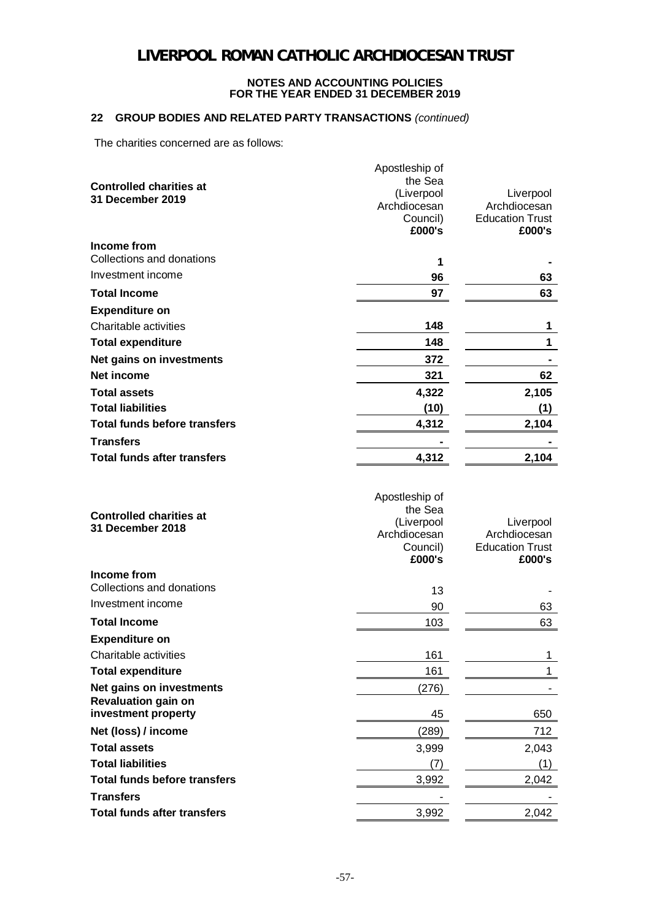# LIVERPOOL ROMAN CATHOLIC ARCHDIOCESAN TRUST

**NOTES AND ACCOUNTING POLICIES**
**FOR THE YEAR ENDED 31 DECEMBER 2019**

## 22 GROUP BODIES AND RELATED PARTY TRANSACTIONS *(continued)*

The charities concerned are as follows:

| **Controlled charities at 31 December 2019** | Apostleship of the Sea (Liverpool Archdiocesan Council) **£000's** | Liverpool Archdiocesan Education Trust **£000's** |
|---|---|---|
| **Income from** | | |
| Collections and donations | **1** | **-** |
| Investment income | **96** | **63** |
| **Total Income** | **97** | **63** |
| **Expenditure on** | | |
| Charitable activities | **148** | **1** |
| **Total expenditure** | **148** | **1** |
| **Net gains on investments** | **372** | **-** |
| **Net income** | **321** | **62** |
| **Total assets** | **4,322** | **2,105** |
| **Total liabilities** | **(10)** | **(1)** |
| **Total funds before transfers** | **4,312** | **2,104** |
| **Transfers** | **-** | **-** |
| **Total funds after transfers** | **4,312** | **2,104** |

| **Controlled charities at 31 December 2018** | Apostleship of the Sea (Liverpool Archdiocesan Council) **£000's** | Liverpool Archdiocesan Education Trust **£000's** |
|---|---|---|
| **Income from** | | |
| Collections and donations | 13 | - |
| Investment income | 90 | 63 |
| **Total Income** | 103 | 63 |
| **Expenditure on** | | |
| Charitable activities | 161 | 1 |
| **Total expenditure** | 161 | 1 |
| **Net gains on investments** | (276) | - |
| **Revaluation gain on investment property** | 45 | 650 |
| **Net (loss) / income** | (289) | 712 |
| **Total assets** | 3,999 | 2,043 |
| **Total liabilities** | (7) | (1) |
| **Total funds before transfers** | 3,992 | 2,042 |
| **Transfers** | - | - |
| **Total funds after transfers** | 3,992 | 2,042 |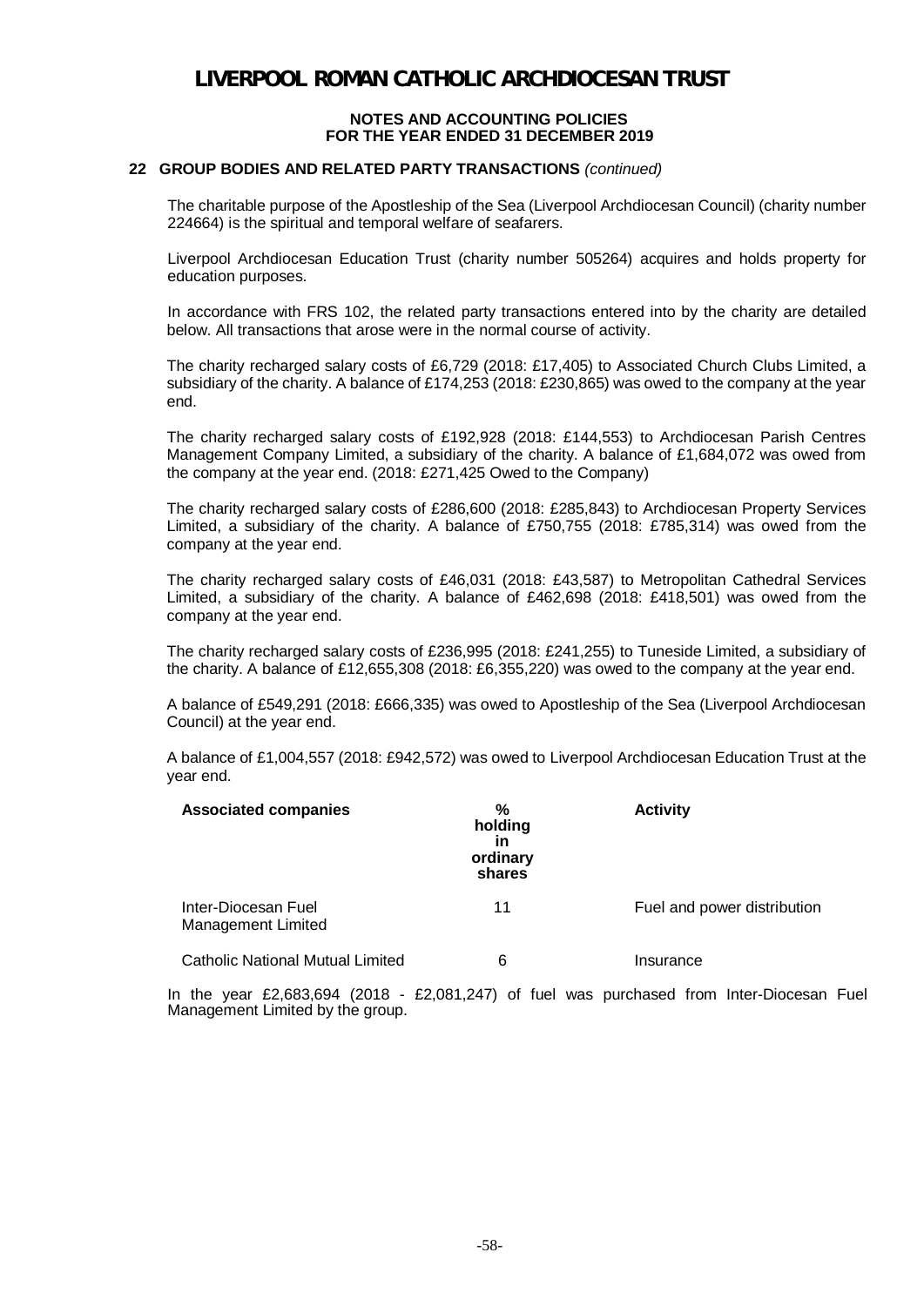# LIVERPOOL ROMAN CATHOLIC ARCHDIOCESAN TRUST

**NOTES AND ACCOUNTING POLICIES**
**FOR THE YEAR ENDED 31 DECEMBER 2019**

## 22 GROUP BODIES AND RELATED PARTY TRANSACTIONS *(continued)*

The charitable purpose of the Apostleship of the Sea (Liverpool Archdiocesan Council) (charity number 224664) is the spiritual and temporal welfare of seafarers.

Liverpool Archdiocesan Education Trust (charity number 505264) acquires and holds property for education purposes.

In accordance with FRS 102, the related party transactions entered into by the charity are detailed below. All transactions that arose were in the normal course of activity.

The charity recharged salary costs of £6,729 (2018: £17,405) to Associated Church Clubs Limited, a subsidiary of the charity. A balance of £174,253 (2018: £230,865) was owed to the company at the year end.

The charity recharged salary costs of £192,928 (2018: £144,553) to Archdiocesan Parish Centres Management Company Limited, a subsidiary of the charity. A balance of £1,684,072 was owed from the company at the year end. (2018: £271,425 Owed to the Company)

The charity recharged salary costs of £286,600 (2018: £285,843) to Archdiocesan Property Services Limited, a subsidiary of the charity. A balance of £750,755 (2018: £785,314) was owed from the company at the year end.

The charity recharged salary costs of £46,031 (2018: £43,587) to Metropolitan Cathedral Services Limited, a subsidiary of the charity. A balance of £462,698 (2018: £418,501) was owed from the company at the year end.

The charity recharged salary costs of £236,995 (2018: £241,255) to Tuneside Limited, a subsidiary of the charity. A balance of £12,655,308 (2018: £6,355,220) was owed to the company at the year end.

A balance of £549,291 (2018: £666,335) was owed to Apostleship of the Sea (Liverpool Archdiocesan Council) at the year end.

A balance of £1,004,557 (2018: £942,572) was owed to Liverpool Archdiocesan Education Trust at the year end.

| Associated companies | % holding in ordinary shares | Activity |
|---|---|---|
| Inter-Diocesan Fuel Management Limited | 11 | Fuel and power distribution |
| Catholic National Mutual Limited | 6 | Insurance |

In the year £2,683,694 (2018 - £2,081,247) of fuel was purchased from Inter-Diocesan Fuel Management Limited by the group.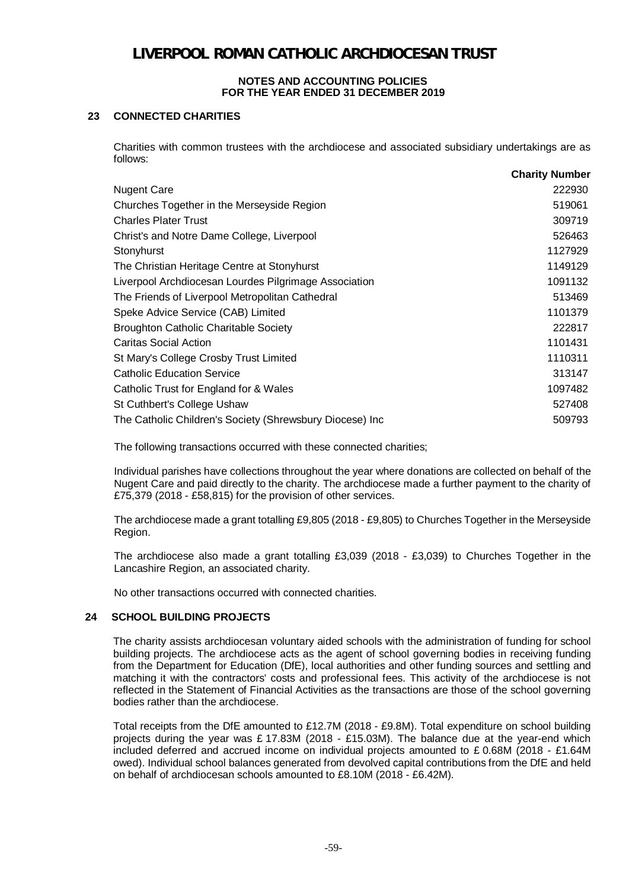## 23 CONNECTED CHARITIES

Charities with common trustees with the archdiocese and associated subsidiary undertakings are as follows:

| | Charity Number |
|---|---|
| Nugent Care | 222930 |
| Churches Together in the Merseyside Region | 519061 |
| Charles Plater Trust | 309719 |
| Christ's and Notre Dame College, Liverpool | 526463 |
| Stonyhurst | 1127929 |
| The Christian Heritage Centre at Stonyhurst | 1149129 |
| Liverpool Archdiocesan Lourdes Pilgrimage Association | 1091132 |
| The Friends of Liverpool Metropolitan Cathedral | 513469 |
| Speke Advice Service (CAB) Limited | 1101379 |
| Broughton Catholic Charitable Society | 222817 |
| Caritas Social Action | 1101431 |
| St Mary's College Crosby Trust Limited | 1110311 |
| Catholic Education Service | 313147 |
| Catholic Trust for England for & Wales | 1097482 |
| St Cuthbert's College Ushaw | 527408 |
| The Catholic Children's Society (Shrewsbury Diocese) Inc | 509793 |

The following transactions occurred with these connected charities;

Individual parishes have collections throughout the year where donations are collected on behalf of the Nugent Care and paid directly to the charity. The archdiocese made a further payment to the charity of £75,379 (2018 - £58,815) for the provision of other services.

The archdiocese made a grant totalling £9,805 (2018 - £9,805) to Churches Together in the Merseyside Region.

The archdiocese also made a grant totalling £3,039 (2018 - £3,039) to Churches Together in the Lancashire Region, an associated charity.

No other transactions occurred with connected charities.

## 24 SCHOOL BUILDING PROJECTS

The charity assists archdiocesan voluntary aided schools with the administration of funding for school building projects. The archdiocese acts as the agent of school governing bodies in receiving funding from the Department for Education (DfE), local authorities and other funding sources and settling and matching it with the contractors' costs and professional fees. This activity of the archdiocese is not reflected in the Statement of Financial Activities as the transactions are those of the school governing bodies rather than the archdiocese.

Total receipts from the DfE amounted to £12.7M (2018 - £9.8M). Total expenditure on school building projects during the year was £ 17.83M (2018 - £15.03M). The balance due at the year-end which included deferred and accrued income on individual projects amounted to £ 0.68M (2018 - £1.64M owed). Individual school balances generated from devolved capital contributions from the DfE and held on behalf of archdiocesan schools amounted to £8.10M (2018 - £6.42M).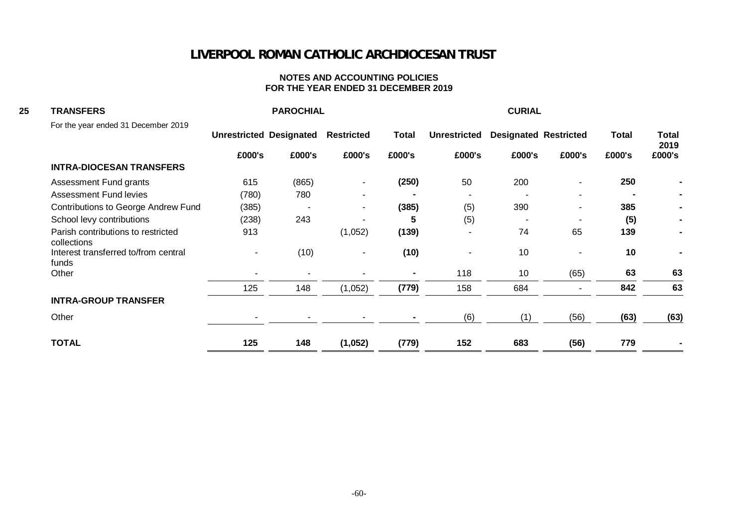# LIVERPOOL ROMAN CATHOLIC ARCHDIOCESAN TRUST

**NOTES AND ACCOUNTING POLICIES**
**FOR THE YEAR ENDED 31 DECEMBER 2019**

## 25 TRANSFERS

| For the year ended 31 December 2019 | PAROCHIAL | | | | CURIAL | | | | |
|---|---|---|---|---|---|---|---|---|---|
| | Unrestricted | Designated | Restricted | Total | Unrestricted | Designated | Restricted | Total | Total 2019 |
| | £000's | £000's | £000's | £000's | £000's | £000's | £000's | £000's | £000's |
| **INTRA-DIOCESAN TRANSFERS** | | | | | | | | | |
| Assessment Fund grants | 615 | (865) | - | **(250)** | 50 | 200 | - | **250** | - |
| Assessment Fund levies | (780) | 780 | - | - | - | - | - | - | - |
| Contributions to George Andrew Fund | (385) | - | - | **(385)** | (5) | 390 | - | **385** | - |
| School levy contributions | (238) | 243 | - | **5** | (5) | - | - | **(5)** | - |
| Parish contributions to restricted collections | 913 | | (1,052) | **(139)** | - | 74 | 65 | **139** | - |
| Interest transferred to/from central funds | - | (10) | - | **(10)** | - | 10 | - | **10** | - |
| Other | - | - | - | - | 118 | 10 | (65) | **63** | **63** |
| | 125 | 148 | (1,052) | **(779)** | 158 | 684 | - | **842** | **63** |
| **INTRA-GROUP TRANSFER** | | | | | | | | | |
| Other | - | - | - | - | (6) | (1) | (56) | **(63)** | **(63)** |
| **TOTAL** | **125** | **148** | **(1,052)** | **(779)** | **152** | **683** | **(56)** | **779** | - |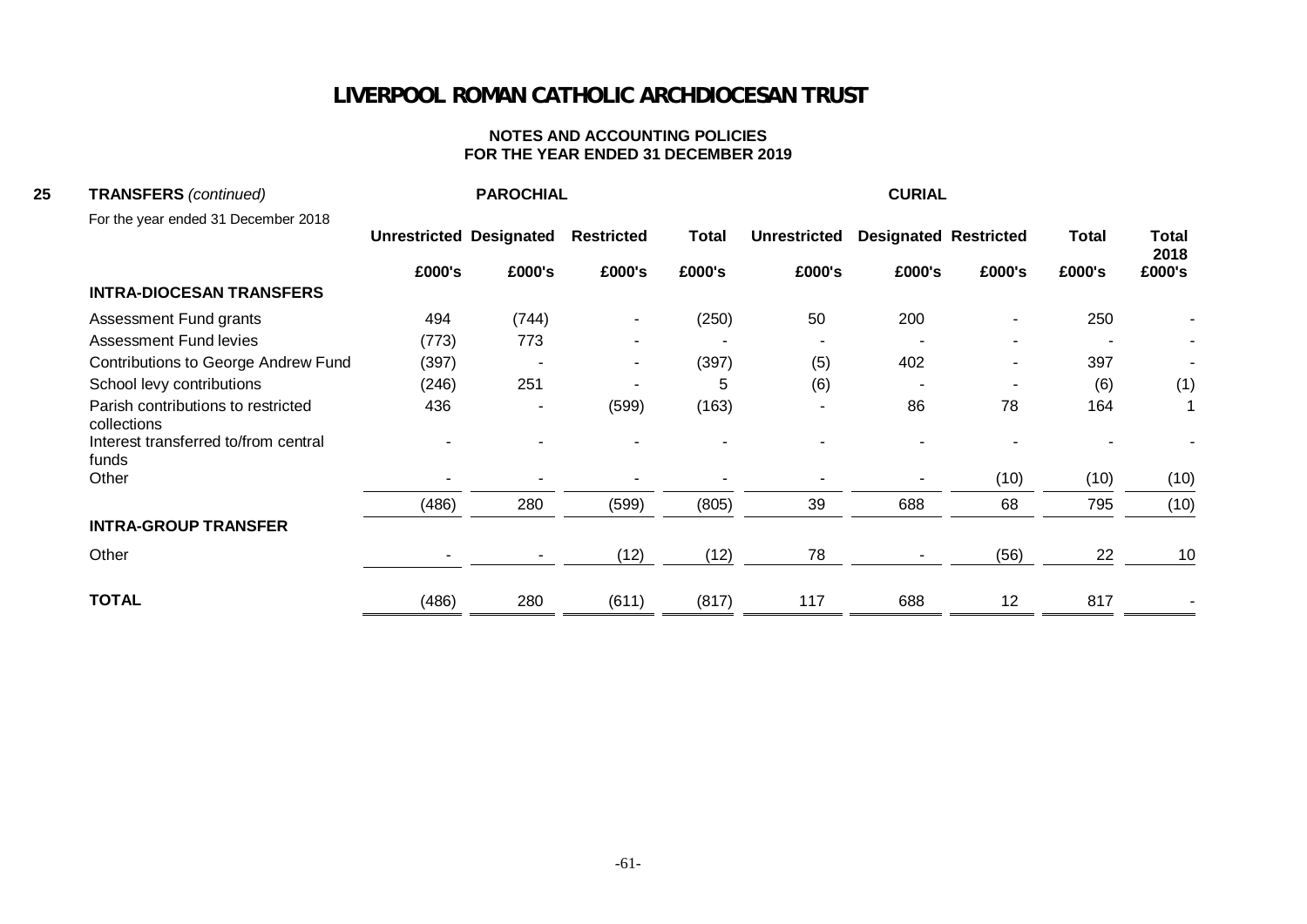# LIVERPOOL ROMAN CATHOLIC ARCHDIOCESAN TRUST

**NOTES AND ACCOUNTING POLICIES**
**FOR THE YEAR ENDED 31 DECEMBER 2019**

## 25 TRANSFERS *(continued)*

For the year ended 31 December 2018

| | PAROCHIAL | | | | CURIAL | | | | |
|---|---|---|---|---|---|---|---|---|---|
| | **Unrestricted** | **Designated** | **Restricted** | **Total** | **Unrestricted** | **Designated** | **Restricted** | **Total** | **Total 2018** |
| | **£000's** | **£000's** | **£000's** | **£000's** | **£000's** | **£000's** | **£000's** | **£000's** | **£000's** |
| **INTRA-DIOCESAN TRANSFERS** | | | | | | | | | |
| Assessment Fund grants | 494 | (744) | - | (250) | 50 | 200 | - | 250 | - |
| Assessment Fund levies | (773) | 773 | - | - | - | - | - | - | - |
| Contributions to George Andrew Fund | (397) | - | - | (397) | (5) | 402 | - | 397 | - |
| School levy contributions | (246) | 251 | - | 5 | (6) | - | - | (6) | (1) |
| Parish contributions to restricted collections | 436 | - | (599) | (163) | - | 86 | 78 | 164 | 1 |
| Interest transferred to/from central funds | - | - | - | - | - | - | - | - | - |
| Other | - | - | - | - | - | - | (10) | (10) | (10) |
| | (486) | 280 | (599) | (805) | 39 | 688 | 68 | 795 | (10) |
| **INTRA-GROUP TRANSFER** | | | | | | | | | |
| Other | - | - | (12) | (12) | 78 | - | (56) | 22 | 10 |
| **TOTAL** | (486) | 280 | (611) | (817) | 117 | 688 | 12 | 817 | - |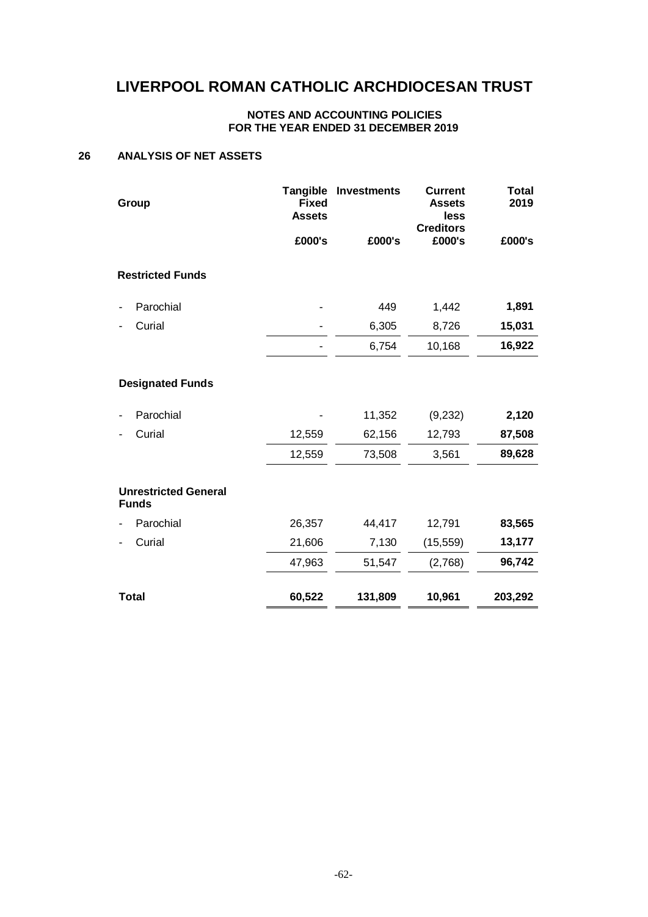# LIVERPOOL ROMAN CATHOLIC ARCHDIOCESAN TRUST

**NOTES AND ACCOUNTING POLICIES**
**FOR THE YEAR ENDED 31 DECEMBER 2019**

## 26 ANALYSIS OF NET ASSETS

| Group | Tangible Fixed Assets | Investments | Current Assets less Creditors | Total 2019 |
|---|---|---|---|---|
| | £000's | £000's | £000's | £000's |
| **Restricted Funds** | | | | |
| - Parochial | - | 449 | 1,442 | **1,891** |
| - Curial | - | 6,305 | 8,726 | **15,031** |
| | - | 6,754 | 10,168 | **16,922** |
| **Designated Funds** | | | | |
| - Parochial | - | 11,352 | (9,232) | **2,120** |
| - Curial | 12,559 | 62,156 | 12,793 | **87,508** |
| | 12,559 | 73,508 | 3,561 | **89,628** |
| **Unrestricted General Funds** | | | | |
| - Parochial | 26,357 | 44,417 | 12,791 | **83,565** |
| - Curial | 21,606 | 7,130 | (15,559) | **13,177** |
| | 47,963 | 51,547 | (2,768) | **96,742** |
| **Total** | **60,522** | **131,809** | **10,961** | **203,292** |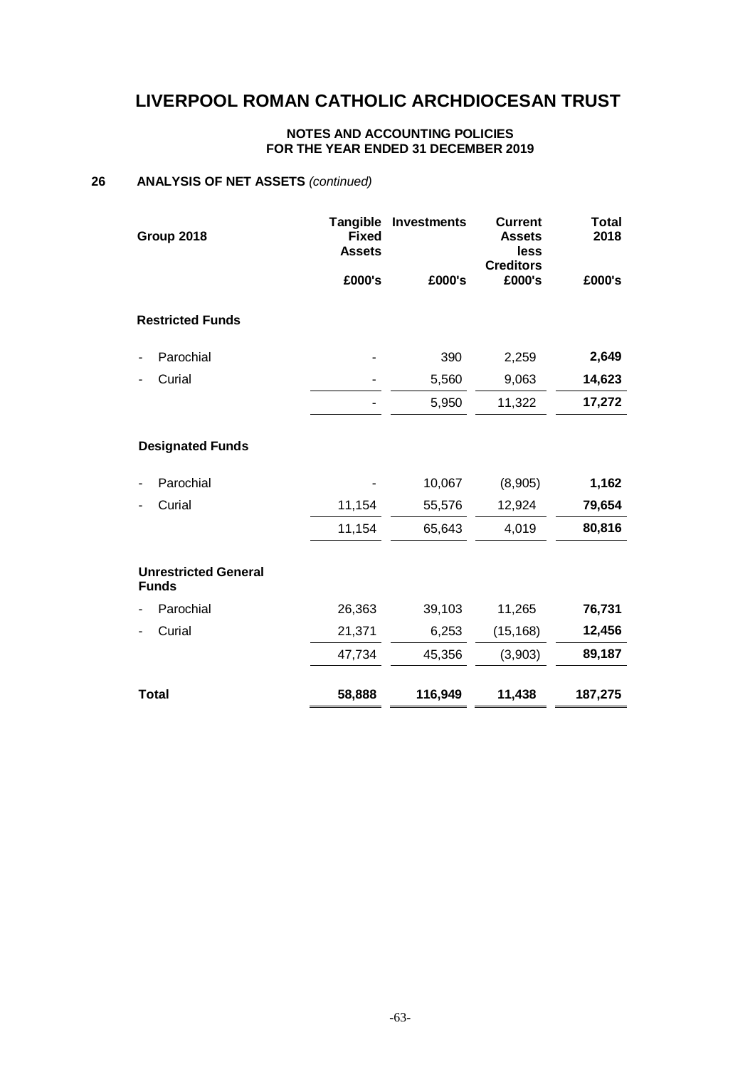# LIVERPOOL ROMAN CATHOLIC ARCHDIOCESAN TRUST

**NOTES AND ACCOUNTING POLICIES**
**FOR THE YEAR ENDED 31 DECEMBER 2019**

## 26 ANALYSIS OF NET ASSETS *(continued)*

| Group 2018 | Tangible Fixed Assets | Investments | Current Assets less Creditors | Total 2018 |
|---|---|---|---|---|
| | £000's | £000's | £000's | £000's |
| **Restricted Funds** | | | | |
| - Parochial | - | 390 | 2,259 | **2,649** |
| - Curial | - | 5,560 | 9,063 | **14,623** |
| | - | 5,950 | 11,322 | **17,272** |
| **Designated Funds** | | | | |
| - Parochial | - | 10,067 | (8,905) | **1,162** |
| - Curial | 11,154 | 55,576 | 12,924 | **79,654** |
| | 11,154 | 65,643 | 4,019 | **80,816** |
| **Unrestricted General Funds** | | | | |
| - Parochial | 26,363 | 39,103 | 11,265 | **76,731** |
| - Curial | 21,371 | 6,253 | (15,168) | **12,456** |
| | 47,734 | 45,356 | (3,903) | **89,187** |
| **Total** | **58,888** | **116,949** | **11,438** | **187,275** |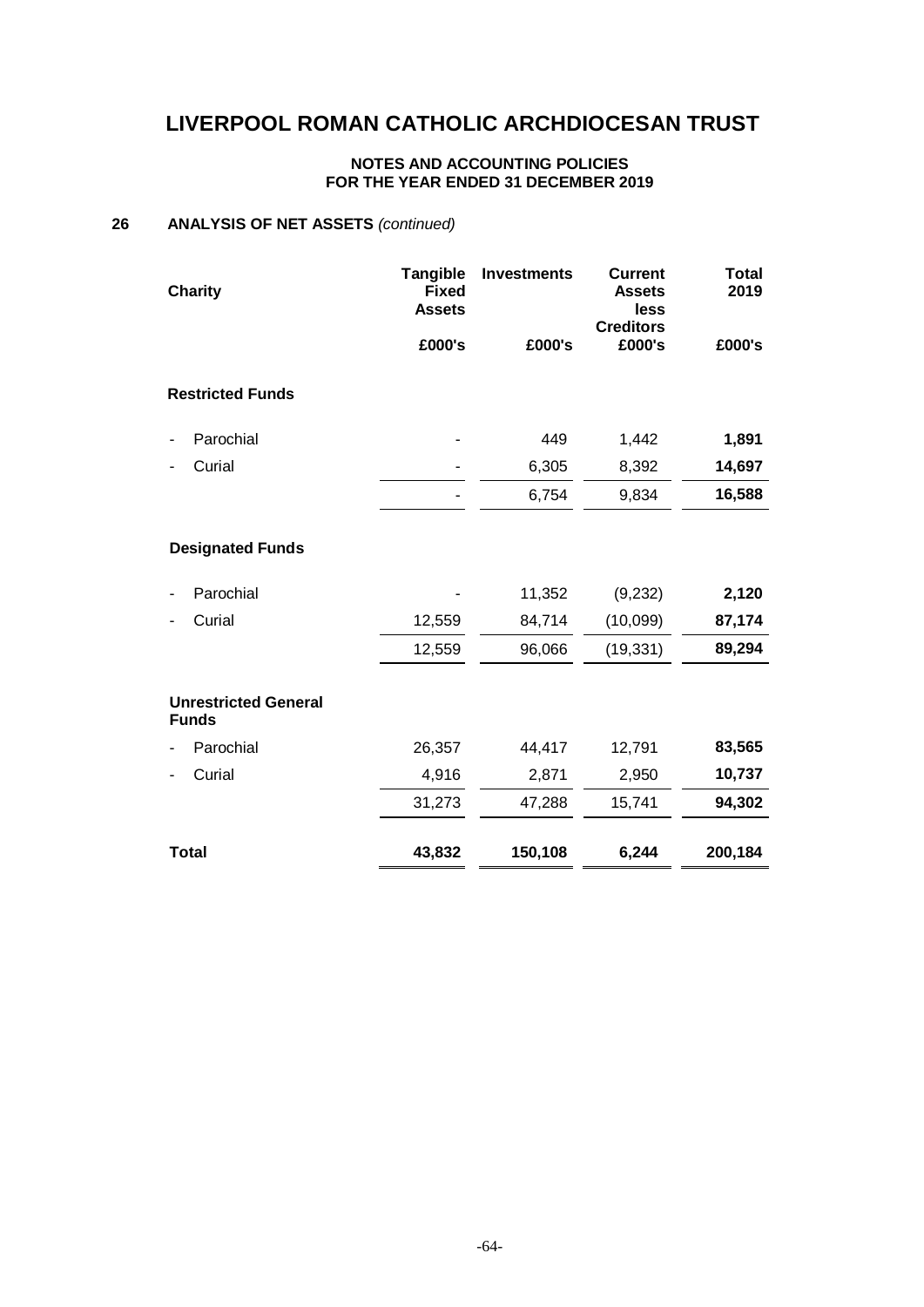# LIVERPOOL ROMAN CATHOLIC ARCHDIOCESAN TRUST

**NOTES AND ACCOUNTING POLICIES**
**FOR THE YEAR ENDED 31 DECEMBER 2019**

## 26 ANALYSIS OF NET ASSETS *(continued)*

| Charity | Tangible Fixed Assets | Investments | Current Assets less Creditors | Total 2019 |
|---|---|---|---|---|
| | £000's | £000's | £000's | £000's |
| **Restricted Funds** | | | | |
| - Parochial | - | 449 | 1,442 | **1,891** |
| - Curial | - | 6,305 | 8,392 | **14,697** |
| | - | 6,754 | 9,834 | **16,588** |
| **Designated Funds** | | | | |
| - Parochial | - | 11,352 | (9,232) | **2,120** |
| - Curial | 12,559 | 84,714 | (10,099) | **87,174** |
| | 12,559 | 96,066 | (19,331) | **89,294** |
| **Unrestricted General Funds** | | | | |
| - Parochial | 26,357 | 44,417 | 12,791 | **83,565** |
| - Curial | 4,916 | 2,871 | 2,950 | **10,737** |
| | 31,273 | 47,288 | 15,741 | **94,302** |
| **Total** | **43,832** | **150,108** | **6,244** | **200,184** |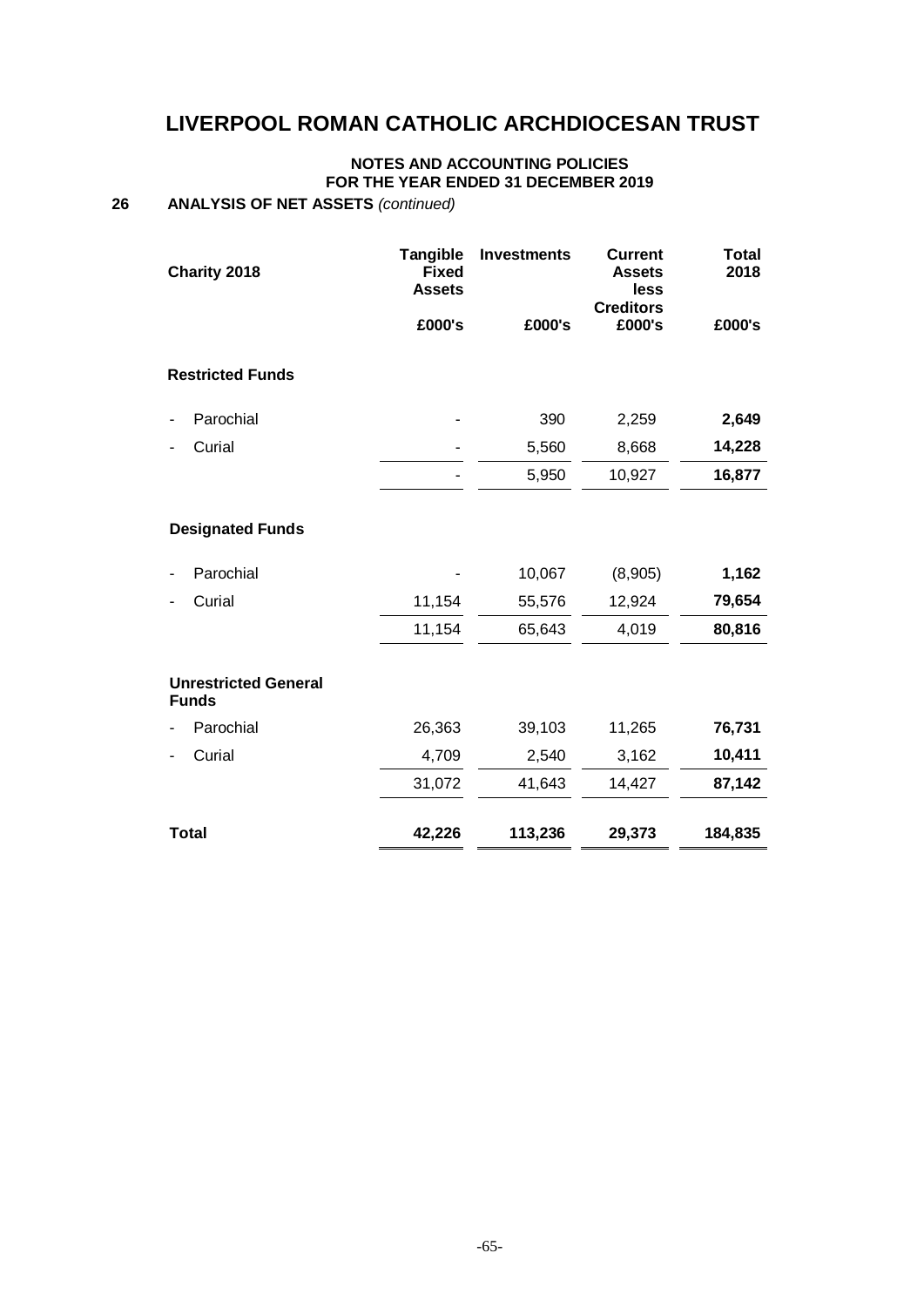# LIVERPOOL ROMAN CATHOLIC ARCHDIOCESAN TRUST

**NOTES AND ACCOUNTING POLICIES**
**FOR THE YEAR ENDED 31 DECEMBER 2019**

**26 ANALYSIS OF NET ASSETS** *(continued)*

| Charity 2018 | Tangible Fixed Assets | Investments | Current Assets less Creditors | Total 2018 |
|---|---|---|---|---|
| | £000's | £000's | £000's | £000's |
| **Restricted Funds** | | | | |
| - Parochial | - | 390 | 2,259 | **2,649** |
| - Curial | - | 5,560 | 8,668 | **14,228** |
| | - | 5,950 | 10,927 | **16,877** |
| **Designated Funds** | | | | |
| - Parochial | - | 10,067 | (8,905) | **1,162** |
| - Curial | 11,154 | 55,576 | 12,924 | **79,654** |
| | 11,154 | 65,643 | 4,019 | **80,816** |
| **Unrestricted General Funds** | | | | |
| - Parochial | 26,363 | 39,103 | 11,265 | **76,731** |
| - Curial | 4,709 | 2,540 | 3,162 | **10,411** |
| | 31,072 | 41,643 | 14,427 | **87,142** |
| **Total** | **42,226** | **113,236** | **29,373** | **184,835** |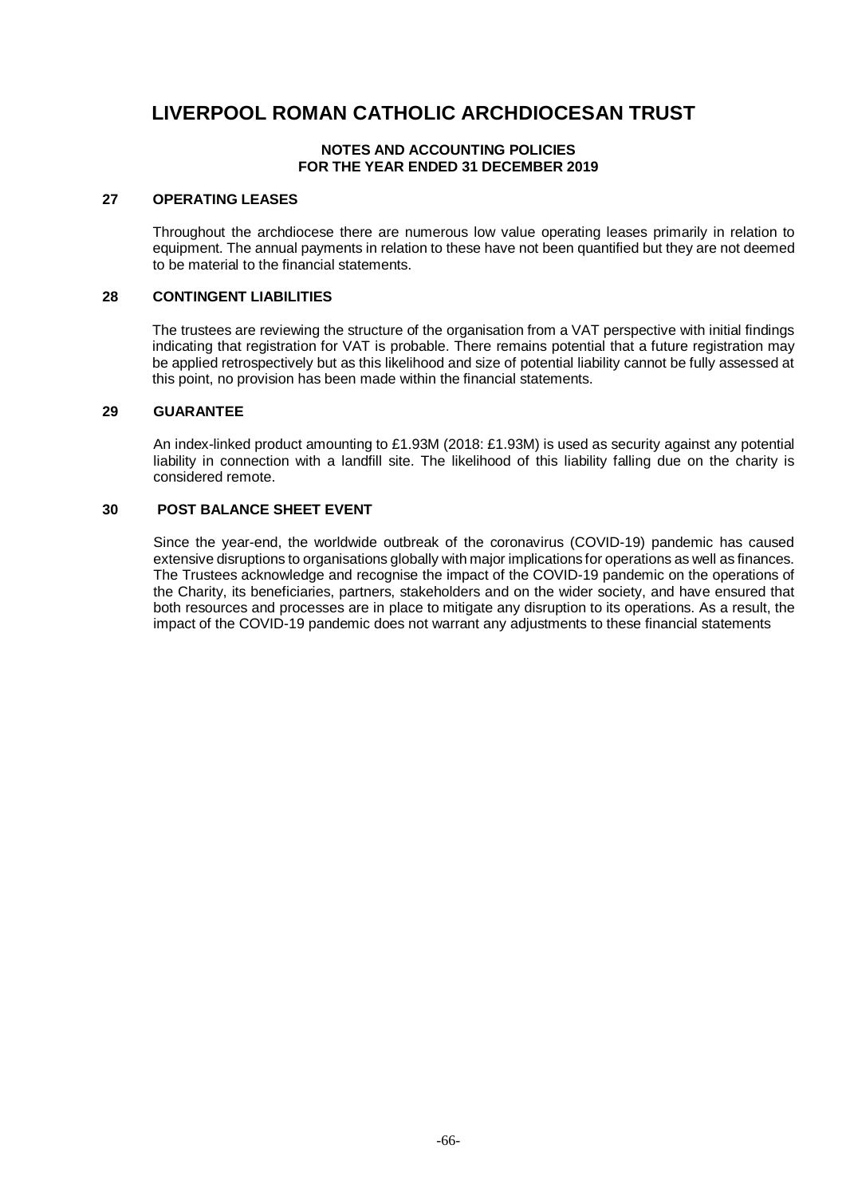# LIVERPOOL ROMAN CATHOLIC ARCHDIOCESAN TRUST

**NOTES AND ACCOUNTING POLICIES**
**FOR THE YEAR ENDED 31 DECEMBER 2019**

## 27 OPERATING LEASES

Throughout the archdiocese there are numerous low value operating leases primarily in relation to equipment. The annual payments in relation to these have not been quantified but they are not deemed to be material to the financial statements.

## 28 CONTINGENT LIABILITIES

The trustees are reviewing the structure of the organisation from a VAT perspective with initial findings indicating that registration for VAT is probable. There remains potential that a future registration may be applied retrospectively but as this likelihood and size of potential liability cannot be fully assessed at this point, no provision has been made within the financial statements.

## 29 GUARANTEE

An index-linked product amounting to £1.93M (2018: £1.93M) is used as security against any potential liability in connection with a landfill site. The likelihood of this liability falling due on the charity is considered remote.

## 30 POST BALANCE SHEET EVENT

Since the year-end, the worldwide outbreak of the coronavirus (COVID-19) pandemic has caused extensive disruptions to organisations globally with major implications for operations as well as finances. The Trustees acknowledge and recognise the impact of the COVID-19 pandemic on the operations of the Charity, its beneficiaries, partners, stakeholders and on the wider society, and have ensured that both resources and processes are in place to mitigate any disruption to its operations. As a result, the impact of the COVID-19 pandemic does not warrant any adjustments to these financial statements